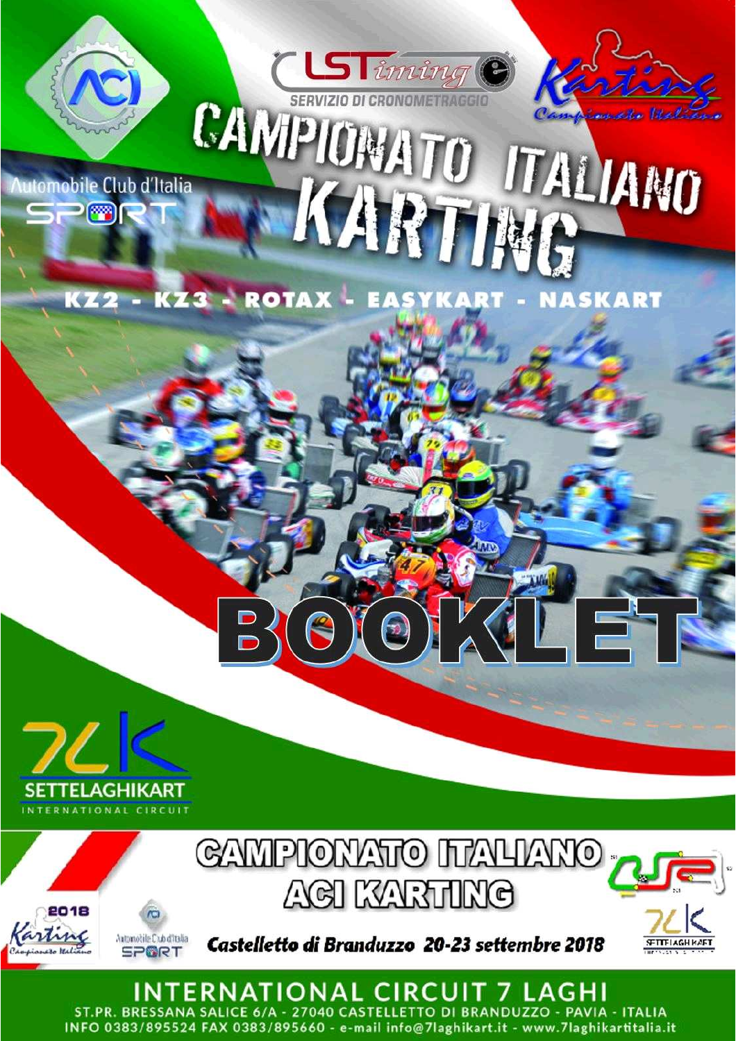LSTiming
SERVIZIO DI CRONOMETRAGGIO

Automobile Club d'Italia
SPORT

Karting Campionato Italiano

# CAMPIONATO ITALIANO KARTING

KZ2 - KZ3 - ROTAX - EASYKART - NASKART

# BOOKLET

SETTELAGHIKART
INTERNATIONAL CIRCUIT

## CAMPIONATO ITALIANO ACI KARTING

2018 Karting Campionato Italiano

*Castelletto di Branduzzo 20-23 settembre 2018*

## INTERNATIONAL CIRCUIT 7 LAGHI

ST.PR. BRESSANA SALICE 6/A - 27040 CASTELLETTO DI BRANDUZZO - PAVIA - ITALIA
INFO 0383/895524 FAX 0383/895660 - e-mail info@7laghikart.it - www.7laghikartitalia.it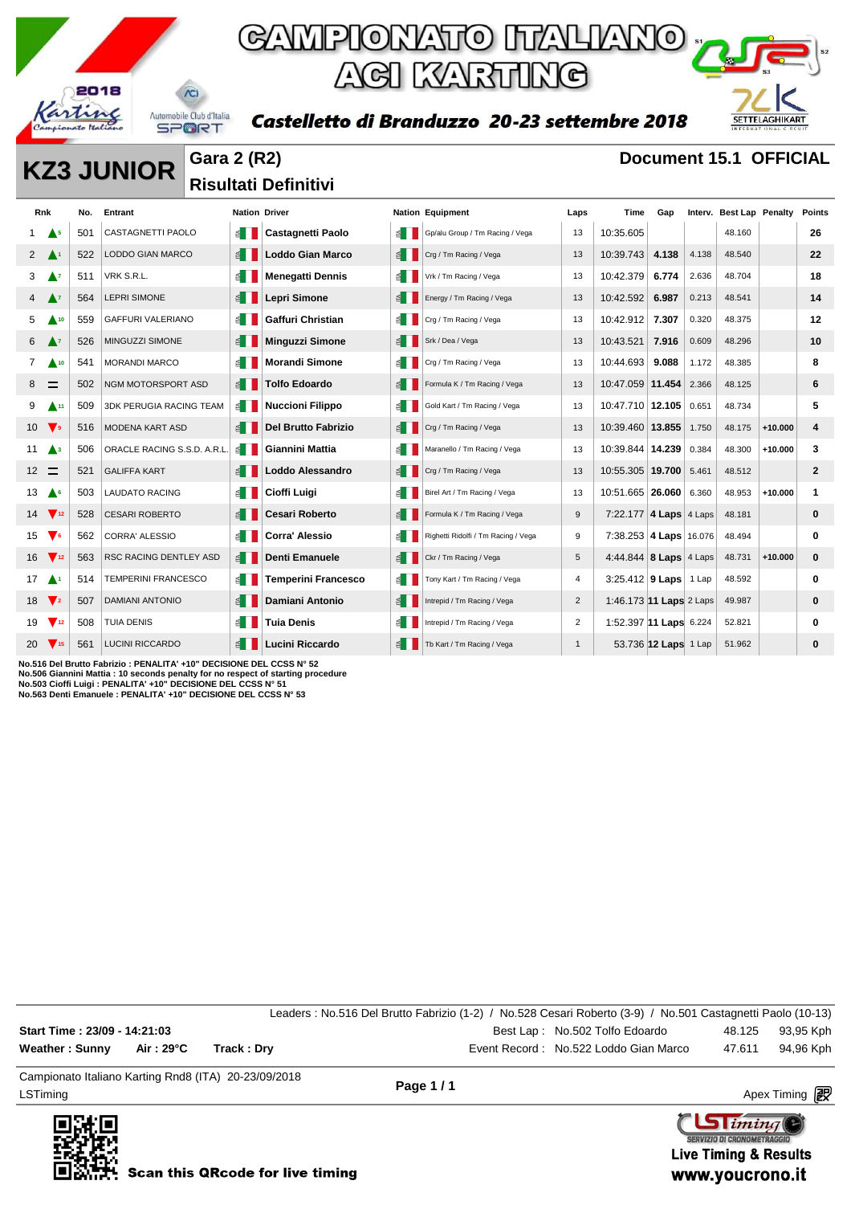# CAMPIONATO ITALIANO ACI KARTING

**Castelletto di Branduzzo 20-23 settembre 2018**

## KZ3 JUNIOR

**Gara 2 (R2)**
**Risultati Definitivi**

**Document 15.1 OFFICIAL**

| Rnk | | No. | Entrant | Nation | Driver | Nation | Equipment | Laps | Time | Gap | Interv. | Best Lap | Penalty | Points |
|---|---|---|---|---|---|---|---|---|---|---|---|---|---|---|
| 1 | ▲5 | 501 | CASTAGNETTI PAOLO | | Castagnetti Paolo | | Gp/alu Group / Tm Racing / Vega | 13 | 10:35.605 | | | 48.160 | | 26 |
| 2 | ▲1 | 522 | LODDO GIAN MARCO | | Loddo Gian Marco | | Crg / Tm Racing / Vega | 13 | 10:39.743 | 4.138 | 4.138 | 48.540 | | 22 |
| 3 | ▲7 | 511 | VRK S.R.L. | | Menegatti Dennis | | Vrk / Tm Racing / Vega | 13 | 10:42.379 | 6.774 | 2.636 | 48.704 | | 18 |
| 4 | ▲7 | 564 | LEPRI SIMONE | | Lepri Simone | | Energy / Tm Racing / Vega | 13 | 10:42.592 | 6.987 | 0.213 | 48.541 | | 14 |
| 5 | ▲10 | 559 | GAFFURI VALERIANO | | Gaffuri Christian | | Crg / Tm Racing / Vega | 13 | 10:42.912 | 7.307 | 0.320 | 48.375 | | 12 |
| 6 | ▲7 | 526 | MINGUZZI SIMONE | | Minguzzi Simone | | Srk / Dea / Vega | 13 | 10:43.521 | 7.916 | 0.609 | 48.296 | | 10 |
| 7 | ▲10 | 541 | MORANDI MARCO | | Morandi Simone | | Crg / Tm Racing / Vega | 13 | 10:44.693 | 9.088 | 1.172 | 48.385 | | 8 |
| 8 | = | 502 | NGM MOTORSPORT ASD | | Tolfo Edoardo | | Formula K / Tm Racing / Vega | 13 | 10:47.059 | 11.454 | 2.366 | 48.125 | | 6 |
| 9 | ▲11 | 509 | 3DK PERUGIA RACING TEAM | | Nuccioni Filippo | | Gold Kart / Tm Racing / Vega | 13 | 10:47.710 | 12.105 | 0.651 | 48.734 | | 5 |
| 10 | ▼9 | 516 | MODENA KART ASD | | Del Brutto Fabrizio | | Crg / Tm Racing / Vega | 13 | 10:39.460 | 13.855 | 1.750 | 48.175 | +10.000 | 4 |
| 11 | ▲3 | 506 | ORACLE RACING S.S.D. A.R.L. | | Giannini Mattia | | Maranello / Tm Racing / Vega | 13 | 10:39.844 | 14.239 | 0.384 | 48.300 | +10.000 | 3 |
| 12 | = | 521 | GALIFFA KART | | Loddo Alessandro | | Crg / Tm Racing / Vega | 13 | 10:55.305 | 19.700 | 5.461 | 48.512 | | 2 |
| 13 | ▲6 | 503 | LAUDATO RACING | | Cioffi Luigi | | Birel Art / Tm Racing / Vega | 13 | 10:51.665 | 26.060 | 6.360 | 48.953 | +10.000 | 1 |
| 14 | ▼12 | 528 | CESARI ROBERTO | | Cesari Roberto | | Formula K / Tm Racing / Vega | 9 | 7:22.177 | 4 Laps | 4 Laps | 48.181 | | 0 |
| 15 | ▼6 | 562 | CORRA' ALESSIO | | Corra' Alessio | | Righetti Ridolfi / Tm Racing / Vega | 9 | 7:38.253 | 4 Laps | 16.076 | 48.494 | | 0 |
| 16 | ▼12 | 563 | RSC RACING DENTLEY ASD | | Denti Emanuele | | Ckr / Tm Racing / Vega | 5 | 4:44.844 | 8 Laps | 4 Laps | 48.731 | +10.000 | 0 |
| 17 | ▲1 | 514 | TEMPERINI FRANCESCO | | Temperini Francesco | | Tony Kart / Tm Racing / Vega | 4 | 3:25.412 | 9 Laps | 1 Lap | 48.592 | | 0 |
| 18 | ▼2 | 507 | DAMIANI ANTONIO | | Damiani Antonio | | Intrepid / Tm Racing / Vega | 2 | 1:46.173 | 11 Laps | 2 Laps | 49.987 | | 0 |
| 19 | ▼12 | 508 | TUIA DENIS | | Tuia Denis | | Intrepid / Tm Racing / Vega | 2 | 1:52.397 | 11 Laps | 6.224 | 52.821 | | 0 |
| 20 | ▼15 | 561 | LUCINI RICCARDO | | Lucini Riccardo | | Tb Kart / Tm Racing / Vega | 1 | 53.736 | 12 Laps | 1 Lap | 51.962 | | 0 |

No.516 Del Brutto Fabrizio : PENALITA' +10" DECISIONE DEL CCSS N° 52
No.506 Giannini Mattia : 10 seconds penalty for no respect of starting procedure
No.503 Cioffi Luigi : PENALITA' +10" DECISIONE DEL CCSS N° 51
No.563 Denti Emanuele : PENALITA' +10" DECISIONE DEL CCSS N° 53

Leaders : No.516 Del Brutto Fabrizio (1-2) / No.528 Cesari Roberto (3-9) / No.501 Castagnetti Paolo (10-13)

**Start Time : 23/09 - 14:21:03**
**Weather : Sunny** **Air : 29°C** **Track : Dry**

Best Lap : No.502 Tolfo Edoardo 48.125 93,95 Kph
Event Record : No.522 Loddo Gian Marco 47.611 94,96 Kph

Campionato Italiano Karting Rnd8 (ITA) 20-23/09/2018
LSTiming

Scan this QRcode for live timing

Live Timing & Results
www.youcrono.it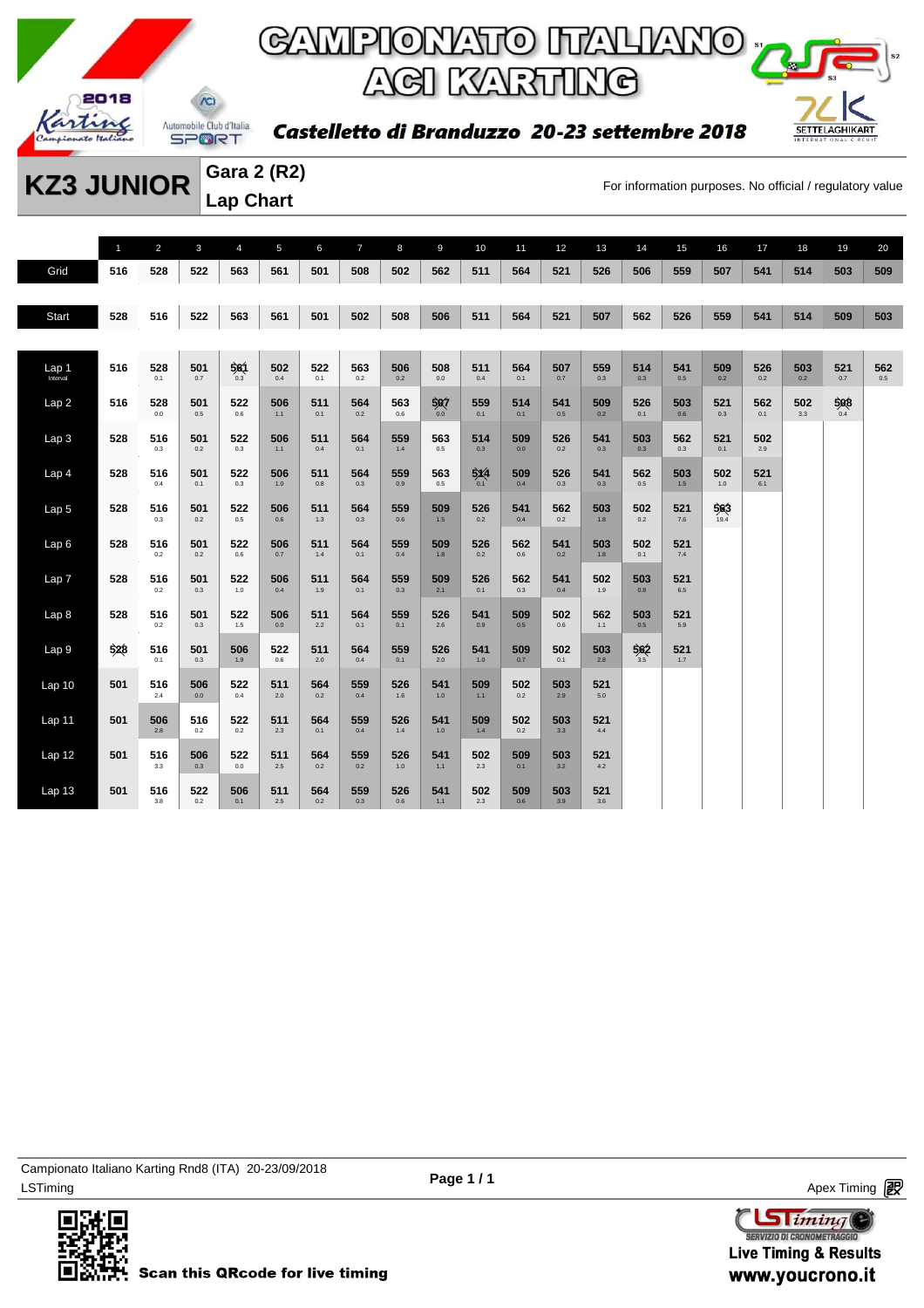# CAMPIONATO ITALIANO ACI KARTING

**Castelletto di Branduzzo 20-23 settembre 2018**

## KZ3 JUNIOR

**Gara 2 (R2)**
**Lap Chart**

For information purposes. No official / regulatory value

| | 1 | 2 | 3 | 4 | 5 | 6 | 7 | 8 | 9 | 10 | 11 | 12 | 13 | 14 | 15 | 16 | 17 | 18 | 19 | 20 |
|---|---|---|---|---|---|---|---|---|---|---|---|---|---|---|---|---|---|---|---|---|
| Grid | 516 | 528 | 522 | 563 | 561 | 501 | 508 | 502 | 562 | 511 | 564 | 521 | 526 | 506 | 559 | 507 | 541 | 514 | 503 | 509 |
| Start | 528 | 516 | 522 | 563 | 561 | 501 | 502 | 508 | 506 | 511 | 564 | 521 | 507 | 562 | 526 | 559 | 541 | 514 | 509 | 503 |
| Lap 1 (Interval) | 516 | 528 0.1 | 501 0.7 | 561 0.3 | 502 0.4 | 522 0.1 | 563 0.2 | 506 0.2 | 508 0.0 | 511 0.4 | 564 0.1 | 507 0.7 | 559 0.3 | 514 0.3 | 541 0.5 | 509 0.2 | 526 0.2 | 503 0.2 | 521 0.7 | 562 0.5 |
| Lap 2 | 516 | 528 0.0 | 501 0.5 | 522 0.6 | 506 1.1 | 511 0.1 | 564 0.2 | 563 0.6 | 507 0.0 | 559 0.1 | 514 0.1 | 541 0.5 | 509 0.2 | 526 0.1 | 503 0.6 | 521 0.3 | 562 0.1 | 502 3.3 | 508 0.4 | |
| Lap 3 | 528 | 516 0.3 | 501 0.2 | 522 0.3 | 506 1.1 | 511 0.4 | 564 0.1 | 559 1.4 | 563 0.5 | 514 0.3 | 509 0.0 | 526 0.2 | 541 0.3 | 503 0.3 | 562 0.3 | 521 0.1 | 502 2.9 | | | |
| Lap 4 | 528 | 516 0.4 | 501 0.1 | 522 0.3 | 506 1.0 | 511 0.8 | 564 0.3 | 559 0.9 | 563 0.5 | 514 0.1 | 509 0.4 | 526 0.3 | 541 0.3 | 562 0.5 | 503 1.5 | 502 1.0 | 521 6.1 | | | |
| Lap 5 | 528 | 516 0.3 | 501 0.2 | 522 0.5 | 506 0.6 | 511 1.3 | 564 0.3 | 559 0.6 | 509 1.5 | 526 0.2 | 541 0.4 | 562 0.2 | 503 1.8 | 502 0.2 | 521 7.6 | 563 19.4 | | | | |
| Lap 6 | 528 | 516 0.2 | 501 0.2 | 522 0.6 | 506 0.7 | 511 1.4 | 564 0.1 | 559 0.4 | 509 1.8 | 526 0.2 | 562 0.6 | 541 0.2 | 503 1.8 | 502 0.1 | 521 7.4 | | | | | |
| Lap 7 | 528 | 516 0.2 | 501 0.3 | 522 1.0 | 506 0.4 | 511 1.9 | 564 0.1 | 559 0.3 | 509 2.1 | 526 0.1 | 562 0.3 | 541 0.4 | 502 1.9 | 503 0.8 | 521 6.5 | | | | | |
| Lap 8 | 528 | 516 0.2 | 501 0.3 | 522 1.5 | 506 0.0 | 511 2.2 | 564 0.1 | 559 0.1 | 526 2.6 | 541 0.9 | 509 0.5 | 502 0.6 | 562 1.1 | 503 0.5 | 521 5.9 | | | | | |
| Lap 9 | 528 | 516 0.1 | 501 0.3 | 506 1.9 | 522 0.6 | 511 2.0 | 564 0.4 | 559 0.1 | 526 2.0 | 541 1.0 | 509 0.7 | 502 0.1 | 503 2.8 | 562 3.5 | 521 1.7 | | | | | |
| Lap 10 | 501 | 516 2.4 | 506 0.0 | 522 0.4 | 511 2.0 | 564 0.2 | 559 0.4 | 526 1.6 | 541 1.0 | 509 1.1 | 502 0.2 | 503 2.9 | 521 5.0 | | | | | | | |
| Lap 11 | 501 | 506 2.8 | 516 0.2 | 522 0.2 | 511 2.3 | 564 0.1 | 559 0.4 | 526 1.4 | 541 1.0 | 509 1.4 | 502 0.2 | 503 3.3 | 521 4.4 | | | | | | | |
| Lap 12 | 501 | 516 3.3 | 506 0.3 | 522 0.0 | 511 2.5 | 564 0.2 | 559 0.2 | 526 1.0 | 541 1.1 | 502 2.3 | 509 0.1 | 503 3.2 | 521 4.2 | | | | | | | |
| Lap 13 | 501 | 516 3.8 | 522 0.2 | 506 0.1 | 511 2.5 | 564 0.2 | 559 0.3 | 526 0.6 | 541 1.1 | 502 2.3 | 509 0.6 | 503 3.9 | 521 3.6 | | | | | | | |

Campionato Italiano Karting Rnd8 (ITA) 20-23/09/2018
LSTiming

Apex Timing

Scan this QRcode for live timing

Live Timing & Results
www.youcrono.it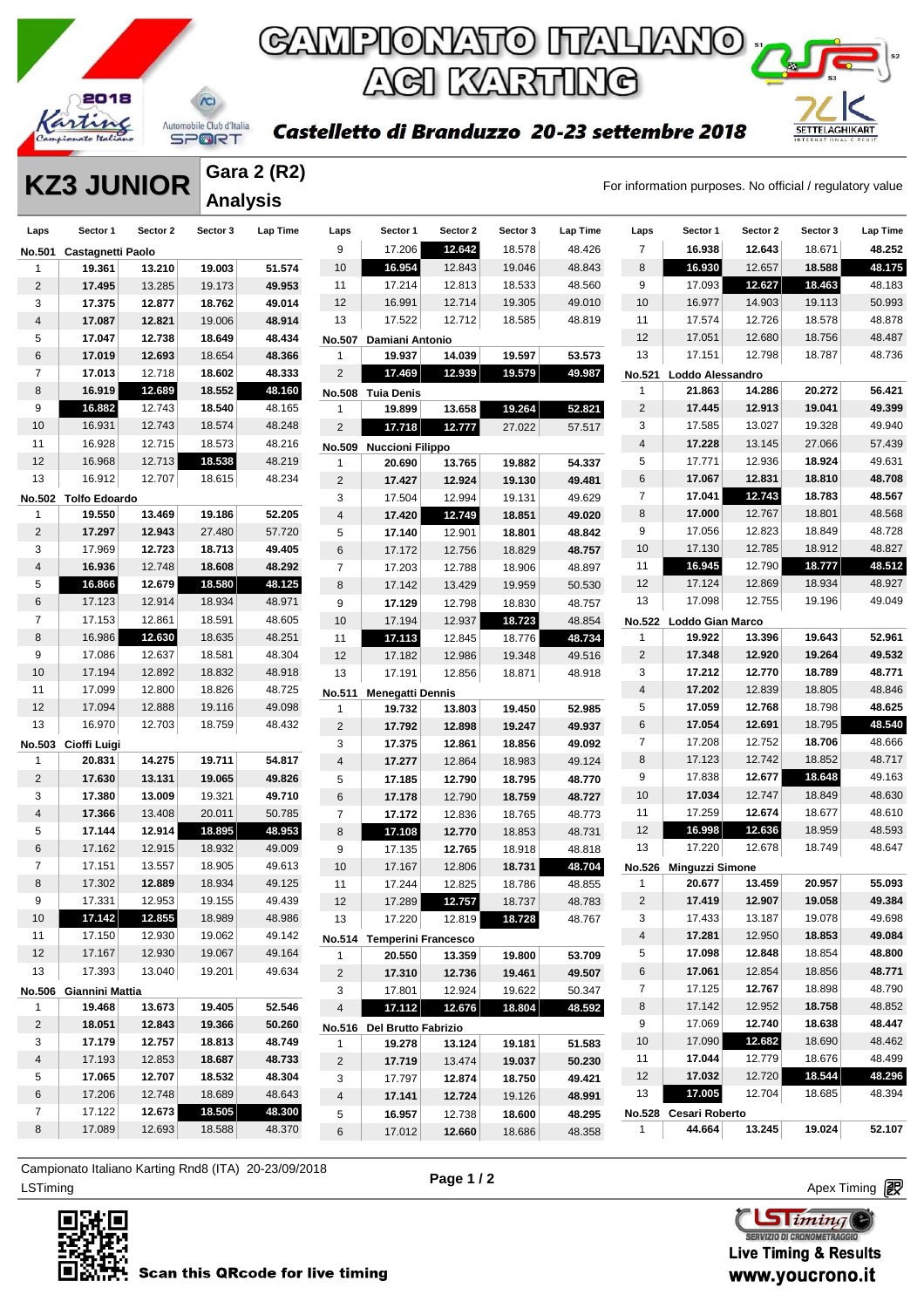# CAMPIONATO ITALIANO ACI KARTING

**Castelletto di Branduzzo 20-23 settembre 2018**

## KZ3 JUNIOR

**Gara 2 (R2)**
**Analysis**

For information purposes. No official / regulatory value

| Laps | Sector 1 | Sector 2 | Sector 3 | Lap Time |
|---|---|---|---|---|
| **No.501 Castagnetti Paolo** | | | | |
| 1 | 19.361 | 13.210 | 19.003 | 51.574 |
| 2 | 17.495 | 13.285 | 19.173 | 49.953 |
| 3 | 17.375 | 12.877 | 18.762 | 49.014 |
| 4 | 17.087 | 12.821 | 19.006 | 48.914 |
| 5 | 17.047 | 12.738 | 18.649 | 48.434 |
| 6 | 17.019 | 12.693 | 18.654 | 48.366 |
| 7 | 17.013 | 12.718 | 18.602 | 48.333 |
| 8 | 16.919 | 12.689 | 18.552 | 48.160 |
| 9 | 16.882 | 12.743 | 18.540 | 48.165 |
| 10 | 16.931 | 12.743 | 18.574 | 48.248 |
| 11 | 16.928 | 12.715 | 18.573 | 48.216 |
| 12 | 16.968 | 12.713 | 18.538 | 48.219 |
| 13 | 16.912 | 12.707 | 18.615 | 48.234 |
| **No.502 Tolfo Edoardo** | | | | |
| 1 | 19.550 | 13.469 | 19.186 | 52.205 |
| 2 | 17.297 | 12.943 | 27.480 | 57.720 |
| 3 | 17.969 | 12.723 | 18.713 | 49.405 |
| 4 | 16.936 | 12.748 | 18.608 | 48.292 |
| 5 | 16.866 | 12.679 | 18.580 | 48.125 |
| 6 | 17.123 | 12.914 | 18.934 | 48.971 |
| 7 | 17.153 | 12.861 | 18.591 | 48.605 |
| 8 | 16.986 | 12.630 | 18.635 | 48.251 |
| 9 | 17.086 | 12.637 | 18.581 | 48.304 |
| 10 | 17.194 | 12.892 | 18.832 | 48.918 |
| 11 | 17.099 | 12.800 | 18.826 | 48.725 |
| 12 | 17.094 | 12.888 | 19.116 | 49.098 |
| 13 | 16.970 | 12.703 | 18.759 | 48.432 |
| **No.503 Cioffi Luigi** | | | | |
| 1 | 20.831 | 14.275 | 19.711 | 54.817 |
| 2 | 17.630 | 13.131 | 19.065 | 49.826 |
| 3 | 17.380 | 13.009 | 19.321 | 49.710 |
| 4 | 17.366 | 13.408 | 20.011 | 50.785 |
| 5 | 17.144 | 12.914 | 18.895 | 48.953 |
| 6 | 17.162 | 12.915 | 18.932 | 49.009 |
| 7 | 17.151 | 13.557 | 18.905 | 49.613 |
| 8 | 17.302 | 12.889 | 18.934 | 49.125 |
| 9 | 17.331 | 12.953 | 19.155 | 49.439 |
| 10 | 17.142 | 12.855 | 18.989 | 48.986 |
| 11 | 17.150 | 12.930 | 19.062 | 49.142 |
| 12 | 17.167 | 12.930 | 19.067 | 49.164 |
| 13 | 17.393 | 13.040 | 19.201 | 49.634 |
| **No.506 Giannini Mattia** | | | | |
| 1 | 19.468 | 13.673 | 19.405 | 52.546 |
| 2 | 18.051 | 12.843 | 19.366 | 50.260 |
| 3 | 17.179 | 12.757 | 18.813 | 48.749 |
| 4 | 17.193 | 12.853 | 18.687 | 48.733 |
| 5 | 17.065 | 12.707 | 18.532 | 48.304 |
| 6 | 17.206 | 12.748 | 18.689 | 48.643 |
| 7 | 17.122 | 12.673 | 18.505 | 48.300 |
| 8 | 17.089 | 12.693 | 18.588 | 48.370 |
| 9 | 17.206 | 12.642 | 18.578 | 48.426 |
| 10 | 16.954 | 12.843 | 19.046 | 48.843 |
| 11 | 17.214 | 12.813 | 18.533 | 48.560 |
| 12 | 16.991 | 12.714 | 19.305 | 49.010 |
| 13 | 17.522 | 12.712 | 18.585 | 48.819 |
| **No.507 Damiani Antonio** | | | | |
| 1 | 19.937 | 14.039 | 19.597 | 53.573 |
| 2 | 17.469 | 12.939 | 19.579 | 49.987 |
| **No.508 Tuia Denis** | | | | |
| 1 | 19.899 | 13.658 | 19.264 | 52.821 |
| 2 | 17.718 | 12.777 | 27.022 | 57.517 |
| **No.509 Nuccioni Filippo** | | | | |
| 1 | 20.690 | 13.765 | 19.882 | 54.337 |
| 2 | 17.427 | 12.924 | 19.130 | 49.481 |
| 3 | 17.504 | 12.994 | 19.131 | 49.629 |
| 4 | 17.420 | 12.749 | 18.851 | 49.020 |
| 5 | 17.140 | 12.901 | 18.801 | 48.842 |
| 6 | 17.172 | 12.756 | 18.829 | 48.757 |
| 7 | 17.203 | 12.788 | 18.906 | 48.897 |
| 8 | 17.142 | 13.429 | 19.959 | 50.530 |
| 9 | 17.129 | 12.798 | 18.830 | 48.757 |
| 10 | 17.194 | 12.937 | 18.723 | 48.854 |
| 11 | 17.113 | 12.845 | 18.776 | 48.734 |
| 12 | 17.182 | 12.986 | 19.348 | 49.516 |
| 13 | 17.191 | 12.856 | 18.871 | 48.918 |
| **No.511 Menegatti Dennis** | | | | |
| 1 | 19.732 | 13.803 | 19.450 | 52.985 |
| 2 | 17.792 | 12.898 | 19.247 | 49.937 |
| 3 | 17.375 | 12.861 | 18.856 | 49.092 |
| 4 | 17.277 | 12.864 | 18.983 | 49.124 |
| 5 | 17.185 | 12.790 | 18.795 | 48.770 |
| 6 | 17.178 | 12.790 | 18.759 | 48.727 |
| 7 | 17.172 | 12.836 | 18.765 | 48.773 |
| 8 | 17.108 | 12.770 | 18.853 | 48.731 |
| 9 | 17.135 | 12.765 | 18.918 | 48.818 |
| 10 | 17.167 | 12.806 | 18.731 | 48.704 |
| 11 | 17.244 | 12.825 | 18.786 | 48.855 |
| 12 | 17.289 | 12.757 | 18.737 | 48.783 |
| 13 | 17.220 | 12.819 | 18.728 | 48.767 |
| **No.514 Temperini Francesco** | | | | |
| 1 | 20.550 | 13.359 | 19.800 | 53.709 |
| 2 | 17.310 | 12.736 | 19.461 | 49.507 |
| 3 | 17.801 | 12.924 | 19.622 | 50.347 |
| 4 | 17.112 | 12.676 | 18.804 | 48.592 |
| **No.516 Del Brutto Fabrizio** | | | | |
| 1 | 19.278 | 13.124 | 19.181 | 51.583 |
| 2 | 17.719 | 13.474 | 19.037 | 50.230 |
| 3 | 17.797 | 12.874 | 18.750 | 49.421 |
| 4 | 17.141 | 12.724 | 19.126 | 48.991 |
| 5 | 16.957 | 12.738 | 18.600 | 48.295 |
| 6 | 17.012 | 12.660 | 18.686 | 48.358 |
| 7 | 16.938 | 12.643 | 18.671 | 48.252 |
| 8 | 16.930 | 12.657 | 18.588 | 48.175 |
| 9 | 17.093 | 12.627 | 18.463 | 48.183 |
| 10 | 16.977 | 14.903 | 19.113 | 50.993 |
| 11 | 17.574 | 12.726 | 18.578 | 48.878 |
| 12 | 17.051 | 12.680 | 18.756 | 48.487 |
| 13 | 17.151 | 12.798 | 18.787 | 48.736 |
| **No.521 Loddo Alessandro** | | | | |
| 1 | 21.863 | 14.286 | 20.272 | 56.421 |
| 2 | 17.445 | 12.913 | 19.041 | 49.399 |
| 3 | 17.585 | 13.027 | 19.328 | 49.940 |
| 4 | 17.228 | 13.145 | 27.066 | 57.439 |
| 5 | 17.771 | 12.936 | 18.924 | 49.631 |
| 6 | 17.067 | 12.831 | 18.810 | 48.708 |
| 7 | 17.041 | 12.743 | 18.783 | 48.567 |
| 8 | 17.000 | 12.767 | 18.801 | 48.568 |
| 9 | 17.056 | 12.823 | 18.849 | 48.728 |
| 10 | 17.130 | 12.785 | 18.912 | 48.827 |
| 11 | 16.945 | 12.790 | 18.777 | 48.512 |
| 12 | 17.124 | 12.869 | 18.934 | 48.927 |
| 13 | 17.098 | 12.755 | 19.196 | 49.049 |
| **No.522 Loddo Gian Marco** | | | | |
| 1 | 19.922 | 13.396 | 19.643 | 52.961 |
| 2 | 17.348 | 12.920 | 19.264 | 49.532 |
| 3 | 17.212 | 12.770 | 18.789 | 48.771 |
| 4 | 17.202 | 12.839 | 18.805 | 48.846 |
| 5 | 17.059 | 12.768 | 18.798 | 48.625 |
| 6 | 17.054 | 12.691 | 18.795 | 48.540 |
| 7 | 17.208 | 12.752 | 18.706 | 48.666 |
| 8 | 17.123 | 12.742 | 18.852 | 48.717 |
| 9 | 17.838 | 12.677 | 18.648 | 49.163 |
| 10 | 17.034 | 12.747 | 18.849 | 48.630 |
| 11 | 17.259 | 12.674 | 18.677 | 48.610 |
| 12 | 16.998 | 12.636 | 18.959 | 48.593 |
| 13 | 17.220 | 12.678 | 18.749 | 48.647 |
| **No.526 Minguzzi Simone** | | | | |
| 1 | 20.677 | 13.459 | 20.957 | 55.093 |
| 2 | 17.419 | 12.907 | 19.058 | 49.384 |
| 3 | 17.433 | 13.187 | 19.078 | 49.698 |
| 4 | 17.281 | 12.950 | 18.853 | 49.084 |
| 5 | 17.098 | 12.848 | 18.854 | 48.800 |
| 6 | 17.061 | 12.854 | 18.856 | 48.771 |
| 7 | 17.125 | 12.767 | 18.898 | 48.790 |
| 8 | 17.142 | 12.952 | 18.758 | 48.852 |
| 9 | 17.069 | 12.740 | 18.638 | 48.447 |
| 10 | 17.090 | 12.682 | 18.690 | 48.462 |
| 11 | 17.044 | 12.779 | 18.676 | 48.499 |
| 12 | 17.032 | 12.720 | 18.544 | 48.296 |
| 13 | 17.005 | 12.704 | 18.685 | 48.394 |
| **No.528 Cesari Roberto** | | | | |
| 1 | 44.664 | 13.245 | 19.024 | 52.107 |

Campionato Italiano Karting Rnd8 (ITA) 20-23/09/2018

LSTiming

Apex Timing

Scan this QRcode for live timing

Live Timing & Results
www.youcrono.it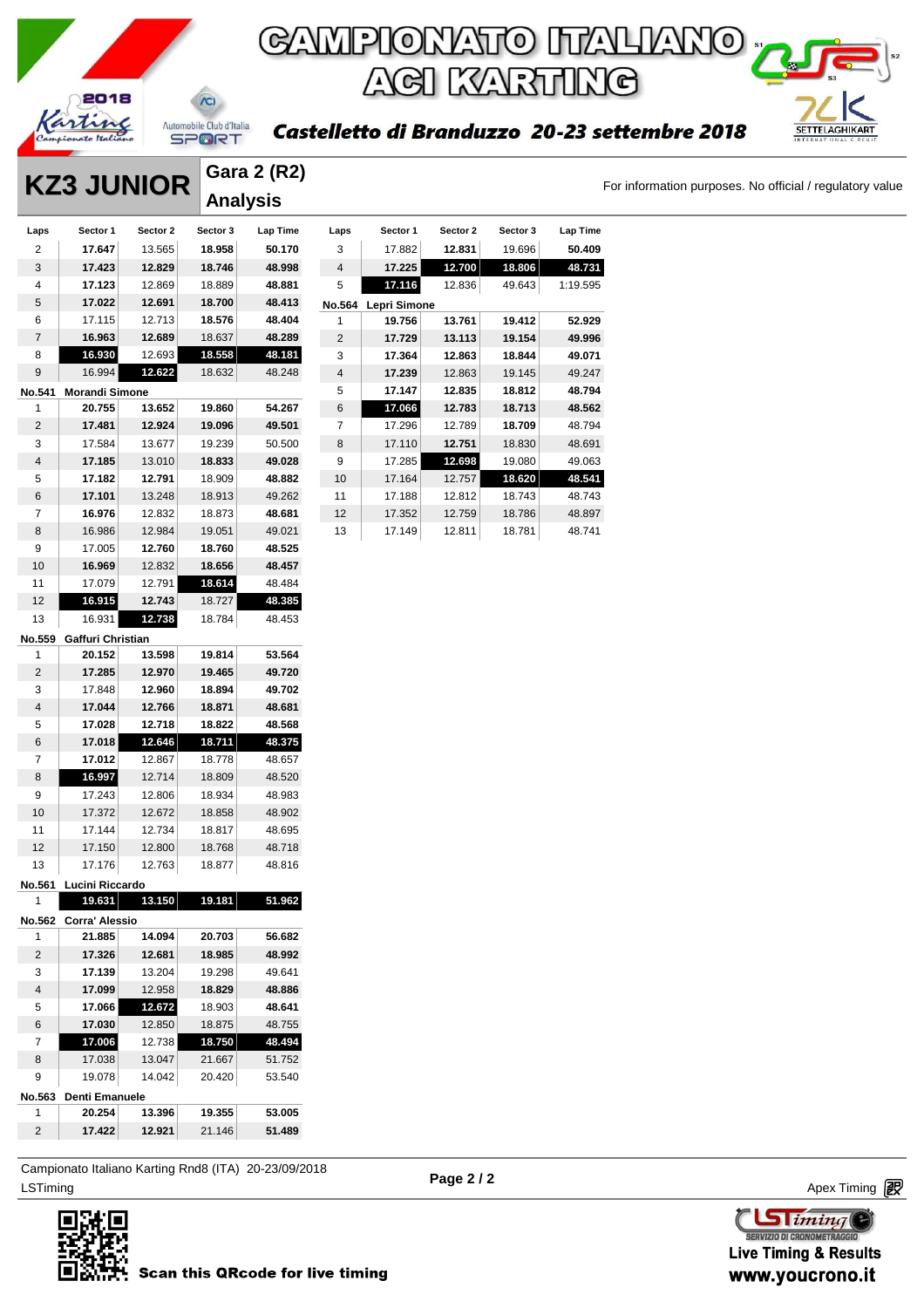# CAMPIONATO ITALIANO ACI KARTING

**Castelletto di Branduzzo 20-23 settembre 2018**

## KZ3 JUNIOR

### Gara 2 (R2) Analysis

For information purposes. No official / regulatory value

| Laps | Sector 1 | Sector 2 | Sector 3 | Lap Time |
|---|---|---|---|---|
| 2 | **17.647** | 13.565 | **18.958** | **50.170** |
| 3 | **17.423** | **12.829** | **18.746** | **48.998** |
| 4 | **17.123** | 12.869 | 18.889 | **48.881** |
| 5 | **17.022** | **12.691** | **18.700** | **48.413** |
| 6 | 17.115 | 12.713 | **18.576** | **48.404** |
| 7 | **16.963** | **12.689** | 18.637 | **48.289** |
| 8 | **16.930** | 12.693 | **18.558** | **48.181** |
| 9 | 16.994 | **12.622** | 18.632 | 48.248 |
| **No.541** | **Morandi Simone** | | | |
| 1 | **20.755** | **13.652** | **19.860** | **54.267** |
| 2 | **17.481** | **12.924** | **19.096** | **49.501** |
| 3 | 17.584 | 13.677 | 19.239 | 50.500 |
| 4 | **17.185** | 13.010 | **18.833** | **49.028** |
| 5 | **17.182** | **12.791** | 18.909 | **48.882** |
| 6 | **17.101** | 13.248 | 18.913 | 49.262 |
| 7 | **16.976** | 12.832 | 18.873 | **48.681** |
| 8 | 16.986 | 12.984 | 19.051 | 49.021 |
| 9 | 17.005 | **12.760** | **18.760** | **48.525** |
| 10 | **16.969** | 12.832 | **18.656** | **48.457** |
| 11 | 17.079 | 12.791 | **18.614** | 48.484 |
| 12 | **16.915** | **12.743** | 18.727 | **48.385** |
| 13 | 16.931 | **12.738** | 18.784 | 48.453 |
| **No.559** | **Gaffuri Christian** | | | |
| 1 | **20.152** | **13.598** | **19.814** | **53.564** |
| 2 | **17.285** | **12.970** | **19.465** | **49.720** |
| 3 | 17.848 | **12.960** | **18.894** | **49.702** |
| 4 | **17.044** | **12.766** | **18.871** | **48.681** |
| 5 | **17.028** | **12.718** | **18.822** | **48.568** |
| 6 | **17.018** | **12.646** | **18.711** | **48.375** |
| 7 | **17.012** | 12.867 | 18.778 | 48.657 |
| 8 | **16.997** | 12.714 | 18.809 | 48.520 |
| 9 | 17.243 | 12.806 | 18.934 | 48.983 |
| 10 | 17.372 | 12.672 | 18.858 | 48.902 |
| 11 | 17.144 | 12.734 | 18.817 | 48.695 |
| 12 | 17.150 | 12.800 | 18.768 | 48.718 |
| 13 | 17.176 | 12.763 | 18.877 | 48.816 |
| **No.561** | **Lucini Riccardo** | | | |
| 1 | **19.631** | **13.150** | **19.181** | **51.962** |
| **No.562** | **Corra' Alessio** | | | |
| 1 | **21.885** | **14.094** | **20.703** | **56.682** |
| 2 | **17.326** | **12.681** | **18.985** | **48.992** |
| 3 | **17.139** | 13.204 | 19.298 | 49.641 |
| 4 | **17.099** | 12.958 | **18.829** | **48.886** |
| 5 | **17.066** | **12.672** | 18.903 | **48.641** |
| 6 | **17.030** | 12.850 | 18.875 | 48.755 |
| 7 | **17.006** | 12.738 | **18.750** | **48.494** |
| 8 | 17.038 | 13.047 | 21.667 | 51.752 |
| 9 | 19.078 | 14.042 | 20.420 | 53.540 |
| **No.563** | **Denti Emanuele** | | | |
| 1 | **20.254** | **13.396** | **19.355** | **53.005** |
| 2 | **17.422** | **12.921** | 21.146 | **51.489** |
| 3 | 17.882 | **12.831** | 19.696 | **50.409** |
| 4 | **17.225** | **12.700** | **18.806** | **48.731** |
| 5 | **17.116** | 12.836 | 49.643 | 1:19.595 |
| **No.564** | **Lepri Simone** | | | |
| 1 | **19.756** | **13.761** | **19.412** | **52.929** |
| 2 | **17.729** | **13.113** | **19.154** | **49.996** |
| 3 | **17.364** | **12.863** | **18.844** | **49.071** |
| 4 | **17.239** | 12.863 | 19.145 | 49.247 |
| 5 | **17.147** | **12.835** | **18.812** | **48.794** |
| 6 | **17.066** | **12.783** | **18.713** | **48.562** |
| 7 | 17.296 | 12.789 | **18.709** | 48.794 |
| 8 | 17.110 | **12.751** | 18.830 | 48.691 |
| 9 | 17.285 | **12.698** | 19.080 | 49.063 |
| 10 | 17.164 | 12.757 | **18.620** | **48.541** |
| 11 | 17.188 | 12.812 | 18.743 | 48.743 |
| 12 | 17.352 | 12.759 | 18.786 | 48.897 |
| 13 | 17.149 | 12.811 | 18.781 | 48.741 |

Campionato Italiano Karting Rnd8 (ITA) 20-23/09/2018

LSTiming

Apex Timing

Scan this QRcode for live timing

Live Timing & Results www.youcrono.it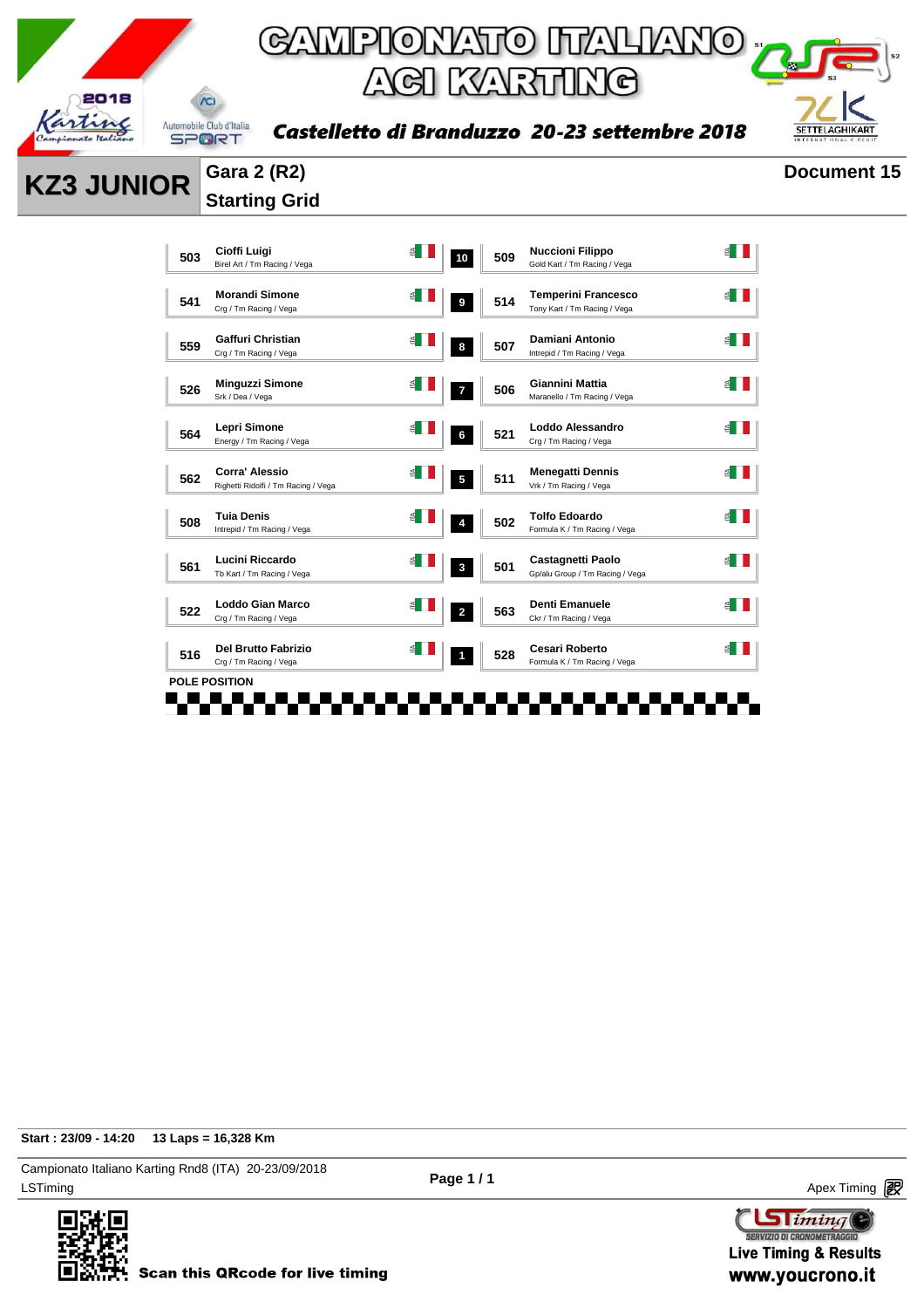# CAMPIONATO ITALIANO ACI KARTING

**Castelletto di Branduzzo 20-23 settembre 2018**

## KZ3 JUNIOR

**Gara 2 (R2)**
**Starting Grid**

**Document 15**

| No. | Driver | Team | Pos | Pos | No. | Driver | Team |
|---|---|---|---|---|---|---|---|
| 503 | Cioffi Luigi | Birel Art / Tm Racing / Vega | 19 | 10 | 509 | Nuccioni Filippo | Gold Kart / Tm Racing / Vega |
| 541 | Morandi Simone | Crg / Tm Racing / Vega | 17 | 9 | 514 | Temperini Francesco | Tony Kart / Tm Racing / Vega |
| 559 | Gaffuri Christian | Crg / Tm Racing / Vega | 15 | 8 | 507 | Damiani Antonio | Intrepid / Tm Racing / Vega |
| 526 | Minguzzi Simone | Srk / Dea / Vega | 13 | 7 | 506 | Giannini Mattia | Maranello / Tm Racing / Vega |
| 564 | Lepri Simone | Energy / Tm Racing / Vega | 11 | 6 | 521 | Loddo Alessandro | Crg / Tm Racing / Vega |
| 562 | Corra' Alessio | Righetti Ridolfi / Tm Racing / Vega | 9 | 5 | 511 | Menegatti Dennis | Vrk / Tm Racing / Vega |
| 508 | Tuia Denis | Intrepid / Tm Racing / Vega | 7 | 4 | 502 | Tolfo Edoardo | Formula K / Tm Racing / Vega |
| 561 | Lucini Riccardo | Tb Kart / Tm Racing / Vega | 5 | 3 | 501 | Castagnetti Paolo | Gp/alu Group / Tm Racing / Vega |
| 522 | Loddo Gian Marco | Crg / Tm Racing / Vega | 3 | 2 | 563 | Denti Emanuele | Ckr / Tm Racing / Vega |
| 516 | Del Brutto Fabrizio | Crg / Tm Racing / Vega | 1 | 1 | 528 | Cesari Roberto | Formula K / Tm Racing / Vega |

POLE POSITION

**Start : 23/09 - 14:20** **13 Laps = 16,328 Km**

Campionato Italiano Karting Rnd8 (ITA) 20-23/09/2018
LSTiming

Apex Timing

Scan this QRcode for live timing

Live Timing & Results
www.youcrono.it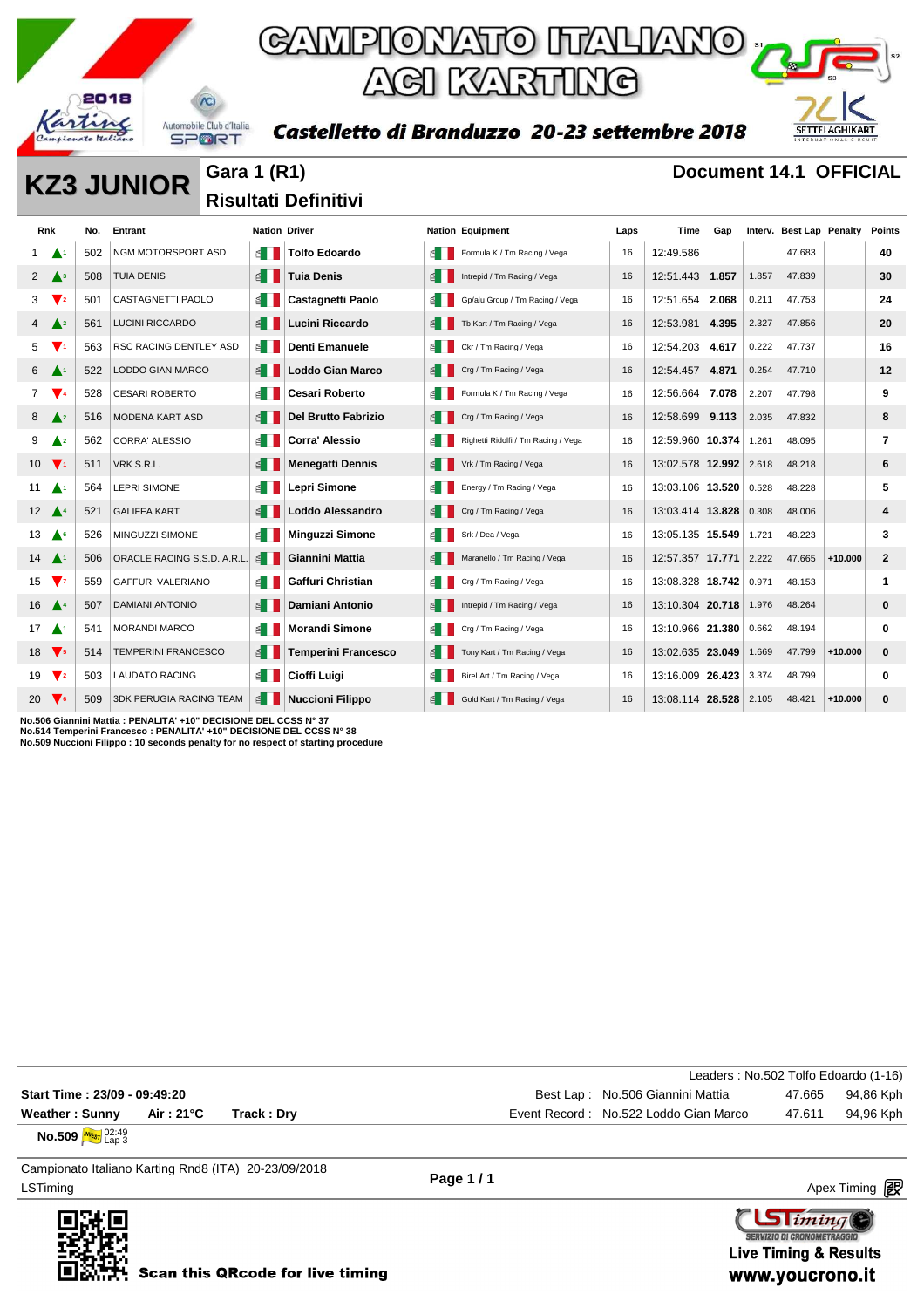# CAMPIONATO ITALIANO ACI KARTING

**Castelletto di Branduzzo 20-23 settembre 2018**

## KZ3 JUNIOR

### Gara 1 (R1) Risultati Definitivi

**Document 14.1 OFFICIAL**

| Rnk | | No. | Entrant | Nation | Driver | Nation | Equipment | Laps | Time | Gap | Interv. | Best Lap | Penalty | Points |
|---|---|---|---|---|---|---|---|---|---|---|---|---|---|---|
| 1 | ▲1 | 502 | NGM MOTORSPORT ASD | ITA | **Tolfo Edoardo** | ITA | Formula K / Tm Racing / Vega | 16 | 12:49.586 | | | 47.683 | | **40** |
| 2 | ▲3 | 508 | TUIA DENIS | ITA | **Tuia Denis** | ITA | Intrepid / Tm Racing / Vega | 16 | 12:51.443 | **1.857** | 1.857 | 47.839 | | **30** |
| 3 | ▼2 | 501 | CASTAGNETTI PAOLO | ITA | **Castagnetti Paolo** | ITA | Gp/alu Group / Tm Racing / Vega | 16 | 12:51.654 | **2.068** | 0.211 | 47.753 | | **24** |
| 4 | ▲2 | 561 | LUCINI RICCARDO | ITA | **Lucini Riccardo** | ITA | Tb Kart / Tm Racing / Vega | 16 | 12:53.981 | **4.395** | 2.327 | 47.856 | | **20** |
| 5 | ▼1 | 563 | RSC RACING DENTLEY ASD | ITA | **Denti Emanuele** | ITA | Ckr / Tm Racing / Vega | 16 | 12:54.203 | **4.617** | 0.222 | 47.737 | | **16** |
| 6 | ▲1 | 522 | LODDO GIAN MARCO | ITA | **Loddo Gian Marco** | ITA | Crg / Tm Racing / Vega | 16 | 12:54.457 | **4.871** | 0.254 | 47.710 | | **12** |
| 7 | ▼4 | 528 | CESARI ROBERTO | ITA | **Cesari Roberto** | ITA | Formula K / Tm Racing / Vega | 16 | 12:56.664 | **7.078** | 2.207 | 47.798 | | **9** |
| 8 | ▲2 | 516 | MODENA KART ASD | ITA | **Del Brutto Fabrizio** | ITA | Crg / Tm Racing / Vega | 16 | 12:58.699 | **9.113** | 2.035 | 47.832 | | **8** |
| 9 | ▲2 | 562 | CORRA' ALESSIO | ITA | **Corra' Alessio** | ITA | Righetti Ridolfi / Tm Racing / Vega | 16 | 12:59.960 | **10.374** | 1.261 | 48.095 | | **7** |
| 10 | ▼1 | 511 | VRK S.R.L. | ITA | **Menegatti Dennis** | ITA | Vrk / Tm Racing / Vega | 16 | 13:02.578 | **12.992** | 2.618 | 48.218 | | **6** |
| 11 | ▲1 | 564 | LEPRI SIMONE | ITA | **Lepri Simone** | ITA | Energy / Tm Racing / Vega | 16 | 13:03.106 | **13.520** | 0.528 | 48.228 | | **5** |
| 12 | ▲4 | 521 | GALIFFA KART | ITA | **Loddo Alessandro** | ITA | Crg / Tm Racing / Vega | 16 | 13:03.414 | **13.828** | 0.308 | 48.006 | | **4** |
| 13 | ▲6 | 526 | MINGUZZI SIMONE | ITA | **Minguzzi Simone** | ITA | Srk / Dea / Vega | 16 | 13:05.135 | **15.549** | 1.721 | 48.223 | | **3** |
| 14 | ▲1 | 506 | ORACLE RACING S.S.D. A.R.L. | ITA | **Giannini Mattia** | ITA | Maranello / Tm Racing / Vega | 16 | 12:57.357 | **17.771** | 2.222 | 47.665 | **+10.000** | **2** |
| 15 | ▼7 | 559 | GAFFURI VALERIANO | ITA | **Gaffuri Christian** | ITA | Crg / Tm Racing / Vega | 16 | 13:08.328 | **18.742** | 0.971 | 48.153 | | **1** |
| 16 | ▲4 | 507 | DAMIANI ANTONIO | ITA | **Damiani Antonio** | ITA | Intrepid / Tm Racing / Vega | 16 | 13:10.304 | **20.718** | 1.976 | 48.264 | | **0** |
| 17 | ▲1 | 541 | MORANDI MARCO | ITA | **Morandi Simone** | ITA | Crg / Tm Racing / Vega | 16 | 13:10.966 | **21.380** | 0.662 | 48.194 | | **0** |
| 18 | ▼5 | 514 | TEMPERINI FRANCESCO | ITA | **Temperini Francesco** | ITA | Tony Kart / Tm Racing / Vega | 16 | 13:02.635 | **23.049** | 1.669 | 47.799 | **+10.000** | **0** |
| 19 | ▼2 | 503 | LAUDATO RACING | ITA | **Cioffi Luigi** | ITA | Birel Art / Tm Racing / Vega | 16 | 13:16.009 | **26.423** | 3.374 | 48.799 | | **0** |
| 20 | ▼6 | 509 | 3DK PERUGIA RACING TEAM | ITA | **Nuccioni Filippo** | ITA | Gold Kart / Tm Racing / Vega | 16 | 13:08.114 | **28.528** | 2.105 | 48.421 | **+10.000** | **0** |

**No.506 Giannini Mattia : PENALITA' +10" DECISIONE DEL CCSS N° 37**
**No.514 Temperini Francesco : PENALITA' +10" DECISIONE DEL CCSS N° 38**
**No.509 Nuccioni Filippo : 10 seconds penalty for no respect of starting procedure**

Leaders : No.502 Tolfo Edoardo (1-16)

**Start Time : 23/09 - 09:49:20**
**Weather : Sunny** **Air : 21°C** **Track : Dry**

Best Lap : No.506 Giannini Mattia 47.665 94,86 Kph
Event Record : No.522 Loddo Gian Marco 47.611 94,96 Kph

**No.509** WARN 02:49 Lap 3

Campionato Italiano Karting Rnd8 (ITA) 20-23/09/2018
LSTiming

Apex Timing

**Scan this QRcode for live timing**

**Live Timing & Results**
**www.youcrono.it**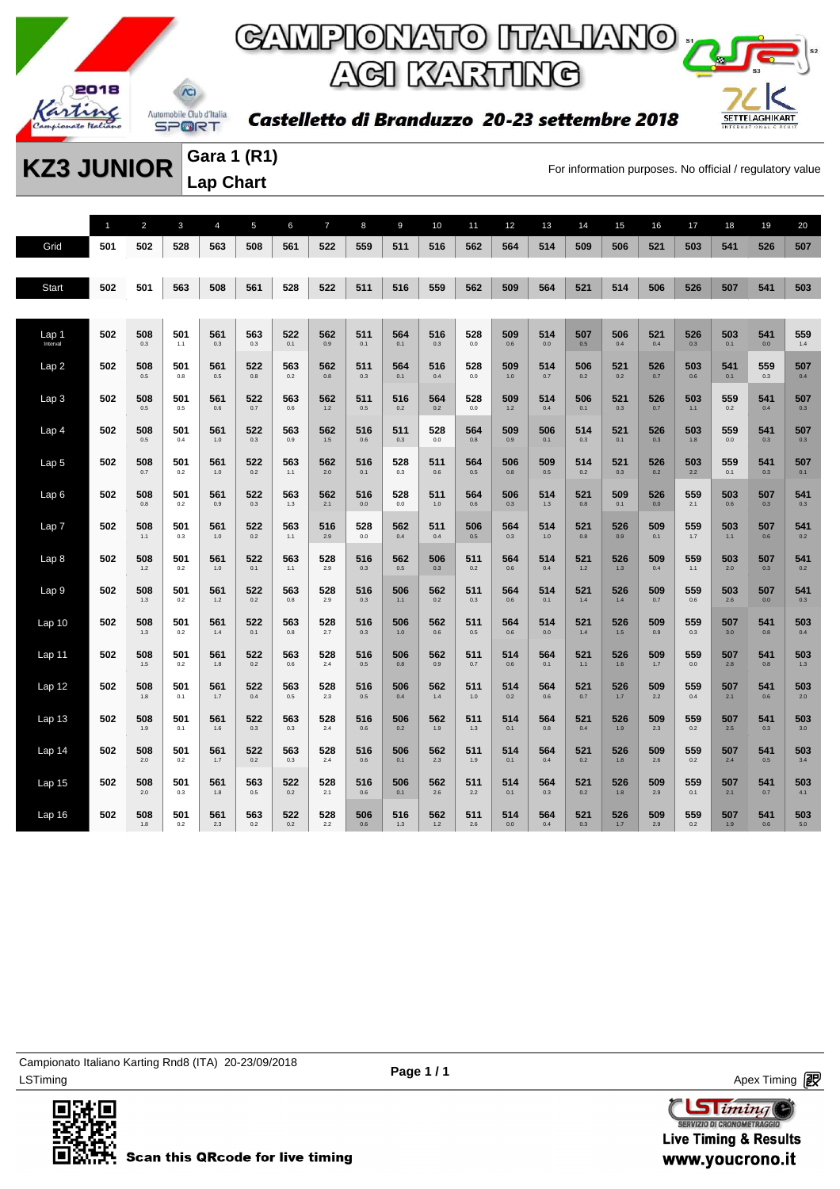# CAMPIONATO ITALIANO ACI KARTING

**Castelletto di Branduzzo 20-23 settembre 2018**

## KZ3 JUNIOR

**Gara 1 (R1)**
**Lap Chart**

For information purposes. No official / regulatory value

| | 1 | 2 | 3 | 4 | 5 | 6 | 7 | 8 | 9 | 10 | 11 | 12 | 13 | 14 | 15 | 16 | 17 | 18 | 19 | 20 |
|---|---|---|---|---|---|---|---|---|---|---|---|---|---|---|---|---|---|---|---|---|
| Grid | 501 | 502 | 528 | 563 | 508 | 561 | 522 | 559 | 511 | 516 | 562 | 564 | 514 | 509 | 506 | 521 | 503 | 541 | 526 | 507 |
| Start | 502 | 501 | 563 | 508 | 561 | 528 | 522 | 511 | 516 | 559 | 562 | 509 | 564 | 521 | 514 | 506 | 526 | 507 | 541 | 503 |
| Lap 1 (Interval) | 502 | 508 0.3 | 501 1.1 | 561 0.3 | 563 0.3 | 522 0.1 | 562 0.9 | 511 0.1 | 564 0.1 | 516 0.3 | 528 0.0 | 509 0.6 | 514 0.0 | 507 0.5 | 506 0.4 | 521 0.4 | 526 0.3 | 503 0.1 | 541 0.0 | 559 1.4 |
| Lap 2 | 502 | 508 0.5 | 501 0.8 | 561 0.5 | 522 0.8 | 563 0.2 | 562 0.8 | 511 0.3 | 564 0.1 | 516 0.4 | 528 0.0 | 509 1.0 | 514 0.7 | 506 0.2 | 521 0.2 | 526 0.7 | 503 0.6 | 541 0.1 | 559 0.3 | 507 0.4 |
| Lap 3 | 502 | 508 0.5 | 501 0.5 | 561 0.6 | 522 0.7 | 563 0.6 | 562 1.2 | 511 0.5 | 516 0.2 | 564 0.2 | 528 0.0 | 509 1.2 | 514 0.4 | 506 0.1 | 521 0.3 | 526 0.7 | 503 1.1 | 559 0.2 | 541 0.4 | 507 0.3 |
| Lap 4 | 502 | 508 0.5 | 501 0.4 | 561 1.0 | 522 0.3 | 563 0.9 | 562 1.5 | 516 0.6 | 511 0.3 | 528 0.0 | 564 0.8 | 509 0.9 | 506 0.1 | 514 0.3 | 521 0.1 | 526 0.3 | 503 1.8 | 559 0.0 | 541 0.3 | 507 0.3 |
| Lap 5 | 502 | 508 0.7 | 501 0.2 | 561 1.0 | 522 0.2 | 563 1.1 | 562 2.0 | 516 0.1 | 528 0.3 | 511 0.6 | 564 0.5 | 506 0.8 | 509 0.5 | 514 0.2 | 521 0.3 | 526 0.2 | 503 2.2 | 559 0.1 | 541 0.3 | 507 0.1 |
| Lap 6 | 502 | 508 0.8 | 501 0.2 | 561 0.9 | 522 0.3 | 563 1.3 | 562 2.1 | 516 0.0 | 528 0.0 | 511 1.0 | 564 0.6 | 506 0.3 | 514 1.3 | 521 0.8 | 509 0.1 | 526 0.0 | 559 2.1 | 503 0.6 | 507 0.3 | 541 0.3 |
| Lap 7 | 502 | 508 1.1 | 501 0.3 | 561 1.0 | 522 0.2 | 563 1.1 | 516 2.9 | 528 0.0 | 562 0.4 | 511 0.4 | 506 0.5 | 564 0.3 | 514 1.0 | 521 0.8 | 526 0.9 | 509 0.1 | 559 1.7 | 503 1.1 | 507 0.6 | 541 0.2 |
| Lap 8 | 502 | 508 1.2 | 501 0.2 | 561 1.0 | 522 0.1 | 563 1.1 | 528 2.9 | 516 0.3 | 562 0.5 | 506 0.3 | 511 0.2 | 564 0.6 | 514 0.4 | 521 1.2 | 526 1.3 | 509 0.4 | 559 1.1 | 503 2.0 | 507 0.3 | 541 0.2 |
| Lap 9 | 502 | 508 1.3 | 501 0.2 | 561 1.2 | 522 0.2 | 563 0.8 | 528 2.9 | 516 0.3 | 506 1.1 | 562 0.2 | 511 0.3 | 564 0.6 | 514 0.1 | 521 1.4 | 526 1.4 | 509 0.7 | 559 0.6 | 503 2.6 | 507 0.0 | 541 0.3 |
| Lap 10 | 502 | 508 1.3 | 501 0.2 | 561 1.4 | 522 0.1 | 563 0.8 | 528 2.7 | 516 0.3 | 506 1.0 | 562 0.6 | 511 0.5 | 564 0.6 | 514 0.0 | 521 1.4 | 526 1.5 | 509 0.9 | 559 0.3 | 507 3.0 | 541 0.8 | 503 0.4 |
| Lap 11 | 502 | 508 1.5 | 501 0.2 | 561 1.8 | 522 0.2 | 563 0.6 | 528 2.4 | 516 0.5 | 506 0.8 | 562 0.9 | 511 0.7 | 514 0.6 | 564 0.1 | 521 1.1 | 526 1.6 | 509 1.7 | 559 0.0 | 507 2.8 | 541 0.8 | 503 1.3 |
| Lap 12 | 502 | 508 1.8 | 501 0.1 | 561 1.7 | 522 0.4 | 563 0.5 | 528 2.3 | 516 0.5 | 506 0.4 | 562 1.4 | 511 1.0 | 514 0.2 | 564 0.6 | 521 0.7 | 526 1.7 | 509 2.2 | 559 0.4 | 507 2.1 | 541 0.6 | 503 2.0 |
| Lap 13 | 502 | 508 1.9 | 501 0.1 | 561 1.6 | 522 0.3 | 563 0.3 | 528 2.4 | 516 0.6 | 506 0.2 | 562 1.9 | 511 1.3 | 514 0.1 | 564 0.8 | 521 0.4 | 526 1.9 | 509 2.3 | 559 0.2 | 507 2.5 | 541 0.3 | 503 3.0 |
| Lap 14 | 502 | 508 2.0 | 501 0.2 | 561 1.7 | 522 0.2 | 563 0.3 | 528 2.4 | 516 0.6 | 506 0.1 | 562 2.3 | 511 1.9 | 514 0.1 | 564 0.4 | 521 0.2 | 526 1.8 | 509 2.6 | 559 0.2 | 507 2.4 | 541 0.5 | 503 3.4 |
| Lap 15 | 502 | 508 2.0 | 501 0.3 | 561 1.8 | 563 0.5 | 522 0.2 | 528 2.1 | 516 0.6 | 506 0.1 | 562 2.6 | 511 2.2 | 514 0.1 | 564 0.3 | 521 0.2 | 526 1.8 | 509 2.9 | 559 0.1 | 507 2.1 | 541 0.7 | 503 4.1 |
| Lap 16 | 502 | 508 1.8 | 501 0.2 | 561 2.3 | 563 0.2 | 522 0.2 | 528 2.2 | 506 0.6 | 516 1.3 | 562 1.2 | 511 2.6 | 514 0.0 | 564 0.4 | 521 0.3 | 526 1.7 | 509 2.9 | 559 0.2 | 507 1.9 | 541 0.6 | 503 5.0 |

Campionato Italiano Karting Rnd8 (ITA) 20-23/09/2018
LSTiming

Apex Timing

Scan this QRcode for live timing

Live Timing & Results
www.youcrono.it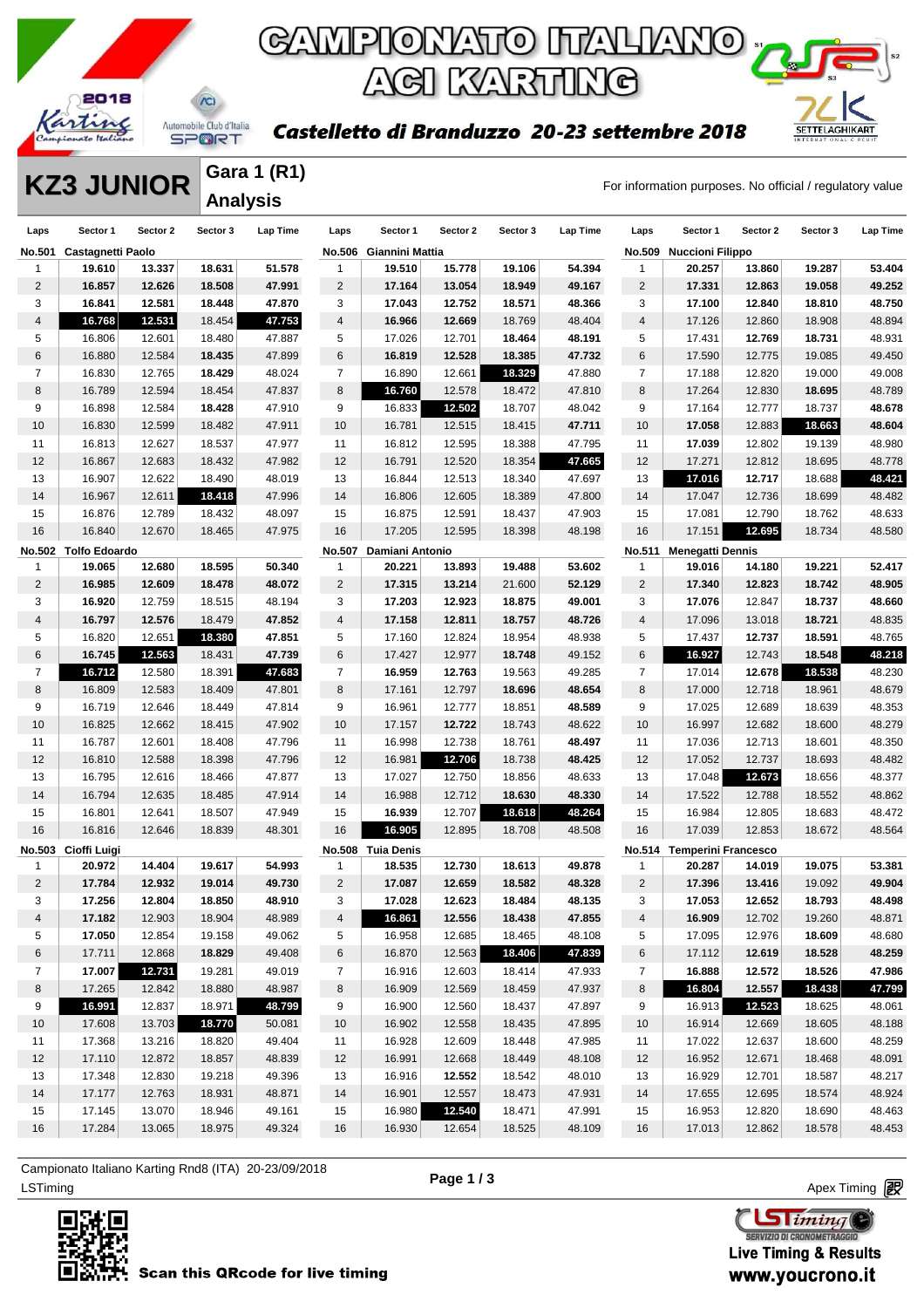# CAMPIONATO ITALIANO ACI KARTING

**Castelletto di Branduzzo 20-23 settembre 2018**

## KZ3 JUNIOR

**Gara 1 (R1)**
**Analysis**

For information purposes. No official / regulatory value

### No.501 Castagnetti Paolo

| Laps | Sector 1 | Sector 2 | Sector 3 | Lap Time |
|---|---|---|---|---|
| 1 | 19.610 | 13.337 | 18.631 | 51.578 |
| 2 | 16.857 | 12.626 | 18.508 | 47.991 |
| 3 | 16.841 | 12.581 | 18.448 | 47.870 |
| 4 | 16.768 | 12.531 | 18.454 | 47.753 |
| 5 | 16.806 | 12.601 | 18.480 | 47.887 |
| 6 | 16.880 | 12.584 | 18.435 | 47.899 |
| 7 | 16.830 | 12.765 | 18.429 | 48.024 |
| 8 | 16.789 | 12.594 | 18.454 | 47.837 |
| 9 | 16.898 | 12.584 | 18.428 | 47.910 |
| 10 | 16.830 | 12.599 | 18.482 | 47.911 |
| 11 | 16.813 | 12.627 | 18.537 | 47.977 |
| 12 | 16.867 | 12.683 | 18.432 | 47.982 |
| 13 | 16.907 | 12.622 | 18.490 | 48.019 |
| 14 | 16.967 | 12.611 | 18.418 | 47.996 |
| 15 | 16.876 | 12.789 | 18.432 | 48.097 |
| 16 | 16.840 | 12.670 | 18.465 | 47.975 |

### No.502 Tolfo Edoardo

| Laps | Sector 1 | Sector 2 | Sector 3 | Lap Time |
|---|---|---|---|---|
| 1 | 19.065 | 12.680 | 18.595 | 50.340 |
| 2 | 16.985 | 12.609 | 18.478 | 48.072 |
| 3 | 16.920 | 12.759 | 18.515 | 48.194 |
| 4 | 16.797 | 12.576 | 18.479 | 47.852 |
| 5 | 16.820 | 12.651 | 18.380 | 47.851 |
| 6 | 16.745 | 12.563 | 18.431 | 47.739 |
| 7 | 16.712 | 12.580 | 18.391 | 47.683 |
| 8 | 16.809 | 12.583 | 18.409 | 47.801 |
| 9 | 16.719 | 12.646 | 18.449 | 47.814 |
| 10 | 16.825 | 12.662 | 18.415 | 47.902 |
| 11 | 16.787 | 12.601 | 18.408 | 47.796 |
| 12 | 16.810 | 12.588 | 18.398 | 47.796 |
| 13 | 16.795 | 12.616 | 18.466 | 47.877 |
| 14 | 16.794 | 12.635 | 18.485 | 47.914 |
| 15 | 16.801 | 12.641 | 18.507 | 47.949 |
| 16 | 16.816 | 12.646 | 18.839 | 48.301 |

### No.503 Cioffi Luigi

| Laps | Sector 1 | Sector 2 | Sector 3 | Lap Time |
|---|---|---|---|---|
| 1 | 20.972 | 14.404 | 19.617 | 54.993 |
| 2 | 17.784 | 12.932 | 19.014 | 49.730 |
| 3 | 17.256 | 12.804 | 18.850 | 48.910 |
| 4 | 17.182 | 12.903 | 18.904 | 48.989 |
| 5 | 17.050 | 12.854 | 19.158 | 49.062 |
| 6 | 17.711 | 12.868 | 18.829 | 49.408 |
| 7 | 17.007 | 12.731 | 19.281 | 49.019 |
| 8 | 17.265 | 12.842 | 18.880 | 48.987 |
| 9 | 16.991 | 12.837 | 18.971 | 48.799 |
| 10 | 17.608 | 13.703 | 18.770 | 50.081 |
| 11 | 17.368 | 13.216 | 18.820 | 49.404 |
| 12 | 17.110 | 12.872 | 18.857 | 48.839 |
| 13 | 17.348 | 12.830 | 19.218 | 49.396 |
| 14 | 17.177 | 12.763 | 18.931 | 48.871 |
| 15 | 17.145 | 13.070 | 18.946 | 49.161 |
| 16 | 17.284 | 13.065 | 18.975 | 49.324 |

### No.506 Giannini Mattia

| Laps | Sector 1 | Sector 2 | Sector 3 | Lap Time |
|---|---|---|---|---|
| 1 | 19.510 | 15.778 | 19.106 | 54.394 |
| 2 | 17.164 | 13.054 | 18.949 | 49.167 |
| 3 | 17.043 | 12.752 | 18.571 | 48.366 |
| 4 | 16.966 | 12.669 | 18.769 | 48.404 |
| 5 | 17.026 | 12.701 | 18.464 | 48.191 |
| 6 | 16.819 | 12.528 | 18.385 | 47.732 |
| 7 | 16.890 | 12.661 | 18.329 | 47.880 |
| 8 | 16.760 | 12.578 | 18.472 | 47.810 |
| 9 | 16.833 | 12.502 | 18.707 | 48.042 |
| 10 | 16.781 | 12.515 | 18.415 | 47.711 |
| 11 | 16.812 | 12.595 | 18.388 | 47.795 |
| 12 | 16.791 | 12.520 | 18.354 | 47.665 |
| 13 | 16.844 | 12.513 | 18.340 | 47.697 |
| 14 | 16.806 | 12.605 | 18.389 | 47.800 |
| 15 | 16.875 | 12.591 | 18.437 | 47.903 |
| 16 | 17.205 | 12.595 | 18.398 | 48.198 |

### No.507 Damiani Antonio

| Laps | Sector 1 | Sector 2 | Sector 3 | Lap Time |
|---|---|---|---|---|
| 1 | 20.221 | 13.893 | 19.488 | 53.602 |
| 2 | 17.315 | 13.214 | 21.600 | 52.129 |
| 3 | 17.203 | 12.923 | 18.875 | 49.001 |
| 4 | 17.158 | 12.811 | 18.757 | 48.726 |
| 5 | 17.160 | 12.824 | 18.954 | 48.938 |
| 6 | 17.427 | 12.977 | 18.748 | 49.152 |
| 7 | 16.959 | 12.763 | 19.563 | 49.285 |
| 8 | 17.161 | 12.797 | 18.696 | 48.654 |
| 9 | 16.961 | 12.777 | 18.851 | 48.589 |
| 10 | 17.157 | 12.722 | 18.743 | 48.622 |
| 11 | 16.998 | 12.738 | 18.761 | 48.497 |
| 12 | 16.981 | 12.706 | 18.738 | 48.425 |
| 13 | 17.027 | 12.750 | 18.856 | 48.633 |
| 14 | 16.988 | 12.712 | 18.630 | 48.330 |
| 15 | 16.939 | 12.707 | 18.618 | 48.264 |
| 16 | 16.905 | 12.895 | 18.708 | 48.508 |

### No.508 Tuia Denis

| Laps | Sector 1 | Sector 2 | Sector 3 | Lap Time |
|---|---|---|---|---|
| 1 | 18.535 | 12.730 | 18.613 | 49.878 |
| 2 | 17.087 | 12.659 | 18.582 | 48.328 |
| 3 | 17.028 | 12.623 | 18.484 | 48.135 |
| 4 | 16.861 | 12.556 | 18.438 | 47.855 |
| 5 | 16.958 | 12.685 | 18.465 | 48.108 |
| 6 | 16.870 | 12.563 | 18.406 | 47.839 |
| 7 | 16.916 | 12.603 | 18.414 | 47.933 |
| 8 | 16.909 | 12.569 | 18.459 | 47.937 |
| 9 | 16.900 | 12.560 | 18.437 | 47.897 |
| 10 | 16.902 | 12.558 | 18.435 | 47.895 |
| 11 | 16.928 | 12.609 | 18.448 | 47.985 |
| 12 | 16.991 | 12.668 | 18.449 | 48.108 |
| 13 | 16.916 | 12.552 | 18.542 | 48.010 |
| 14 | 16.901 | 12.557 | 18.473 | 47.931 |
| 15 | 16.980 | 12.540 | 18.471 | 47.991 |
| 16 | 16.930 | 12.654 | 18.525 | 48.109 |

### No.509 Nuccioni Filippo

| Laps | Sector 1 | Sector 2 | Sector 3 | Lap Time |
|---|---|---|---|---|
| 1 | 20.257 | 13.860 | 19.287 | 53.404 |
| 2 | 17.331 | 12.863 | 19.058 | 49.252 |
| 3 | 17.100 | 12.840 | 18.810 | 48.750 |
| 4 | 17.126 | 12.860 | 18.908 | 48.894 |
| 5 | 17.431 | 12.769 | 18.731 | 48.931 |
| 6 | 17.590 | 12.775 | 19.085 | 49.450 |
| 7 | 17.188 | 12.820 | 19.000 | 49.008 |
| 8 | 17.264 | 12.830 | 18.695 | 48.789 |
| 9 | 17.164 | 12.777 | 18.737 | 48.678 |
| 10 | 17.058 | 12.883 | 18.663 | 48.604 |
| 11 | 17.039 | 12.802 | 19.139 | 48.980 |
| 12 | 17.271 | 12.812 | 18.695 | 48.778 |
| 13 | 17.016 | 12.717 | 18.688 | 48.421 |
| 14 | 17.047 | 12.736 | 18.699 | 48.482 |
| 15 | 17.081 | 12.790 | 18.762 | 48.633 |
| 16 | 17.151 | 12.695 | 18.734 | 48.580 |

### No.511 Menegatti Dennis

| Laps | Sector 1 | Sector 2 | Sector 3 | Lap Time |
|---|---|---|---|---|
| 1 | 19.016 | 14.180 | 19.221 | 52.417 |
| 2 | 17.340 | 12.823 | 18.742 | 48.905 |
| 3 | 17.076 | 12.847 | 18.737 | 48.660 |
| 4 | 17.096 | 13.018 | 18.721 | 48.835 |
| 5 | 17.437 | 12.737 | 18.591 | 48.765 |
| 6 | 16.927 | 12.743 | 18.548 | 48.218 |
| 7 | 17.014 | 12.678 | 18.538 | 48.230 |
| 8 | 17.000 | 12.718 | 18.961 | 48.679 |
| 9 | 17.025 | 12.689 | 18.639 | 48.353 |
| 10 | 16.997 | 12.682 | 18.600 | 48.279 |
| 11 | 17.036 | 12.713 | 18.601 | 48.350 |
| 12 | 17.052 | 12.737 | 18.693 | 48.482 |
| 13 | 17.048 | 12.673 | 18.656 | 48.377 |
| 14 | 17.522 | 12.788 | 18.552 | 48.862 |
| 15 | 16.984 | 12.805 | 18.683 | 48.472 |
| 16 | 17.039 | 12.853 | 18.672 | 48.564 |

### No.514 Temperini Francesco

| Laps | Sector 1 | Sector 2 | Sector 3 | Lap Time |
|---|---|---|---|---|
| 1 | 20.287 | 14.019 | 19.075 | 53.381 |
| 2 | 17.396 | 13.416 | 19.092 | 49.904 |
| 3 | 17.053 | 12.652 | 18.793 | 48.498 |
| 4 | 16.909 | 12.702 | 19.260 | 48.871 |
| 5 | 17.095 | 12.976 | 18.609 | 48.680 |
| 6 | 17.112 | 12.619 | 18.528 | 48.259 |
| 7 | 16.888 | 12.572 | 18.526 | 47.986 |
| 8 | 16.804 | 12.557 | 18.438 | 47.799 |
| 9 | 16.913 | 12.523 | 18.625 | 48.061 |
| 10 | 16.914 | 12.669 | 18.605 | 48.188 |
| 11 | 17.022 | 12.637 | 18.600 | 48.259 |
| 12 | 16.952 | 12.671 | 18.468 | 48.091 |
| 13 | 16.929 | 12.701 | 18.587 | 48.217 |
| 14 | 17.655 | 12.695 | 18.574 | 48.924 |
| 15 | 16.953 | 12.820 | 18.690 | 48.463 |
| 16 | 17.013 | 12.862 | 18.578 | 48.453 |

Campionato Italiano Karting Rnd8 (ITA) 20-23/09/2018
LSTiming

Apex Timing

Scan this QRcode for live timing

Live Timing & Results
www.youcrono.it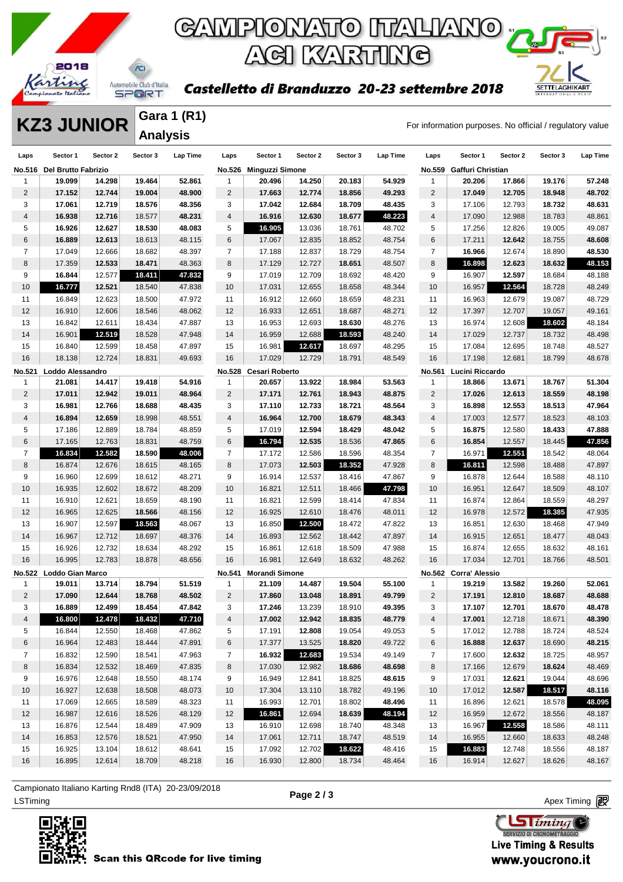# CAMPIONATO ITALIANO ACI KARTING

*Castelletto di Branduzzo 20-23 settembre 2018*

## KZ3 JUNIOR

**Gara 1 (R1)**
**Analysis**

For information purposes. No official / regulatory value

### No.516 Del Brutto Fabrizio

| Laps | Sector 1 | Sector 2 | Sector 3 | Lap Time |
|---|---|---|---|---|
| 1 | 19.099 | 14.298 | 19.464 | 52.861 |
| 2 | 17.152 | 12.744 | 19.004 | 48.900 |
| 3 | 17.061 | 12.719 | 18.576 | 48.356 |
| 4 | 16.938 | 12.716 | 18.577 | 48.231 |
| 5 | 16.926 | 12.627 | 18.530 | 48.083 |
| 6 | 16.889 | 12.613 | 18.613 | 48.115 |
| 7 | 17.049 | 12.666 | 18.682 | 48.397 |
| 8 | 17.359 | 12.533 | 18.471 | 48.363 |
| 9 | 16.844 | 12.577 | 18.411 | 47.832 |
| 10 | 16.777 | 12.521 | 18.540 | 47.838 |
| 11 | 16.849 | 12.623 | 18.500 | 47.972 |
| 12 | 16.910 | 12.606 | 18.546 | 48.062 |
| 13 | 16.842 | 12.611 | 18.434 | 47.887 |
| 14 | 16.901 | 12.519 | 18.528 | 47.948 |
| 15 | 16.840 | 12.599 | 18.458 | 47.897 |
| 16 | 18.138 | 12.724 | 18.831 | 49.693 |

### No.521 Loddo Alessandro

| Laps | Sector 1 | Sector 2 | Sector 3 | Lap Time |
|---|---|---|---|---|
| 1 | 21.081 | 14.417 | 19.418 | 54.916 |
| 2 | 17.011 | 12.942 | 19.011 | 48.964 |
| 3 | 16.981 | 12.766 | 18.688 | 48.435 |
| 4 | 16.894 | 12.659 | 18.998 | 48.551 |
| 5 | 17.186 | 12.889 | 18.784 | 48.859 |
| 6 | 17.165 | 12.763 | 18.831 | 48.759 |
| 7 | 16.834 | 12.582 | 18.590 | 48.006 |
| 8 | 16.874 | 12.676 | 18.615 | 48.165 |
| 9 | 16.960 | 12.699 | 18.612 | 48.271 |
| 10 | 16.935 | 12.602 | 18.672 | 48.209 |
| 11 | 16.910 | 12.621 | 18.659 | 48.190 |
| 12 | 16.965 | 12.625 | 18.566 | 48.156 |
| 13 | 16.907 | 12.597 | 18.563 | 48.067 |
| 14 | 16.967 | 12.712 | 18.697 | 48.376 |
| 15 | 16.926 | 12.732 | 18.634 | 48.292 |
| 16 | 16.995 | 12.783 | 18.878 | 48.656 |

### No.522 Loddo Gian Marco

| Laps | Sector 1 | Sector 2 | Sector 3 | Lap Time |
|---|---|---|---|---|
| 1 | 19.011 | 13.714 | 18.794 | 51.519 |
| 2 | 17.090 | 12.644 | 18.768 | 48.502 |
| 3 | 16.889 | 12.499 | 18.454 | 47.842 |
| 4 | 16.800 | 12.478 | 18.432 | 47.710 |
| 5 | 16.844 | 12.550 | 18.468 | 47.862 |
| 6 | 16.964 | 12.483 | 18.444 | 47.891 |
| 7 | 16.832 | 12.590 | 18.541 | 47.963 |
| 8 | 16.834 | 12.532 | 18.469 | 47.835 |
| 9 | 16.976 | 12.648 | 18.550 | 48.174 |
| 10 | 16.927 | 12.638 | 18.508 | 48.073 |
| 11 | 17.069 | 12.665 | 18.589 | 48.323 |
| 12 | 16.987 | 12.616 | 18.526 | 48.129 |
| 13 | 16.876 | 12.544 | 18.489 | 47.909 |
| 14 | 16.853 | 12.576 | 18.521 | 47.950 |
| 15 | 16.925 | 13.104 | 18.612 | 48.641 |
| 16 | 16.895 | 12.614 | 18.709 | 48.218 |

### No.526 Minguzzi Simone

| Laps | Sector 1 | Sector 2 | Sector 3 | Lap Time |
|---|---|---|---|---|
| 1 | 20.496 | 14.250 | 20.183 | 54.929 |
| 2 | 17.663 | 12.774 | 18.856 | 49.293 |
| 3 | 17.042 | 12.684 | 18.709 | 48.435 |
| 4 | 16.916 | 12.630 | 18.677 | 48.223 |
| 5 | 16.905 | 13.036 | 18.761 | 48.702 |
| 6 | 17.067 | 12.835 | 18.852 | 48.754 |
| 7 | 17.188 | 12.837 | 18.729 | 48.754 |
| 8 | 17.129 | 12.727 | 18.651 | 48.507 |
| 9 | 17.019 | 12.709 | 18.692 | 48.420 |
| 10 | 17.031 | 12.655 | 18.658 | 48.344 |
| 11 | 16.912 | 12.660 | 18.659 | 48.231 |
| 12 | 16.933 | 12.651 | 18.687 | 48.271 |
| 13 | 16.953 | 12.693 | 18.630 | 48.276 |
| 14 | 16.959 | 12.688 | 18.593 | 48.240 |
| 15 | 16.981 | 12.617 | 18.697 | 48.295 |
| 16 | 17.029 | 12.729 | 18.791 | 48.549 |

### No.528 Cesari Roberto

| Laps | Sector 1 | Sector 2 | Sector 3 | Lap Time |
|---|---|---|---|---|
| 1 | 20.657 | 13.922 | 18.984 | 53.563 |
| 2 | 17.171 | 12.761 | 18.943 | 48.875 |
| 3 | 17.110 | 12.733 | 18.721 | 48.564 |
| 4 | 16.964 | 12.700 | 18.679 | 48.343 |
| 5 | 17.019 | 12.594 | 18.429 | 48.042 |
| 6 | 16.794 | 12.535 | 18.536 | 47.865 |
| 7 | 17.172 | 12.586 | 18.596 | 48.354 |
| 8 | 17.073 | 12.503 | 18.352 | 47.928 |
| 9 | 16.914 | 12.537 | 18.416 | 47.867 |
| 10 | 16.821 | 12.511 | 18.466 | 47.798 |
| 11 | 16.821 | 12.599 | 18.414 | 47.834 |
| 12 | 16.925 | 12.610 | 18.476 | 48.011 |
| 13 | 16.850 | 12.500 | 18.472 | 47.822 |
| 14 | 16.893 | 12.562 | 18.442 | 47.897 |
| 15 | 16.861 | 12.618 | 18.509 | 47.988 |
| 16 | 16.981 | 12.649 | 18.632 | 48.262 |

### No.541 Morandi Simone

| Laps | Sector 1 | Sector 2 | Sector 3 | Lap Time |
|---|---|---|---|---|
| 1 | 21.109 | 14.487 | 19.504 | 55.100 |
| 2 | 17.860 | 13.048 | 18.891 | 49.799 |
| 3 | 17.246 | 13.239 | 18.910 | 49.395 |
| 4 | 17.002 | 12.942 | 18.835 | 48.779 |
| 5 | 17.191 | 12.808 | 19.054 | 49.053 |
| 6 | 17.377 | 13.525 | 18.820 | 49.722 |
| 7 | 16.932 | 12.683 | 19.534 | 49.149 |
| 8 | 17.030 | 12.982 | 18.686 | 48.698 |
| 9 | 16.949 | 12.841 | 18.825 | 48.615 |
| 10 | 17.304 | 13.110 | 18.782 | 49.196 |
| 11 | 16.993 | 12.701 | 18.802 | 48.496 |
| 12 | 16.861 | 12.694 | 18.639 | 48.194 |
| 13 | 16.910 | 12.698 | 18.740 | 48.348 |
| 14 | 17.061 | 12.711 | 18.747 | 48.519 |
| 15 | 17.092 | 12.702 | 18.622 | 48.416 |
| 16 | 16.930 | 12.800 | 18.734 | 48.464 |

### No.559 Gaffuri Christian

| Laps | Sector 1 | Sector 2 | Sector 3 | Lap Time |
|---|---|---|---|---|
| 1 | 20.206 | 17.866 | 19.176 | 57.248 |
| 2 | 17.049 | 12.705 | 18.948 | 48.702 |
| 3 | 17.106 | 12.793 | 18.732 | 48.631 |
| 4 | 17.090 | 12.988 | 18.783 | 48.861 |
| 5 | 17.256 | 12.826 | 19.005 | 49.087 |
| 6 | 17.211 | 12.642 | 18.755 | 48.608 |
| 7 | 16.966 | 12.674 | 18.890 | 48.530 |
| 8 | 16.898 | 12.623 | 18.632 | 48.153 |
| 9 | 16.907 | 12.597 | 18.684 | 48.188 |
| 10 | 16.957 | 12.564 | 18.728 | 48.249 |
| 11 | 16.963 | 12.679 | 19.087 | 48.729 |
| 12 | 17.397 | 12.707 | 19.057 | 49.161 |
| 13 | 16.974 | 12.608 | 18.602 | 48.184 |
| 14 | 17.029 | 12.737 | 18.732 | 48.498 |
| 15 | 17.084 | 12.695 | 18.748 | 48.527 |
| 16 | 17.198 | 12.681 | 18.799 | 48.678 |

### No.561 Lucini Riccardo

| Laps | Sector 1 | Sector 2 | Sector 3 | Lap Time |
|---|---|---|---|---|
| 1 | 18.866 | 13.671 | 18.767 | 51.304 |
| 2 | 17.026 | 12.613 | 18.559 | 48.198 |
| 3 | 16.898 | 12.553 | 18.513 | 47.964 |
| 4 | 17.003 | 12.577 | 18.523 | 48.103 |
| 5 | 16.875 | 12.580 | 18.433 | 47.888 |
| 6 | 16.854 | 12.557 | 18.445 | 47.856 |
| 7 | 16.971 | 12.551 | 18.542 | 48.064 |
| 8 | 16.811 | 12.598 | 18.488 | 47.897 |
| 9 | 16.878 | 12.644 | 18.588 | 48.110 |
| 10 | 16.951 | 12.647 | 18.509 | 48.107 |
| 11 | 16.874 | 12.864 | 18.559 | 48.297 |
| 12 | 16.978 | 12.572 | 18.385 | 47.935 |
| 13 | 16.851 | 12.630 | 18.468 | 47.949 |
| 14 | 16.915 | 12.651 | 18.477 | 48.043 |
| 15 | 16.874 | 12.655 | 18.632 | 48.161 |
| 16 | 17.034 | 12.701 | 18.766 | 48.501 |

### No.562 Corra' Alessio

| Laps | Sector 1 | Sector 2 | Sector 3 | Lap Time |
|---|---|---|---|---|
| 1 | 19.219 | 13.582 | 19.260 | 52.061 |
| 2 | 17.191 | 12.810 | 18.687 | 48.688 |
| 3 | 17.107 | 12.701 | 18.670 | 48.478 |
| 4 | 17.001 | 12.718 | 18.671 | 48.390 |
| 5 | 17.012 | 12.788 | 18.724 | 48.524 |
| 6 | 16.888 | 12.637 | 18.690 | 48.215 |
| 7 | 17.600 | 12.632 | 18.725 | 48.957 |
| 8 | 17.166 | 12.679 | 18.624 | 48.469 |
| 9 | 17.031 | 12.621 | 19.044 | 48.696 |
| 10 | 17.012 | 12.587 | 18.517 | 48.116 |
| 11 | 16.896 | 12.621 | 18.578 | 48.095 |
| 12 | 16.959 | 12.672 | 18.556 | 48.187 |
| 13 | 16.967 | 12.558 | 18.586 | 48.111 |
| 14 | 16.955 | 12.660 | 18.633 | 48.248 |
| 15 | 16.883 | 12.748 | 18.556 | 48.187 |
| 16 | 16.914 | 12.627 | 18.626 | 48.167 |

Campionato Italiano Karting Rnd8 (ITA) 20-23/09/2018

LSTiming — Apex Timing

Scan this QRcode for live timing

Live Timing & Results www.youcrono.it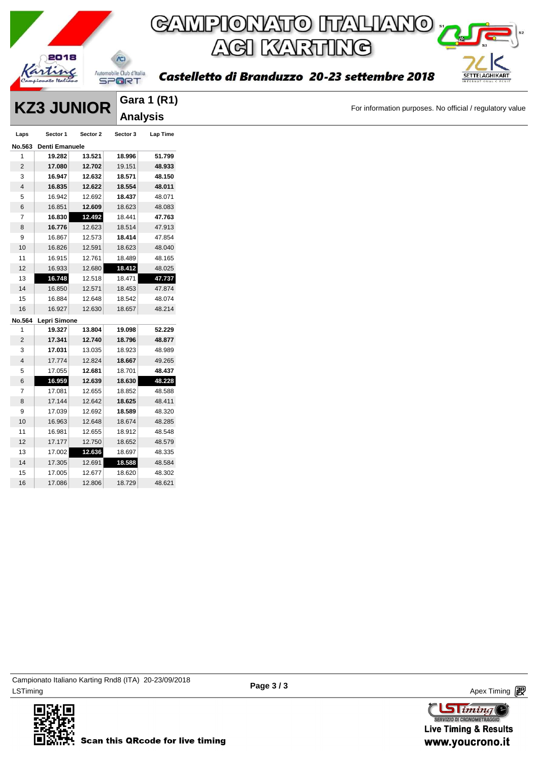# CAMPIONATO ITALIANO ACI KARTING

*Castelletto di Branduzzo 20-23 settembre 2018*

## KZ3 JUNIOR

### Gara 1 (R1) Analysis

For information purposes. No official / regulatory value

| Laps | Sector 1 | Sector 2 | Sector 3 | Lap Time |
|---|---|---|---|---|
| **No.563** | **Denti Emanuele** | | | |
| 1 | **19.282** | **13.521** | **18.996** | **51.799** |
| 2 | **17.080** | **12.702** | 19.151 | **48.933** |
| 3 | **16.947** | **12.632** | **18.571** | **48.150** |
| 4 | **16.835** | **12.622** | **18.554** | **48.011** |
| 5 | 16.942 | 12.692 | **18.437** | 48.071 |
| 6 | 16.851 | **12.609** | 18.623 | 48.083 |
| 7 | **16.830** | **12.492** | 18.441 | **47.763** |
| 8 | **16.776** | 12.623 | 18.514 | 47.913 |
| 9 | 16.867 | 12.573 | **18.414** | 47.854 |
| 10 | 16.826 | 12.591 | 18.623 | 48.040 |
| 11 | 16.915 | 12.761 | 18.489 | 48.165 |
| 12 | 16.933 | 12.680 | **18.412** | 48.025 |
| 13 | **16.748** | 12.518 | 18.471 | **47.737** |
| 14 | 16.850 | 12.571 | 18.453 | 47.874 |
| 15 | 16.884 | 12.648 | 18.542 | 48.074 |
| 16 | 16.927 | 12.630 | 18.657 | 48.214 |
| **No.564** | **Lepri Simone** | | | |
| 1 | **19.327** | **13.804** | **19.098** | **52.229** |
| 2 | **17.341** | **12.740** | **18.796** | **48.877** |
| 3 | **17.031** | 13.035 | 18.923 | 48.989 |
| 4 | 17.774 | 12.824 | **18.667** | 49.265 |
| 5 | 17.055 | **12.681** | 18.701 | **48.437** |
| 6 | **16.959** | **12.639** | **18.630** | **48.228** |
| 7 | 17.081 | 12.655 | 18.852 | 48.588 |
| 8 | 17.144 | 12.642 | **18.625** | 48.411 |
| 9 | 17.039 | 12.692 | **18.589** | 48.320 |
| 10 | 16.963 | 12.648 | 18.674 | 48.285 |
| 11 | 16.981 | 12.655 | 18.912 | 48.548 |
| 12 | 17.177 | 12.750 | 18.652 | 48.579 |
| 13 | 17.002 | **12.636** | 18.697 | 48.335 |
| 14 | 17.305 | 12.691 | **18.588** | 48.584 |
| 15 | 17.005 | 12.677 | 18.620 | 48.302 |
| 16 | 17.086 | 12.806 | 18.729 | 48.621 |

Campionato Italiano Karting Rnd8 (ITA) 20-23/09/2018
LSTiming

Apex Timing

Scan this QRcode for live timing

Live Timing & Results
www.youcrono.it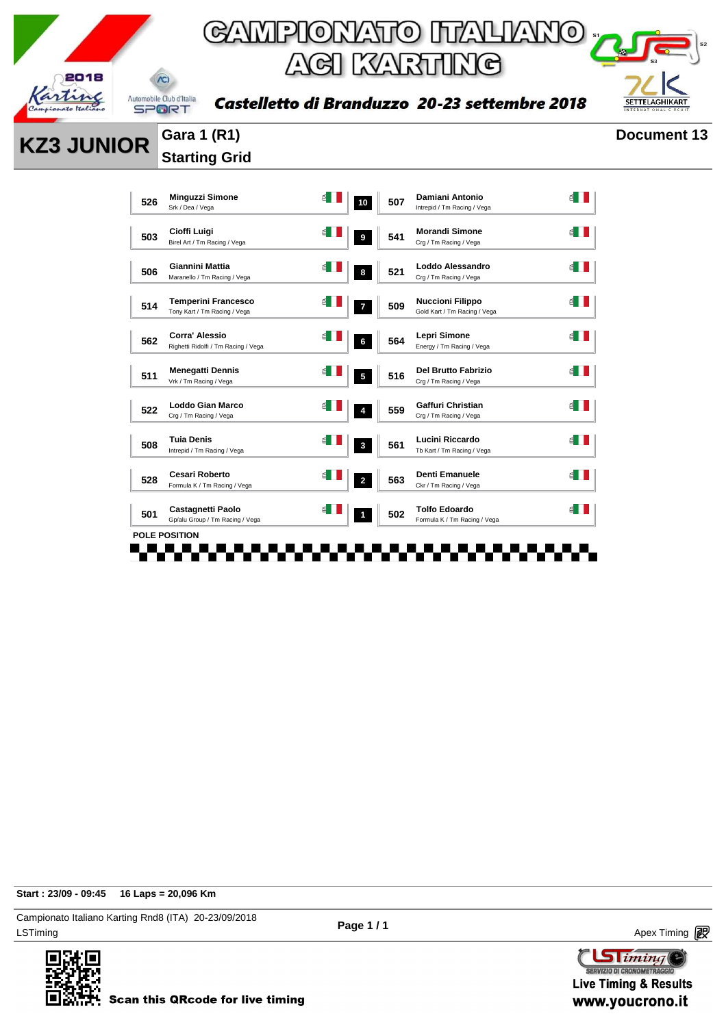# CAMPIONATO ITALIANO ACI KARTING

**Castelletto di Branduzzo 20-23 settembre 2018**

## KZ3 JUNIOR

**Gara 1 (R1)**
**Starting Grid**

**Document 13**

| No. | Driver | Nat. | Pos. | No. | Driver | Nat. |
|---|---|---|---|---|---|---|
| 526 | **Minguzzi Simone** Srk / Dea / Vega | ITA | 10 | 507 | **Damiani Antonio** Intrepid / Tm Racing / Vega | ITA |
| 503 | **Cioffi Luigi** Birel Art / Tm Racing / Vega | ITA | 9 | 541 | **Morandi Simone** Crg / Tm Racing / Vega | ITA |
| 506 | **Giannini Mattia** Maranello / Tm Racing / Vega | ITA | 8 | 521 | **Loddo Alessandro** Crg / Tm Racing / Vega | ITA |
| 514 | **Temperini Francesco** Tony Kart / Tm Racing / Vega | ITA | 7 | 509 | **Nuccioni Filippo** Gold Kart / Tm Racing / Vega | ITA |
| 562 | **Corra' Alessio** Righetti Ridolfi / Tm Racing / Vega | ITA | 6 | 564 | **Lepri Simone** Energy / Tm Racing / Vega | ITA |
| 511 | **Menegatti Dennis** Vrk / Tm Racing / Vega | ITA | 5 | 516 | **Del Brutto Fabrizio** Crg / Tm Racing / Vega | ITA |
| 522 | **Loddo Gian Marco** Crg / Tm Racing / Vega | ITA | 4 | 559 | **Gaffuri Christian** Crg / Tm Racing / Vega | ITA |
| 508 | **Tuia Denis** Intrepid / Tm Racing / Vega | ITA | 3 | 561 | **Lucini Riccardo** Tb Kart / Tm Racing / Vega | ITA |
| 528 | **Cesari Roberto** Formula K / Tm Racing / Vega | ITA | 2 | 563 | **Denti Emanuele** Ckr / Tm Racing / Vega | ITA |
| 501 | **Castagnetti Paolo** Gp/alu Group / Tm Racing / Vega | ITA | 1 | 502 | **Tolfo Edoardo** Formula K / Tm Racing / Vega | ITA |

POLE POSITION

**Start : 23/09 - 09:45** **16 Laps = 20,096 Km**

Campionato Italiano Karting Rnd8 (ITA) 20-23/09/2018
LSTiming

Apex Timing

Scan this QRcode for live timing

Live Timing & Results
www.youcrono.it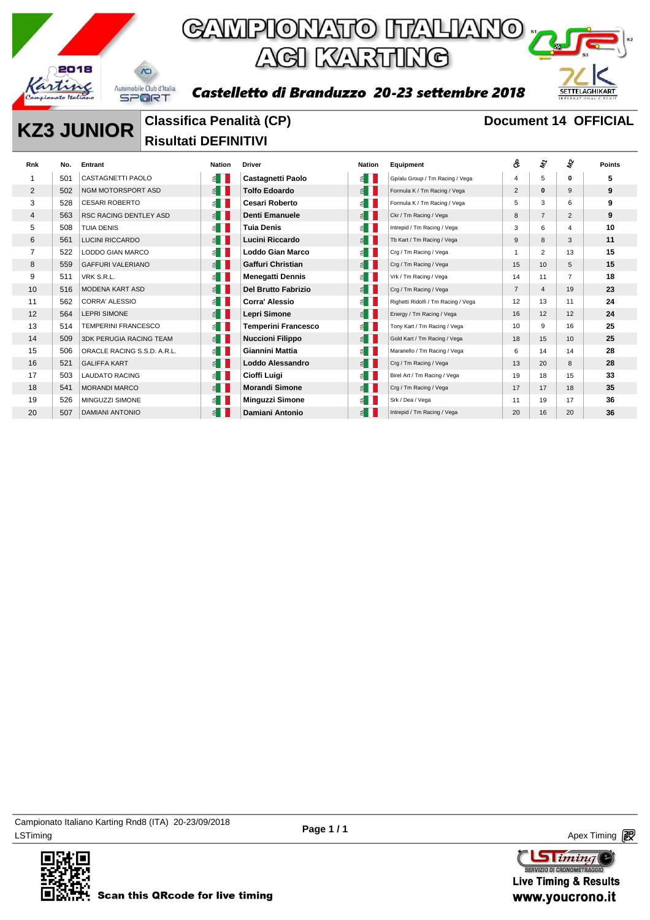# CAMPIONATO ITALIANO ACI KARTING

**Castelletto di Branduzzo 20-23 settembre 2018**

## KZ3 JUNIOR

**Classifica Penalità (CP)**
**Risultati DEFINITIVI**

**Document 14 OFFICIAL**

| Rnk | No. | Entrant | Nation | Driver | Nation | Equipment | Q | M1 | M2 | Points |
|---|---|---|---|---|---|---|---|---|---|---|
| 1 | 501 | CASTAGNETTI PAOLO | ITA | **Castagnetti Paolo** | ITA | Gp/alu Group / Tm Racing / Vega | 4 | 5 | **0** | **5** |
| 2 | 502 | NGM MOTORSPORT ASD | ITA | **Tolfo Edoardo** | ITA | Formula K / Tm Racing / Vega | 2 | **0** | 9 | **9** |
| 3 | 528 | CESARI ROBERTO | ITA | **Cesari Roberto** | ITA | Formula K / Tm Racing / Vega | 5 | 3 | 6 | **9** |
| 4 | 563 | RSC RACING DENTLEY ASD | ITA | **Denti Emanuele** | ITA | Ckr / Tm Racing / Vega | 8 | 7 | 2 | **9** |
| 5 | 508 | TUIA DENIS | ITA | **Tuia Denis** | ITA | Intrepid / Tm Racing / Vega | 3 | 6 | 4 | **10** |
| 6 | 561 | LUCINI RICCARDO | ITA | **Lucini Riccardo** | ITA | Tb Kart / Tm Racing / Vega | 9 | 8 | 3 | **11** |
| 7 | 522 | LODDO GIAN MARCO | ITA | **Loddo Gian Marco** | ITA | Crg / Tm Racing / Vega | 1 | 2 | 13 | **15** |
| 8 | 559 | GAFFURI VALERIANO | ITA | **Gaffuri Christian** | ITA | Crg / Tm Racing / Vega | 15 | 10 | 5 | **15** |
| 9 | 511 | VRK S.R.L. | ITA | **Menegatti Dennis** | ITA | Vrk / Tm Racing / Vega | 14 | 11 | 7 | **18** |
| 10 | 516 | MODENA KART ASD | ITA | **Del Brutto Fabrizio** | ITA | Crg / Tm Racing / Vega | 7 | 4 | 19 | **23** |
| 11 | 562 | CORRA' ALESSIO | ITA | **Corra' Alessio** | ITA | Righetti Ridolfi / Tm Racing / Vega | 12 | 13 | 11 | **24** |
| 12 | 564 | LEPRI SIMONE | ITA | **Lepri Simone** | ITA | Energy / Tm Racing / Vega | 16 | 12 | 12 | **24** |
| 13 | 514 | TEMPERINI FRANCESCO | ITA | **Temperini Francesco** | ITA | Tony Kart / Tm Racing / Vega | 10 | 9 | 16 | **25** |
| 14 | 509 | 3DK PERUGIA RACING TEAM | ITA | **Nuccioni Filippo** | ITA | Gold Kart / Tm Racing / Vega | 18 | 15 | 10 | **25** |
| 15 | 506 | ORACLE RACING S.S.D. A.R.L. | ITA | **Giannini Mattia** | ITA | Maranello / Tm Racing / Vega | 6 | 14 | 14 | **28** |
| 16 | 521 | GALIFFA KART | ITA | **Loddo Alessandro** | ITA | Crg / Tm Racing / Vega | 13 | 20 | 8 | **28** |
| 17 | 503 | LAUDATO RACING | ITA | **Cioffi Luigi** | ITA | Birel Art / Tm Racing / Vega | 19 | 18 | 15 | **33** |
| 18 | 541 | MORANDI MARCO | ITA | **Morandi Simone** | ITA | Crg / Tm Racing / Vega | 17 | 17 | 18 | **35** |
| 19 | 526 | MINGUZZI SIMONE | ITA | **Minguzzi Simone** | ITA | Srk / Dea / Vega | 11 | 19 | 17 | **36** |
| 20 | 507 | DAMIANI ANTONIO | ITA | **Damiani Antonio** | ITA | Intrepid / Tm Racing / Vega | 20 | 16 | 20 | **36** |

Campionato Italiano Karting Rnd8 (ITA) 20-23/09/2018
LSTiming

Apex Timing

Scan this QRcode for live timing

Live Timing & Results
www.youcrono.it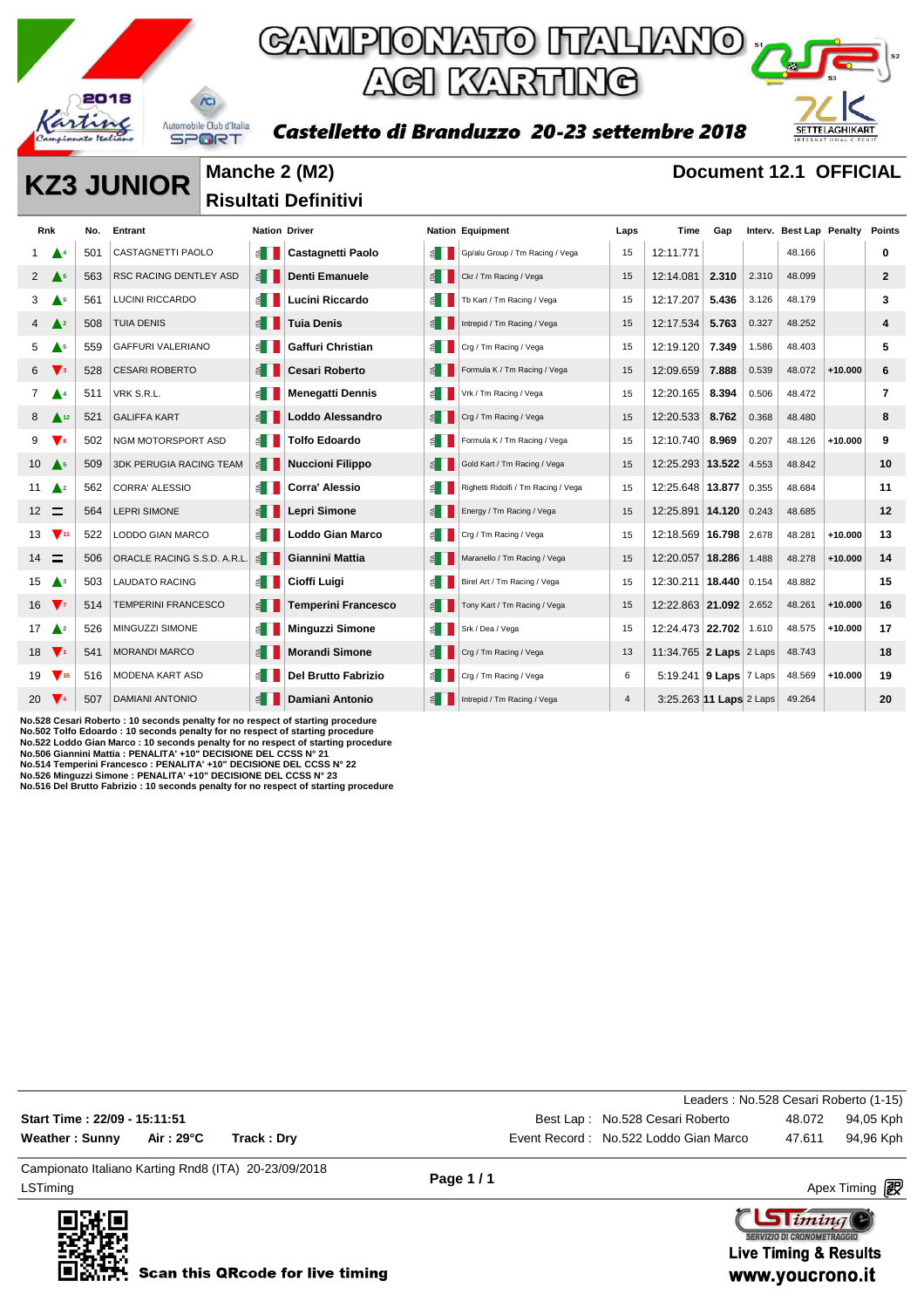# CAMPIONATO ITALIANO ACI KARTING

**Castelletto di Branduzzo 20-23 settembre 2018**

## KZ3 JUNIOR

**Manche 2 (M2)**
**Risultati Definitivi**

**Document 12.1 OFFICIAL**

| Rnk | | No. | Entrant | Nation | Driver | Nation | Equipment | Laps | Time | Gap | Interv. | Best Lap | Penalty | Points |
|---|---|---|---|---|---|---|---|---|---|---|---|---|---|---|
| 1 | ▲4 | 501 | CASTAGNETTI PAOLO | | Castagnetti Paolo | | Gp/alu Group / Tm Racing / Vega | 15 | 12:11.771 | | | 48.166 | | 0 |
| 2 | ▲5 | 563 | RSC RACING DENTLEY ASD | | Denti Emanuele | | Ckr / Tm Racing / Vega | 15 | 12:14.081 | 2.310 | 2.310 | 48.099 | | 2 |
| 3 | ▲5 | 561 | LUCINI RICCARDO | | Lucini Riccardo | | Tb Kart / Tm Racing / Vega | 15 | 12:17.207 | 5.436 | 3.126 | 48.179 | | 3 |
| 4 | ▲2 | 508 | TUIA DENIS | | Tuia Denis | | Intrepid / Tm Racing / Vega | 15 | 12:17.534 | 5.763 | 0.327 | 48.252 | | 4 |
| 5 | ▲5 | 559 | GAFFURI VALERIANO | | Gaffuri Christian | | Crg / Tm Racing / Vega | 15 | 12:19.120 | 7.349 | 1.586 | 48.403 | | 5 |
| 6 | ▼3 | 528 | CESARI ROBERTO | | Cesari Roberto | | Formula K / Tm Racing / Vega | 15 | 12:09.659 | 7.888 | 0.539 | 48.072 | +10.000 | 6 |
| 7 | ▲4 | 511 | VRK S.R.L. | | Menegatti Dennis | | Vrk / Tm Racing / Vega | 15 | 12:20.165 | 8.394 | 0.506 | 48.472 | | 7 |
| 8 | ▲12 | 521 | GALIFFA KART | | Loddo Alessandro | | Crg / Tm Racing / Vega | 15 | 12:20.533 | 8.762 | 0.368 | 48.480 | | 8 |
| 9 | ▼8 | 502 | NGM MOTORSPORT ASD | | Tolfo Edoardo | | Formula K / Tm Racing / Vega | 15 | 12:10.740 | 8.969 | 0.207 | 48.126 | +10.000 | 9 |
| 10 | ▲5 | 509 | 3DK PERUGIA RACING TEAM | | Nuccioni Filippo | | Gold Kart / Tm Racing / Vega | 15 | 12:25.293 | 13.522 | 4.553 | 48.842 | | 10 |
| 11 | ▲2 | 562 | CORRA' ALESSIO | | Corra' Alessio | | Righetti Ridolfi / Tm Racing / Vega | 15 | 12:25.648 | 13.877 | 0.355 | 48.684 | | 11 |
| 12 | = | 564 | LEPRI SIMONE | | Lepri Simone | | Energy / Tm Racing / Vega | 15 | 12:25.891 | 14.120 | 0.243 | 48.685 | | 12 |
| 13 | ▼11 | 522 | LODDO GIAN MARCO | | Loddo Gian Marco | | Crg / Tm Racing / Vega | 15 | 12:18.569 | 16.798 | 2.678 | 48.281 | +10.000 | 13 |
| 14 | = | 506 | ORACLE RACING S.S.D. A.R.L. | | Giannini Mattia | | Maranello / Tm Racing / Vega | 15 | 12:20.057 | 18.286 | 1.488 | 48.278 | +10.000 | 14 |
| 15 | ▲3 | 503 | LAUDATO RACING | | Cioffi Luigi | | Birel Art / Tm Racing / Vega | 15 | 12:30.211 | 18.440 | 0.154 | 48.882 | | 15 |
| 16 | ▼7 | 514 | TEMPERINI FRANCESCO | | Temperini Francesco | | Tony Kart / Tm Racing / Vega | 15 | 12:22.863 | 21.092 | 2.652 | 48.261 | +10.000 | 16 |
| 17 | ▲2 | 526 | MINGUZZI SIMONE | | Minguzzi Simone | | Srk / Dea / Vega | 15 | 12:24.473 | 22.702 | 1.610 | 48.575 | +10.000 | 17 |
| 18 | ▼1 | 541 | MORANDI MARCO | | Morandi Simone | | Crg / Tm Racing / Vega | 13 | 11:34.765 | 2 Laps | 2 Laps | 48.743 | | 18 |
| 19 | ▼15 | 516 | MODENA KART ASD | | Del Brutto Fabrizio | | Crg / Tm Racing / Vega | 6 | 5:19.241 | 9 Laps | 7 Laps | 48.569 | +10.000 | 19 |
| 20 | ▼4 | 507 | DAMIANI ANTONIO | | Damiani Antonio | | Intrepid / Tm Racing / Vega | 4 | 3:25.263 | 11 Laps | 2 Laps | 49.264 | | 20 |

**No.528 Cesari Roberto : 10 seconds penalty for no respect of starting procedure**
**No.502 Tolfo Edoardo : 10 seconds penalty for no respect of starting procedure**
**No.522 Loddo Gian Marco : 10 seconds penalty for no respect of starting procedure**
**No.506 Giannini Mattia : PENALITA' +10" DECISIONE DEL CCSS N° 21**
**No.514 Temperini Francesco : PENALITA' +10" DECISIONE DEL CCSS N° 22**
**No.526 Minguzzi Simone : PENALITA' +10" DECISIONE DEL CCSS N° 23**
**No.516 Del Brutto Fabrizio : 10 seconds penalty for no respect of starting procedure**

Leaders : No.528 Cesari Roberto (1-15)

**Start Time : 22/09 - 15:11:51**
**Weather : Sunny** **Air : 29°C** **Track : Dry**

Best Lap : No.528 Cesari Roberto 48.072 94,05 Kph
Event Record : No.522 Loddo Gian Marco 47.611 94,96 Kph

Campionato Italiano Karting Rnd8 (ITA) 20-23/09/2018
LSTiming

Apex Timing

**Scan this QRcode for live timing**

**Live Timing & Results**
**www.youcrono.it**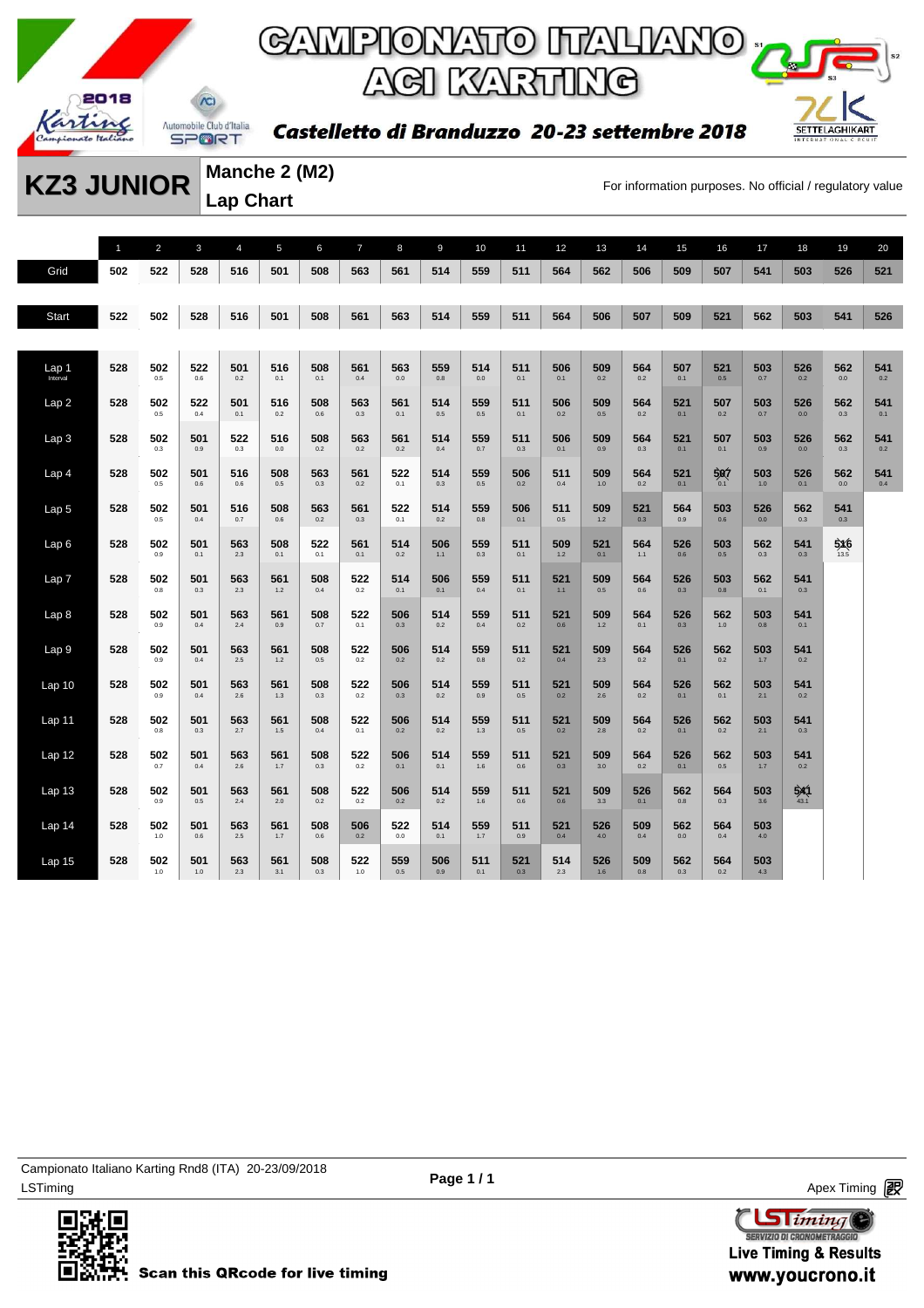# CAMPIONATO ITALIANO ACI KARTING

**Castelletto di Branduzzo 20-23 settembre 2018**

## KZ3 JUNIOR

### Manche 2 (M2)
### Lap Chart

For information purposes. No official / regulatory value

| | 1 | 2 | 3 | 4 | 5 | 6 | 7 | 8 | 9 | 10 | 11 | 12 | 13 | 14 | 15 | 16 | 17 | 18 | 19 | 20 |
|---|---|---|---|---|---|---|---|---|---|---|---|---|---|---|---|---|---|---|---|---|
| Grid | 502 | 522 | 528 | 516 | 501 | 508 | 563 | 561 | 514 | 559 | 511 | 564 | 562 | 506 | 509 | 507 | 541 | 503 | 526 | 521 |
| Start | 522 | 502 | 528 | 516 | 501 | 508 | 561 | 563 | 514 | 559 | 511 | 564 | 506 | 507 | 509 | 521 | 562 | 503 | 541 | 526 |
| Lap 1 (Interval) | 528 | 502 0.5 | 522 0.6 | 501 0.2 | 516 0.1 | 508 0.1 | 561 0.4 | 563 0.0 | 559 0.8 | 514 0.0 | 511 0.1 | 506 0.1 | 509 0.2 | 564 0.2 | 507 0.1 | 521 0.5 | 503 0.7 | 526 0.2 | 562 0.0 | 541 0.2 |
| Lap 2 | 528 | 502 0.5 | 522 0.4 | 501 0.1 | 516 0.2 | 508 0.6 | 563 0.3 | 561 0.1 | 514 0.5 | 559 0.5 | 511 0.1 | 506 0.2 | 509 0.5 | 564 0.2 | 521 0.1 | 507 0.2 | 503 0.7 | 526 0.0 | 562 0.3 | 541 0.1 |
| Lap 3 | 528 | 502 0.3 | 501 0.9 | 522 0.3 | 516 0.0 | 508 0.2 | 563 0.2 | 561 0.2 | 514 0.4 | 559 0.7 | 511 0.3 | 506 0.1 | 509 0.9 | 564 0.3 | 521 0.1 | 507 0.1 | 503 0.9 | 526 0.0 | 562 0.3 | 541 0.2 |
| Lap 4 | 528 | 502 0.5 | 501 0.6 | 516 0.6 | 508 0.5 | 563 0.3 | 561 0.2 | 522 0.1 | 514 0.3 | 559 0.5 | 506 0.2 | 511 0.4 | 509 1.0 | 564 0.2 | 521 0.1 | 507 0.1 | 503 1.0 | 526 0.1 | 562 0.0 | 541 0.4 |
| Lap 5 | 528 | 502 0.5 | 501 0.4 | 516 0.7 | 508 0.6 | 563 0.2 | 561 0.3 | 522 0.1 | 514 0.2 | 559 0.8 | 506 0.1 | 511 0.5 | 509 1.2 | 521 0.3 | 564 0.9 | 503 0.6 | 526 0.0 | 562 0.3 | 541 0.3 | |
| Lap 6 | 528 | 502 0.9 | 501 0.1 | 563 2.3 | 508 0.1 | 522 0.1 | 561 0.1 | 514 0.2 | 506 1.1 | 559 0.3 | 511 0.1 | 509 1.2 | 521 0.1 | 564 1.1 | 526 0.6 | 503 0.5 | 562 0.3 | 541 0.3 | 516 13.5 | |
| Lap 7 | 528 | 502 0.8 | 501 0.3 | 563 2.3 | 561 1.2 | 508 0.4 | 522 0.2 | 514 0.1 | 506 0.1 | 559 0.4 | 511 0.1 | 521 1.1 | 509 0.5 | 564 0.6 | 526 0.3 | 503 0.8 | 562 0.1 | 541 0.3 | | |
| Lap 8 | 528 | 502 0.9 | 501 0.4 | 563 2.4 | 561 0.9 | 508 0.7 | 522 0.1 | 506 0.3 | 514 0.2 | 559 0.4 | 511 0.2 | 521 0.6 | 509 1.2 | 564 0.1 | 526 0.3 | 562 1.0 | 503 0.8 | 541 0.1 | | |
| Lap 9 | 528 | 502 0.9 | 501 0.4 | 563 2.5 | 561 1.2 | 508 0.5 | 522 0.2 | 506 0.2 | 514 0.2 | 559 0.8 | 511 0.2 | 521 0.4 | 509 2.3 | 564 0.2 | 526 0.1 | 562 0.2 | 503 1.7 | 541 0.2 | | |
| Lap 10 | 528 | 502 0.9 | 501 0.4 | 563 2.6 | 561 1.3 | 508 0.3 | 522 0.2 | 506 0.3 | 514 0.2 | 559 0.9 | 511 0.5 | 521 0.2 | 509 2.6 | 564 0.2 | 526 0.1 | 562 0.1 | 503 2.1 | 541 0.2 | | |
| Lap 11 | 528 | 502 0.8 | 501 0.3 | 563 2.7 | 561 1.5 | 508 0.4 | 522 0.1 | 506 0.2 | 514 0.2 | 559 1.3 | 511 0.5 | 521 0.2 | 509 2.8 | 564 0.2 | 526 0.1 | 562 0.2 | 503 2.1 | 541 0.3 | | |
| Lap 12 | 528 | 502 0.7 | 501 0.4 | 563 2.6 | 561 1.7 | 508 0.3 | 522 0.2 | 506 0.1 | 514 0.1 | 559 1.6 | 511 0.6 | 521 0.3 | 509 3.0 | 564 0.2 | 526 0.1 | 562 0.5 | 503 1.7 | 541 0.2 | | |
| Lap 13 | 528 | 502 0.9 | 501 0.5 | 563 2.4 | 561 2.0 | 508 0.2 | 522 0.2 | 506 0.2 | 514 0.2 | 559 1.6 | 511 0.6 | 521 0.6 | 509 3.3 | 526 0.1 | 562 0.8 | 564 0.3 | 503 3.6 | 541 43.1 | | |
| Lap 14 | 528 | 502 1.0 | 501 0.6 | 563 2.5 | 561 1.7 | 508 0.6 | 506 0.2 | 522 0.0 | 514 0.1 | 559 1.7 | 511 0.9 | 521 0.4 | 526 4.0 | 509 0.4 | 562 0.0 | 564 0.4 | 503 4.0 | | | |
| Lap 15 | 528 | 502 1.0 | 501 1.0 | 563 2.3 | 561 3.1 | 508 0.3 | 522 1.0 | 559 0.5 | 506 0.9 | 511 0.1 | 521 0.3 | 514 2.3 | 526 1.6 | 509 0.8 | 562 0.3 | 564 0.2 | 503 4.3 | | | |

Campionato Italiano Karting Rnd8 (ITA) 20-23/09/2018

LSTiming

Apex Timing

Scan this QRcode for live timing

LSTiming — Servizio di cronometraggio — Live Timing & Results — www.youcrono.it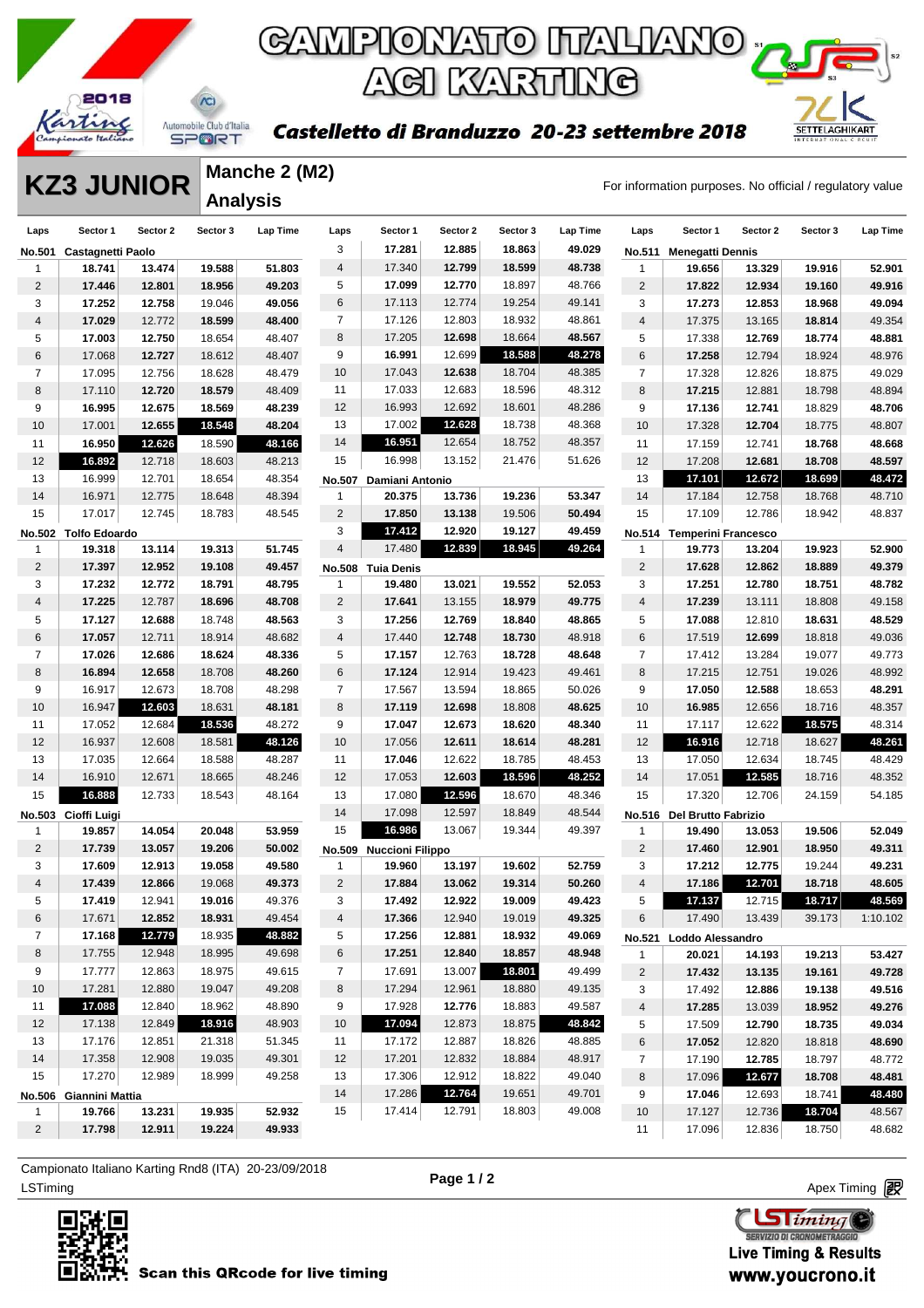# CAMPIONATO ITALIANO ACI KARTING

**Castelletto di Branzuzzo 20-23 settembre 2018**

## KZ3 JUNIOR

### Manche 2 (M2)

### Analysis

For information purposes. No official / regulatory value

**No.501 Castagnetti Paolo**

| Laps | Sector 1 | Sector 2 | Sector 3 | Lap Time |
|---|---|---|---|---|
| 1 | 18.741 | 13.474 | 19.588 | 51.803 |
| 2 | 17.446 | 12.801 | 18.956 | 49.203 |
| 3 | 17.252 | 12.758 | 19.046 | 49.056 |
| 4 | 17.029 | 12.772 | 18.599 | 48.400 |
| 5 | 17.003 | 12.750 | 18.654 | 48.407 |
| 6 | 17.068 | 12.727 | 18.612 | 48.407 |
| 7 | 17.095 | 12.756 | 18.628 | 48.479 |
| 8 | 17.110 | 12.720 | 18.579 | 48.409 |
| 9 | 16.995 | 12.675 | 18.569 | 48.239 |
| 10 | 17.001 | 12.655 | 18.548 | 48.204 |
| 11 | 16.950 | 12.626 | 18.590 | 48.166 |
| 12 | 16.892 | 12.718 | 18.603 | 48.213 |
| 13 | 16.999 | 12.701 | 18.654 | 48.354 |
| 14 | 16.971 | 12.775 | 18.648 | 48.394 |
| 15 | 17.017 | 12.745 | 18.783 | 48.545 |

**No.502 Tolfo Edoardo**

| Laps | Sector 1 | Sector 2 | Sector 3 | Lap Time |
|---|---|---|---|---|
| 1 | 19.318 | 13.114 | 19.313 | 51.745 |
| 2 | 17.397 | 12.952 | 19.108 | 49.457 |
| 3 | 17.232 | 12.772 | 18.791 | 48.795 |
| 4 | 17.225 | 12.787 | 18.696 | 48.708 |
| 5 | 17.127 | 12.688 | 18.748 | 48.563 |
| 6 | 17.057 | 12.711 | 18.914 | 48.682 |
| 7 | 17.026 | 12.686 | 18.624 | 48.336 |
| 8 | 16.894 | 12.658 | 18.708 | 48.260 |
| 9 | 16.917 | 12.673 | 18.708 | 48.298 |
| 10 | 16.947 | 12.603 | 18.631 | 48.181 |
| 11 | 17.052 | 12.684 | 18.536 | 48.272 |
| 12 | 16.937 | 12.608 | 18.581 | 48.126 |
| 13 | 17.035 | 12.664 | 18.588 | 48.287 |
| 14 | 16.910 | 12.671 | 18.665 | 48.246 |
| 15 | 16.888 | 12.733 | 18.543 | 48.164 |

**No.503 Cioffi Luigi**

| Laps | Sector 1 | Sector 2 | Sector 3 | Lap Time |
|---|---|---|---|---|
| 1 | 19.857 | 14.054 | 20.048 | 53.959 |
| 2 | 17.739 | 13.057 | 19.206 | 50.002 |
| 3 | 17.609 | 12.913 | 19.058 | 49.580 |
| 4 | 17.439 | 12.866 | 19.068 | 49.373 |
| 5 | 17.419 | 12.941 | 19.016 | 49.376 |
| 6 | 17.671 | 12.852 | 18.931 | 49.454 |
| 7 | 17.168 | 12.779 | 18.935 | 48.882 |
| 8 | 17.755 | 12.948 | 18.995 | 49.698 |
| 9 | 17.777 | 12.863 | 18.975 | 49.615 |
| 10 | 17.281 | 12.880 | 19.047 | 49.208 |
| 11 | 17.088 | 12.883 | 18.919 | 48.890 |
| 12 | 17.138 | 12.849 | 18.916 | 48.903 |
| 13 | 17.176 | 12.851 | 21.318 | 51.345 |
| 14 | 17.358 | 12.908 | 19.035 | 49.301 |
| 15 | 17.270 | 12.989 | 18.999 | 49.258 |

**No.506 Giannini Mattia**

| Laps | Sector 1 | Sector 2 | Sector 3 | Lap Time |
|---|---|---|---|---|
| 1 | 19.766 | 13.231 | 19.935 | 52.932 |
| 2 | 17.798 | 12.911 | 19.224 | 49.933 |
| 3 | 17.281 | 12.885 | 18.863 | 49.029 |
| 4 | 17.340 | 12.799 | 18.599 | 48.738 |
| 5 | 17.099 | 12.770 | 18.897 | 48.766 |
| 6 | 17.113 | 12.774 | 19.254 | 49.141 |
| 7 | 17.126 | 12.803 | 18.932 | 48.861 |
| 8 | 17.205 | 12.698 | 18.664 | 48.567 |
| 9 | 16.991 | 12.699 | 18.588 | 48.278 |
| 10 | 17.043 | 12.638 | 18.704 | 48.385 |
| 11 | 17.033 | 12.683 | 18.596 | 48.312 |
| 12 | 16.993 | 12.692 | 18.601 | 48.286 |
| 13 | 17.002 | 12.628 | 18.738 | 48.368 |
| 14 | 16.951 | 12.654 | 18.752 | 48.357 |
| 15 | 16.998 | 13.152 | 21.476 | 51.626 |

**No.507 Damiani Antonio**

| Laps | Sector 1 | Sector 2 | Sector 3 | Lap Time |
|---|---|---|---|---|
| 1 | 20.375 | 13.736 | 19.236 | 53.347 |
| 2 | 17.850 | 13.138 | 19.506 | 50.494 |
| 3 | 17.412 | 12.920 | 19.127 | 49.459 |
| 4 | 17.480 | 12.839 | 18.945 | 49.264 |

**No.508 Tuia Denis**

| Laps | Sector 1 | Sector 2 | Sector 3 | Lap Time |
|---|---|---|---|---|
| 1 | 19.480 | 13.021 | 19.552 | 52.053 |
| 2 | 17.641 | 13.155 | 18.979 | 49.775 |
| 3 | 17.256 | 12.769 | 18.840 | 48.865 |
| 4 | 17.440 | 12.748 | 18.730 | 48.918 |
| 5 | 17.157 | 12.763 | 18.728 | 48.648 |
| 6 | 17.124 | 12.914 | 19.423 | 49.461 |
| 7 | 17.567 | 13.594 | 18.865 | 50.026 |
| 8 | 17.119 | 12.698 | 18.808 | 48.625 |
| 9 | 17.047 | 12.673 | 18.620 | 48.340 |
| 10 | 17.056 | 12.611 | 18.614 | 48.281 |
| 11 | 17.046 | 12.622 | 18.785 | 48.453 |
| 12 | 17.053 | 12.603 | 18.596 | 48.252 |
| 13 | 17.080 | 12.596 | 18.670 | 48.346 |
| 14 | 17.098 | 12.597 | 18.849 | 48.544 |
| 15 | 16.986 | 13.067 | 19.344 | 49.397 |

**No.509 Nuccioni Filippo**

| Laps | Sector 1 | Sector 2 | Sector 3 | Lap Time |
|---|---|---|---|---|
| 1 | 19.960 | 13.197 | 19.602 | 52.759 |
| 2 | 17.884 | 13.062 | 19.314 | 50.260 |
| 3 | 17.492 | 12.922 | 19.009 | 49.423 |
| 4 | 17.366 | 12.940 | 19.019 | 49.325 |
| 5 | 17.256 | 12.881 | 18.932 | 49.069 |
| 6 | 17.251 | 12.840 | 18.857 | 48.948 |
| 7 | 17.691 | 13.007 | 18.801 | 49.499 |
| 8 | 17.294 | 12.961 | 18.880 | 49.135 |
| 9 | 17.928 | 12.776 | 18.883 | 49.587 |
| 10 | 17.094 | 12.873 | 18.875 | 48.842 |
| 11 | 17.172 | 12.887 | 18.826 | 48.885 |
| 12 | 17.201 | 12.832 | 18.884 | 48.917 |
| 13 | 17.306 | 12.912 | 18.822 | 49.040 |
| 14 | 17.286 | 12.764 | 19.651 | 49.701 |
| 15 | 17.414 | 12.791 | 18.803 | 49.008 |

**No.511 Menegatti Dennis**

| Laps | Sector 1 | Sector 2 | Sector 3 | Lap Time |
|---|---|---|---|---|
| 1 | 19.656 | 13.329 | 19.916 | 52.901 |
| 2 | 17.822 | 12.934 | 19.160 | 49.916 |
| 3 | 17.273 | 12.853 | 18.968 | 49.094 |
| 4 | 17.375 | 13.165 | 18.814 | 49.354 |
| 5 | 17.338 | 12.769 | 18.774 | 48.881 |
| 6 | 17.258 | 12.794 | 18.924 | 48.976 |
| 7 | 17.328 | 12.826 | 18.875 | 49.029 |
| 8 | 17.215 | 12.881 | 18.798 | 48.894 |
| 9 | 17.136 | 12.741 | 18.829 | 48.706 |
| 10 | 17.328 | 12.704 | 18.775 | 48.807 |
| 11 | 17.159 | 12.741 | 18.768 | 48.668 |
| 12 | 17.208 | 12.681 | 18.708 | 48.597 |
| 13 | 17.101 | 12.672 | 18.699 | 48.472 |
| 14 | 17.184 | 12.758 | 18.768 | 48.710 |
| 15 | 17.109 | 12.786 | 18.942 | 48.837 |

**No.514 Temperini Francesco**

| Laps | Sector 1 | Sector 2 | Sector 3 | Lap Time |
|---|---|---|---|---|
| 1 | 19.773 | 13.204 | 19.923 | 52.900 |
| 2 | 17.628 | 12.862 | 18.889 | 49.379 |
| 3 | 17.251 | 12.780 | 18.751 | 48.782 |
| 4 | 17.239 | 13.111 | 18.808 | 49.158 |
| 5 | 17.088 | 12.810 | 18.631 | 48.529 |
| 6 | 17.519 | 12.699 | 18.818 | 49.036 |
| 7 | 17.412 | 13.284 | 19.077 | 49.773 |
| 8 | 17.215 | 12.751 | 19.026 | 48.992 |
| 9 | 17.050 | 12.588 | 18.653 | 48.291 |
| 10 | 16.985 | 12.656 | 18.716 | 48.357 |
| 11 | 17.117 | 12.622 | 18.575 | 48.314 |
| 12 | 16.916 | 12.718 | 18.627 | 48.261 |
| 13 | 17.050 | 12.634 | 18.745 | 48.429 |
| 14 | 17.051 | 12.585 | 18.716 | 48.352 |
| 15 | 17.320 | 12.706 | 24.159 | 54.185 |

**No.516 Del Brutto Fabrizio**

| Laps | Sector 1 | Sector 2 | Sector 3 | Lap Time |
|---|---|---|---|---|
| 1 | 19.490 | 13.053 | 19.506 | 52.049 |
| 2 | 17.460 | 12.901 | 18.950 | 49.311 |
| 3 | 17.212 | 12.775 | 19.244 | 49.231 |
| 4 | 17.186 | 12.701 | 18.718 | 48.605 |
| 5 | 17.137 | 12.715 | 18.717 | 48.569 |
| 6 | 17.490 | 13.439 | 39.173 | 1:10.102 |

**No.521 Loddo Alessandro**

| Laps | Sector 1 | Sector 2 | Sector 3 | Lap Time |
|---|---|---|---|---|
| 1 | 20.021 | 14.193 | 19.213 | 53.427 |
| 2 | 17.432 | 13.135 | 19.161 | 49.728 |
| 3 | 17.492 | 12.886 | 19.138 | 49.516 |
| 4 | 17.285 | 13.039 | 18.952 | 49.276 |
| 5 | 17.509 | 12.790 | 18.735 | 49.034 |
| 6 | 17.052 | 12.820 | 18.818 | 48.690 |
| 7 | 17.190 | 12.785 | 18.797 | 48.772 |
| 8 | 17.096 | 12.677 | 18.708 | 48.481 |
| 9 | 17.046 | 12.693 | 18.741 | 48.480 |
| 10 | 17.127 | 12.736 | 18.704 | 48.567 |
| 11 | 17.096 | 12.836 | 18.750 | 48.682 |

Campionato Italiano Karting Rnd8 (ITA) 20-23/09/2018

LSTiming

Apex Timing

Scan this QRcode for live timing

Live Timing & Results www.youcrono.it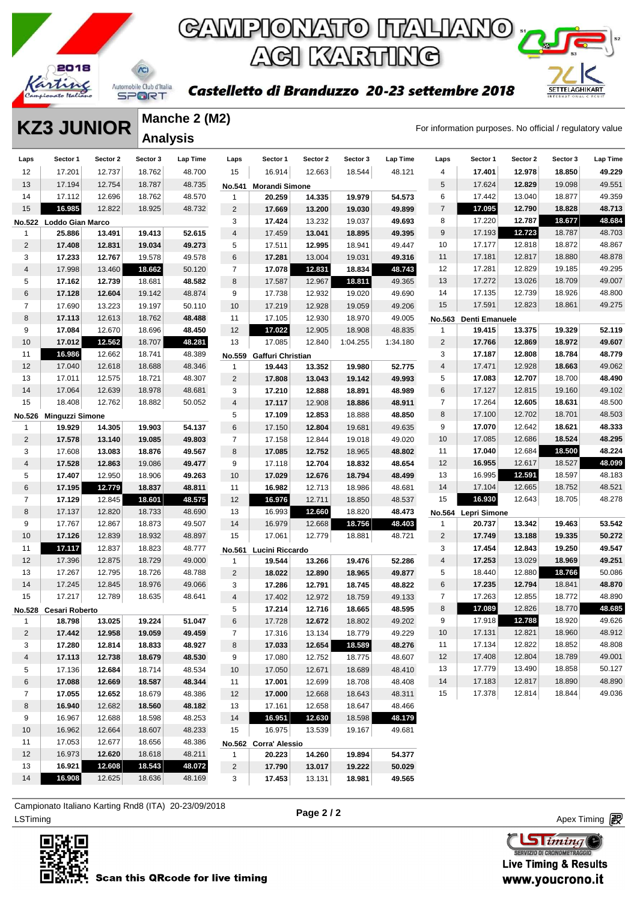# CAMPIONATO ITALIANO ACI KARTING

**Castelletto di Branduzzo 20-23 settembre 2018**

## KZ3 JUNIOR

### Manche 2 (M2) Analysis

For information purposes. No official / regulatory value

| Laps | Sector 1 | Sector 2 | Sector 3 | Lap Time |
|---|---|---|---|---|
| 12 | 17.201 | 12.737 | 18.762 | 48.700 |
| 13 | 17.194 | 12.754 | 18.787 | 48.735 |
| 14 | 17.112 | 12.696 | 18.762 | 48.570 |
| 15 | 16.985 | 12.822 | 18.925 | 48.732 |
| **No.522 Loddo Gian Marco** | | | | |
| 1 | 25.886 | 13.491 | 19.413 | 52.615 |
| 2 | 17.408 | 12.831 | 19.034 | 49.273 |
| 3 | 17.233 | 12.767 | 19.578 | 49.578 |
| 4 | 17.998 | 13.460 | 18.662 | 50.120 |
| 5 | 17.162 | 12.739 | 18.681 | 48.582 |
| 6 | 17.128 | 12.604 | 19.142 | 48.874 |
| 7 | 17.690 | 13.223 | 19.197 | 50.110 |
| 8 | 17.113 | 12.613 | 18.762 | 48.488 |
| 9 | 17.084 | 12.670 | 18.696 | 48.450 |
| 10 | 17.012 | 12.562 | 18.707 | 48.281 |
| 11 | 16.986 | 12.662 | 18.741 | 48.389 |
| 12 | 17.040 | 12.618 | 18.688 | 48.346 |
| 13 | 17.011 | 12.575 | 18.721 | 48.307 |
| 14 | 17.064 | 12.639 | 18.978 | 48.681 |
| 15 | 18.408 | 12.762 | 18.882 | 50.052 |
| **No.526 Minguzzi Simone** | | | | |
| 1 | 19.929 | 14.305 | 19.903 | 54.137 |
| 2 | 17.578 | 13.140 | 19.085 | 49.803 |
| 3 | 17.608 | 13.083 | 18.876 | 49.567 |
| 4 | 17.528 | 12.863 | 19.086 | 49.477 |
| 5 | 17.407 | 12.950 | 18.906 | 49.263 |
| 6 | 17.195 | 12.779 | 18.837 | 48.811 |
| 7 | 17.129 | 12.845 | 18.601 | 48.575 |
| 8 | 17.137 | 12.820 | 18.733 | 48.690 |
| 9 | 17.767 | 12.867 | 18.873 | 49.507 |
| 10 | 17.126 | 12.839 | 18.932 | 48.897 |
| 11 | 17.117 | 12.837 | 18.823 | 48.777 |
| 12 | 17.396 | 12.875 | 18.729 | 49.000 |
| 13 | 17.267 | 12.795 | 18.726 | 48.788 |
| 14 | 17.245 | 12.845 | 18.976 | 49.066 |
| 15 | 17.217 | 12.789 | 18.635 | 48.641 |
| **No.528 Cesari Roberto** | | | | |
| 1 | 18.798 | 13.025 | 19.224 | 51.047 |
| 2 | 17.442 | 12.958 | 19.059 | 49.459 |
| 3 | 17.280 | 12.814 | 18.833 | 48.927 |
| 4 | 17.113 | 12.738 | 18.679 | 48.530 |
| 5 | 17.136 | 12.684 | 18.714 | 48.534 |
| 6 | 17.088 | 12.669 | 18.587 | 48.344 |
| 7 | 17.055 | 12.652 | 18.679 | 48.386 |
| 8 | 16.940 | 12.682 | 18.560 | 48.182 |
| 9 | 16.967 | 12.688 | 18.598 | 48.253 |
| 10 | 16.962 | 12.664 | 18.607 | 48.233 |
| 11 | 17.053 | 12.677 | 18.656 | 48.386 |
| 12 | 16.973 | 12.620 | 18.618 | 48.211 |
| 13 | 16.921 | 12.608 | 18.543 | 48.072 |
| 14 | 16.908 | 12.625 | 18.636 | 48.169 |
| 15 | 16.914 | 12.663 | 18.544 | 48.121 |
| **No.541 Morandi Simone** | | | | |
| 1 | 20.259 | 14.335 | 19.979 | 54.573 |
| 2 | 17.669 | 13.200 | 19.030 | 49.899 |
| 3 | 17.424 | 13.232 | 19.037 | 49.693 |
| 4 | 17.459 | 13.041 | 18.895 | 49.395 |
| 5 | 17.511 | 12.995 | 18.941 | 49.447 |
| 6 | 17.281 | 13.004 | 19.031 | 49.316 |
| 7 | 17.078 | 12.831 | 18.834 | 48.743 |
| 8 | 17.587 | 12.967 | 18.811 | 49.365 |
| 9 | 17.738 | 12.932 | 19.020 | 49.690 |
| 10 | 17.219 | 12.928 | 19.059 | 49.206 |
| 11 | 17.105 | 12.930 | 18.970 | 49.005 |
| 12 | 17.022 | 12.905 | 18.908 | 48.835 |
| 13 | 17.085 | 12.840 | 1:04.255 | 1:34.180 |
| **No.559 Gaffuri Christian** | | | | |
| 1 | 19.443 | 13.352 | 19.980 | 52.775 |
| 2 | 17.808 | 13.043 | 19.142 | 49.993 |
| 3 | 17.210 | 12.888 | 18.891 | 48.989 |
| 4 | 17.117 | 12.908 | 18.886 | 48.911 |
| 5 | 17.109 | 12.853 | 18.888 | 48.850 |
| 6 | 17.150 | 12.804 | 19.681 | 49.635 |
| 7 | 17.158 | 12.844 | 19.018 | 49.020 |
| 8 | 17.085 | 12.752 | 18.965 | 48.802 |
| 9 | 17.118 | 12.704 | 18.832 | 48.654 |
| 10 | 17.029 | 12.676 | 18.794 | 48.499 |
| 11 | 16.982 | 12.713 | 18.986 | 48.681 |
| 12 | 16.976 | 12.711 | 18.850 | 48.537 |
| 13 | 16.993 | 12.660 | 18.820 | 48.473 |
| 14 | 16.979 | 12.668 | 18.756 | 48.403 |
| 15 | 17.061 | 12.779 | 18.881 | 48.721 |
| **No.561 Lucini Riccardo** | | | | |
| 1 | 19.544 | 13.266 | 19.476 | 52.286 |
| 2 | 18.022 | 12.890 | 18.965 | 49.877 |
| 3 | 17.286 | 12.791 | 18.745 | 48.822 |
| 4 | 17.402 | 12.972 | 18.759 | 49.133 |
| 5 | 17.214 | 12.716 | 18.665 | 48.595 |
| 6 | 17.728 | 12.672 | 18.802 | 49.202 |
| 7 | 17.316 | 13.134 | 18.779 | 49.229 |
| 8 | 17.033 | 12.654 | 18.589 | 48.276 |
| 9 | 17.080 | 12.752 | 18.775 | 48.607 |
| 10 | 17.050 | 12.671 | 18.689 | 48.410 |
| 11 | 17.001 | 12.699 | 18.708 | 48.408 |
| 12 | 17.000 | 12.668 | 18.643 | 48.311 |
| 13 | 17.161 | 12.658 | 18.647 | 48.466 |
| 14 | 16.951 | 12.630 | 18.598 | 48.179 |
| 15 | 16.975 | 13.539 | 19.167 | 49.681 |
| **No.562 Corra' Alessio** | | | | |
| 1 | 20.223 | 14.260 | 19.894 | 54.377 |
| 2 | 17.790 | 13.017 | 19.222 | 50.029 |
| 3 | 17.453 | 13.131 | 18.981 | 49.565 |
| 4 | 17.401 | 12.978 | 18.850 | 49.229 |
| 5 | 17.624 | 12.829 | 19.098 | 49.551 |
| 6 | 17.442 | 13.040 | 18.877 | 49.359 |
| 7 | 17.095 | 12.790 | 18.828 | 48.713 |
| 8 | 17.220 | 12.787 | 18.677 | 48.684 |
| 9 | 17.193 | 12.723 | 18.787 | 48.703 |
| 10 | 17.177 | 12.818 | 18.872 | 48.867 |
| 11 | 17.181 | 12.817 | 18.880 | 48.878 |
| 12 | 17.281 | 12.829 | 19.185 | 49.295 |
| 13 | 17.272 | 13.026 | 18.709 | 49.007 |
| 14 | 17.135 | 12.739 | 18.926 | 48.800 |
| 15 | 17.591 | 12.823 | 18.861 | 49.275 |
| **No.563 Denti Emanuele** | | | | |
| 1 | 19.415 | 13.375 | 19.329 | 52.119 |
| 2 | 17.766 | 12.869 | 18.972 | 49.607 |
| 3 | 17.187 | 12.808 | 18.784 | 48.779 |
| 4 | 17.471 | 12.928 | 18.663 | 49.062 |
| 5 | 17.083 | 12.707 | 18.700 | 48.490 |
| 6 | 17.127 | 12.815 | 19.160 | 49.102 |
| 7 | 17.264 | 12.605 | 18.631 | 48.500 |
| 8 | 17.100 | 12.702 | 18.701 | 48.503 |
| 9 | 17.070 | 12.642 | 18.621 | 48.333 |
| 10 | 17.085 | 12.686 | 18.524 | 48.295 |
| 11 | 17.040 | 12.684 | 18.500 | 48.224 |
| 12 | 16.955 | 12.617 | 18.527 | 48.099 |
| 13 | 16.995 | 12.591 | 18.597 | 48.183 |
| 14 | 17.104 | 12.665 | 18.752 | 48.521 |
| 15 | 16.930 | 12.643 | 18.705 | 48.278 |
| **No.564 Lepri Simone** | | | | |
| 1 | 20.737 | 13.342 | 19.463 | 53.542 |
| 2 | 17.749 | 13.188 | 19.335 | 50.272 |
| 3 | 17.454 | 12.843 | 19.250 | 49.547 |
| 4 | 17.253 | 13.029 | 18.969 | 49.251 |
| 5 | 18.440 | 12.880 | 18.766 | 50.086 |
| 6 | 17.235 | 12.794 | 18.841 | 48.870 |
| 7 | 17.263 | 12.855 | 18.772 | 48.890 |
| 8 | 17.089 | 12.826 | 18.770 | 48.685 |
| 9 | 17.918 | 12.788 | 18.920 | 49.626 |
| 10 | 17.131 | 12.821 | 18.960 | 48.912 |
| 11 | 17.134 | 12.822 | 18.852 | 48.808 |
| 12 | 17.408 | 12.804 | 18.789 | 49.001 |
| 13 | 17.779 | 13.490 | 18.858 | 50.127 |
| 14 | 17.183 | 12.817 | 18.890 | 48.890 |
| 15 | 17.378 | 12.814 | 18.844 | 49.036 |

Campionato Italiano Karting Rnd8 (ITA) 20-23/09/2018

LSTiming

Apex Timing

Scan this QRcode for live timing

Live Timing & Results
www.youcrono.it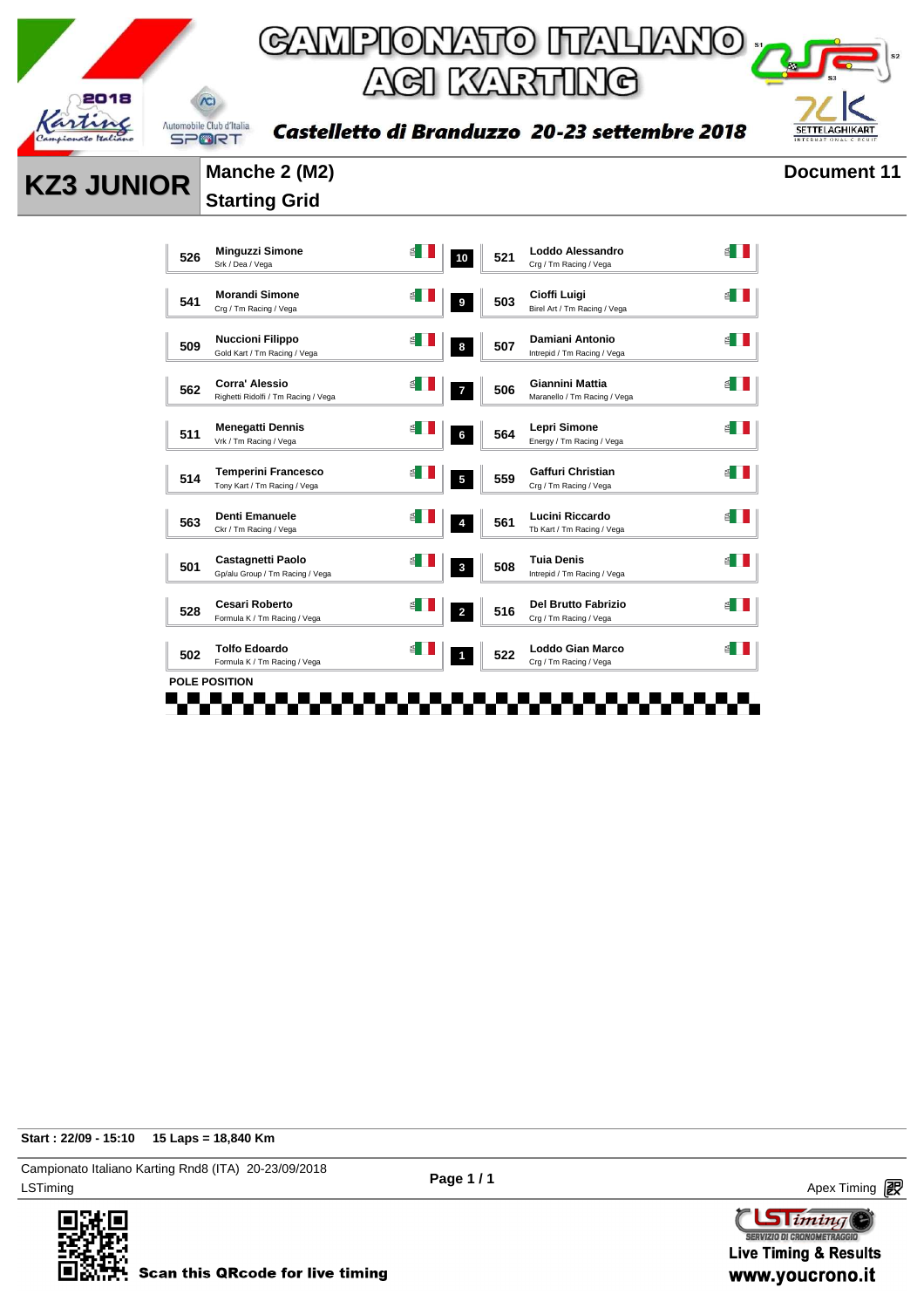# CAMPIONATO ITALIANO ACI KARTING

*Castelletto di Branduzzo 20-23 settembre 2018*

## KZ3 JUNIOR

**Manche 2 (M2)**
**Starting Grid**

**Document 11**

| No. | Driver | Team | Nat. | Pos. | No. | Driver | Team | Nat. |
|---|---|---|---|---|---|---|---|---|
| 526 | Minguzzi Simone | Srk / Dea / Vega | ITA | 10 | 521 | Loddo Alessandro | Crg / Tm Racing / Vega | ITA |
| 541 | Morandi Simone | Crg / Tm Racing / Vega | ITA | 9 | 503 | Cioffi Luigi | Birel Art / Tm Racing / Vega | ITA |
| 509 | Nuccioni Filippo | Gold Kart / Tm Racing / Vega | ITA | 8 | 507 | Damiani Antonio | Intrepid / Tm Racing / Vega | ITA |
| 562 | Corra' Alessio | Righetti Ridolfi / Tm Racing / Vega | ITA | 7 | 506 | Giannini Mattia | Maranello / Tm Racing / Vega | ITA |
| 511 | Menegatti Dennis | Vrk / Tm Racing / Vega | ITA | 6 | 564 | Lepri Simone | Energy / Tm Racing / Vega | ITA |
| 514 | Temperini Francesco | Tony Kart / Tm Racing / Vega | ITA | 5 | 559 | Gaffuri Christian | Crg / Tm Racing / Vega | ITA |
| 563 | Denti Emanuele | Ckr / Tm Racing / Vega | ITA | 4 | 561 | Lucini Riccardo | Tb Kart / Tm Racing / Vega | ITA |
| 501 | Castagnetti Paolo | Gp/alu Group / Tm Racing / Vega | ITA | 3 | 508 | Tuia Denis | Intrepid / Tm Racing / Vega | ITA |
| 528 | Cesari Roberto | Formula K / Tm Racing / Vega | ITA | 2 | 516 | Del Brutto Fabrizio | Crg / Tm Racing / Vega | ITA |
| 502 | Tolfo Edoardo | Formula K / Tm Racing / Vega | ITA | 1 | 522 | Loddo Gian Marco | Crg / Tm Racing / Vega | ITA |

POLE POSITION

**Start : 22/09 - 15:10 15 Laps = 18,840 Km**

Campionato Italiano Karting Rnd8 (ITA) 20-23/09/2018
LSTiming

Apex Timing

Scan this QRcode for live timing

Live Timing & Results
www.youcrono.it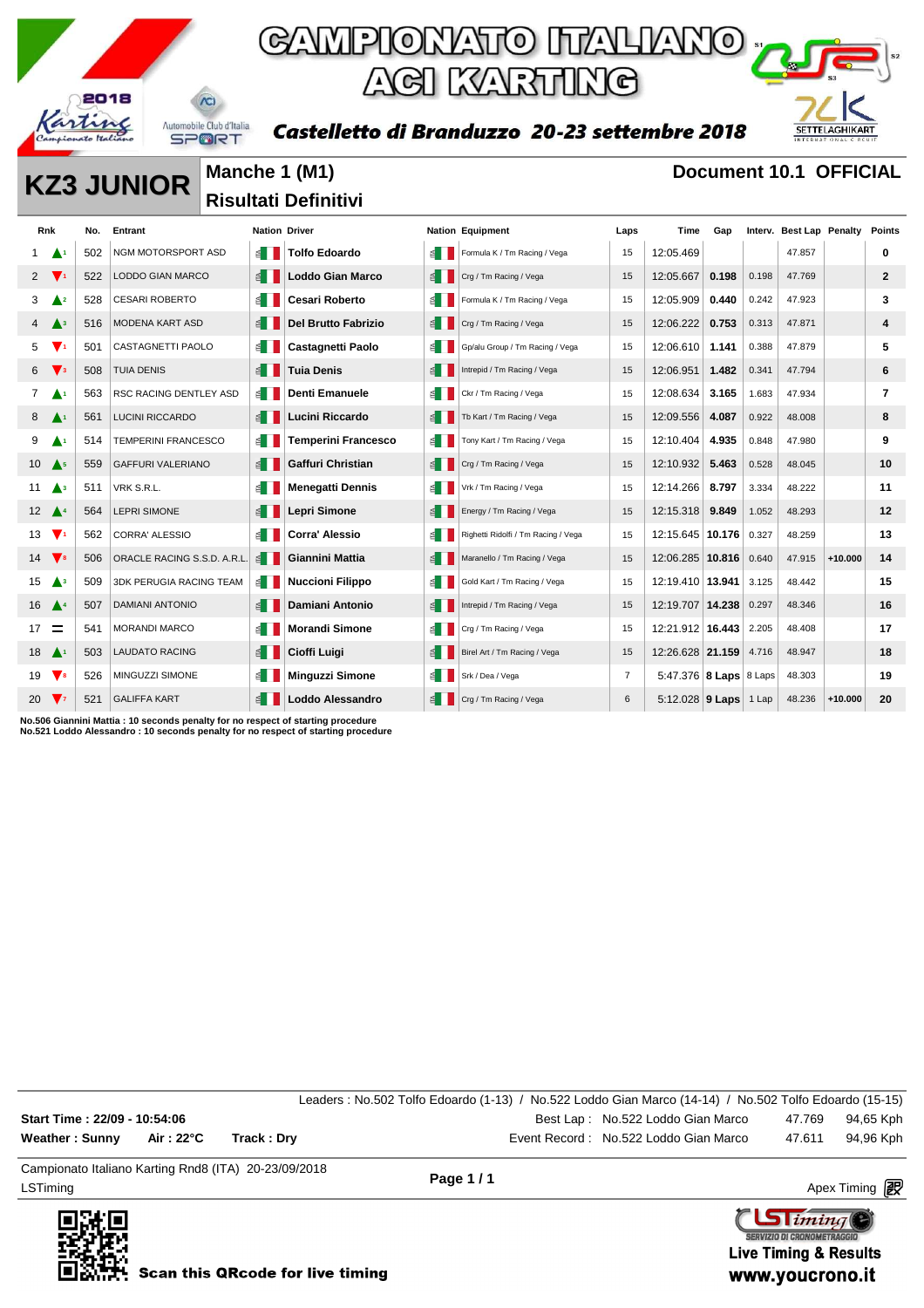# CAMPIONATO ITALIANO ACI KARTING

**Castelletto di Branduzzo 20-23 settembre 2018**

## KZ3 JUNIOR

**Manche 1 (M1)**

**Risultati Definitivi**

**Document 10.1 OFFICIAL**

| Rnk | | No. | Entrant | Nation | Driver | Nation | Equipment | Laps | Time | Gap | Interv. | Best Lap | Penalty | Points |
|---|---|---|---|---|---|---|---|---|---|---|---|---|---|---|
| 1 | ▲1 | 502 | NGM MOTORSPORT ASD | ITA | Tolfo Edoardo | ITA | Formula K / Tm Racing / Vega | 15 | 12:05.469 | | | 47.857 | | 0 |
| 2 | ▼1 | 522 | LODDO GIAN MARCO | ITA | Loddo Gian Marco | ITA | Crg / Tm Racing / Vega | 15 | 12:05.667 | 0.198 | 0.198 | 47.769 | | 2 |
| 3 | ▲2 | 528 | CESARI ROBERTO | ITA | Cesari Roberto | ITA | Formula K / Tm Racing / Vega | 15 | 12:05.909 | 0.440 | 0.242 | 47.923 | | 3 |
| 4 | ▲3 | 516 | MODENA KART ASD | ITA | Del Brutto Fabrizio | ITA | Crg / Tm Racing / Vega | 15 | 12:06.222 | 0.753 | 0.313 | 47.871 | | 4 |
| 5 | ▼1 | 501 | CASTAGNETTI PAOLO | ITA | Castagnetti Paolo | ITA | Gp/alu Group / Tm Racing / Vega | 15 | 12:06.610 | 1.141 | 0.388 | 47.879 | | 5 |
| 6 | ▼3 | 508 | TUIA DENIS | ITA | Tuia Denis | ITA | Intrepid / Tm Racing / Vega | 15 | 12:06.951 | 1.482 | 0.341 | 47.794 | | 6 |
| 7 | ▲1 | 563 | RSC RACING DENTLEY ASD | ITA | Denti Emanuele | ITA | Ckr / Tm Racing / Vega | 15 | 12:08.634 | 3.165 | 1.683 | 47.934 | | 7 |
| 8 | ▲1 | 561 | LUCINI RICCARDO | ITA | Lucini Riccardo | ITA | Tb Kart / Tm Racing / Vega | 15 | 12:09.556 | 4.087 | 0.922 | 48.008 | | 8 |
| 9 | ▲1 | 514 | TEMPERINI FRANCESCO | ITA | Temperini Francesco | ITA | Tony Kart / Tm Racing / Vega | 15 | 12:10.404 | 4.935 | 0.848 | 47.980 | | 9 |
| 10 | ▲5 | 559 | GAFFURI VALERIANO | ITA | Gaffuri Christian | ITA | Crg / Tm Racing / Vega | 15 | 12:10.932 | 5.463 | 0.528 | 48.045 | | 10 |
| 11 | ▲3 | 511 | VRK S.R.L. | ITA | Menegatti Dennis | ITA | Vrk / Tm Racing / Vega | 15 | 12:14.266 | 8.797 | 3.334 | 48.222 | | 11 |
| 12 | ▲4 | 564 | LEPRI SIMONE | ITA | Lepri Simone | ITA | Energy / Tm Racing / Vega | 15 | 12:15.318 | 9.849 | 1.052 | 48.293 | | 12 |
| 13 | ▼1 | 562 | CORRA' ALESSIO | ITA | Corra' Alessio | ITA | Righetti Ridolfi / Tm Racing / Vega | 15 | 12:15.645 | 10.176 | 0.327 | 48.259 | | 13 |
| 14 | ▼8 | 506 | ORACLE RACING S.S.D. A.R.L. | ITA | Giannini Mattia | ITA | Maranello / Tm Racing / Vega | 15 | 12:06.285 | 10.816 | 0.640 | 47.915 | +10.000 | 14 |
| 15 | ▲3 | 509 | 3DK PERUGIA RACING TEAM | ITA | Nuccioni Filippo | ITA | Gold Kart / Tm Racing / Vega | 15 | 12:19.410 | 13.941 | 3.125 | 48.442 | | 15 |
| 16 | ▲4 | 507 | DAMIANI ANTONIO | ITA | Damiani Antonio | ITA | Intrepid / Tm Racing / Vega | 15 | 12:19.707 | 14.238 | 0.297 | 48.346 | | 16 |
| 17 | = | 541 | MORANDI MARCO | ITA | Morandi Simone | ITA | Crg / Tm Racing / Vega | 15 | 12:21.912 | 16.443 | 2.205 | 48.408 | | 17 |
| 18 | ▲1 | 503 | LAUDATO RACING | ITA | Cioffi Luigi | ITA | Birel Art / Tm Racing / Vega | 15 | 12:26.628 | 21.159 | 4.716 | 48.947 | | 18 |
| 19 | ▼8 | 526 | MINGUZZI SIMONE | ITA | Minguzzi Simone | ITA | Srk / Dea / Vega | 7 | 5:47.376 | 8 Laps | 8 Laps | 48.303 | | 19 |
| 20 | ▼7 | 521 | GALIFFA KART | ITA | Loddo Alessandro | ITA | Crg / Tm Racing / Vega | 6 | 5:12.028 | 9 Laps | 1 Lap | 48.236 | +10.000 | 20 |

No.506 Giannini Mattia : 10 seconds penalty for no respect of starting procedure
No.521 Loddo Alessandro : 10 seconds penalty for no respect of starting procedure

Leaders : No.502 Tolfo Edoardo (1-13) / No.522 Loddo Gian Marco (14-14) / No.502 Tolfo Edoardo (15-15)

**Start Time : 22/09 - 10:54:06**

**Weather : Sunny** **Air : 22°C** **Track : Dry**

Best Lap : No.522 Loddo Gian Marco 47.769 94,65 Kph

Event Record : No.522 Loddo Gian Marco 47.611 94,96 Kph

Campionato Italiano Karting Rnd8 (ITA) 20-23/09/2018

LSTiming

**Page 1 / 1**

Apex Timing

**Scan this QRcode for live timing**

**Live Timing & Results**
**www.youcrono.it**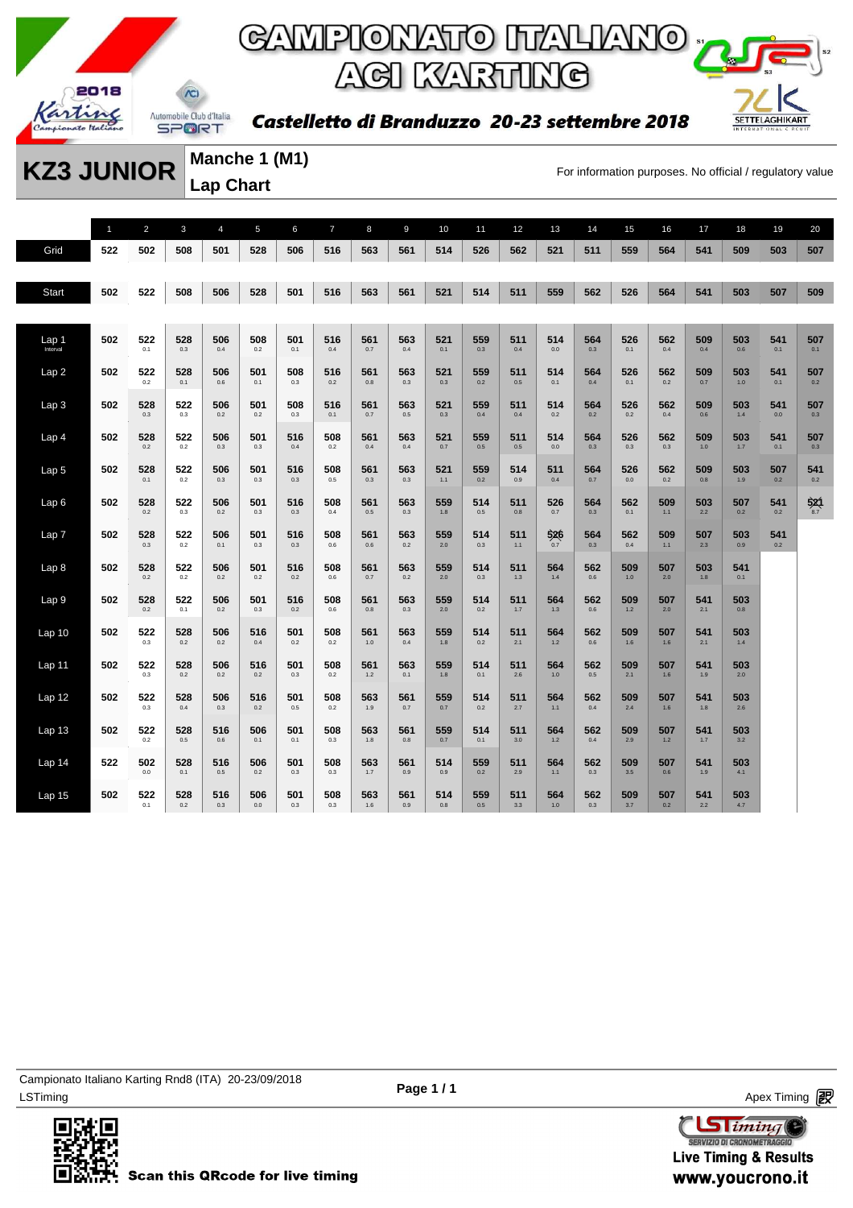# CAMPIONATO ITALIANO ACI KARTING

**Castelletto di Branduzzo 20-23 settembre 2018**

## KZ3 JUNIOR

**Manche 1 (M1)**
**Lap Chart**

For information purposes. No official / regulatory value

| | 1 | 2 | 3 | 4 | 5 | 6 | 7 | 8 | 9 | 10 | 11 | 12 | 13 | 14 | 15 | 16 | 17 | 18 | 19 | 20 |
|---|---|---|---|---|---|---|---|---|---|---|---|---|---|---|---|---|---|---|---|---|
| Grid | 522 | 502 | 508 | 501 | 528 | 506 | 516 | 563 | 561 | 514 | 526 | 562 | 521 | 511 | 559 | 564 | 541 | 509 | 503 | 507 |
| Start | 502 | 522 | 508 | 506 | 528 | 501 | 516 | 563 | 561 | 521 | 514 | 511 | 559 | 562 | 526 | 564 | 541 | 503 | 507 | 509 |
| Lap 1 Interval | 502 | 522 0.1 | 528 0.3 | 506 0.4 | 508 0.2 | 501 0.1 | 516 0.4 | 561 0.7 | 563 0.4 | 521 0.1 | 559 0.3 | 511 0.4 | 514 0.0 | 564 0.3 | 526 0.1 | 562 0.4 | 509 0.4 | 503 0.6 | 541 0.1 | 507 0.1 |
| Lap 2 | 502 | 522 0.2 | 528 0.1 | 506 0.6 | 501 0.1 | 508 0.3 | 516 0.2 | 561 0.8 | 563 0.3 | 521 0.3 | 559 0.2 | 511 0.5 | 514 0.1 | 564 0.4 | 526 0.1 | 562 0.2 | 509 0.7 | 503 1.0 | 541 0.1 | 507 0.2 |
| Lap 3 | 502 | 528 0.3 | 522 0.3 | 506 0.2 | 501 0.2 | 508 0.3 | 516 0.1 | 561 0.7 | 563 0.5 | 521 0.3 | 559 0.4 | 511 0.4 | 514 0.2 | 564 0.2 | 526 0.2 | 562 0.4 | 509 0.6 | 503 1.4 | 541 0.0 | 507 0.3 |
| Lap 4 | 502 | 528 0.2 | 522 0.2 | 506 0.3 | 501 0.3 | 516 0.4 | 508 0.2 | 561 0.4 | 563 0.4 | 521 0.7 | 559 0.5 | 511 0.5 | 514 0.0 | 564 0.3 | 526 0.3 | 562 0.3 | 509 1.0 | 503 1.7 | 541 0.1 | 507 0.3 |
| Lap 5 | 502 | 528 0.1 | 522 0.2 | 506 0.3 | 501 0.3 | 516 0.3 | 508 0.5 | 561 0.3 | 563 0.3 | 521 1.1 | 559 0.2 | 514 0.9 | 511 0.4 | 564 0.7 | 526 0.0 | 562 0.2 | 509 0.8 | 503 1.9 | 507 0.2 | 541 0.2 |
| Lap 6 | 502 | 528 0.2 | 522 0.3 | 506 0.2 | 501 0.3 | 516 0.3 | 508 0.4 | 561 0.5 | 563 0.3 | 559 1.8 | 514 0.5 | 511 0.8 | 526 0.7 | 564 0.3 | 562 0.1 | 509 1.1 | 503 2.2 | 507 0.2 | 541 0.2 | 521 8.7 |
| Lap 7 | 502 | 528 0.3 | 522 0.2 | 506 0.1 | 501 0.3 | 516 0.3 | 508 0.6 | 561 0.6 | 563 0.2 | 559 2.0 | 514 0.3 | 511 1.1 | 526 0.7 | 564 0.3 | 562 0.4 | 509 1.1 | 507 2.3 | 503 0.9 | 541 0.2 | |
| Lap 8 | 502 | 528 0.2 | 522 0.2 | 506 0.2 | 501 0.2 | 516 0.2 | 508 0.6 | 561 0.7 | 563 0.2 | 559 2.0 | 514 0.3 | 511 1.3 | 564 1.4 | 562 0.6 | 509 1.0 | 507 2.0 | 503 1.8 | 541 0.1 | | |
| Lap 9 | 502 | 528 0.2 | 522 0.1 | 506 0.2 | 501 0.3 | 516 0.2 | 508 0.6 | 561 0.8 | 563 0.3 | 559 2.0 | 514 0.2 | 511 1.7 | 564 1.3 | 562 0.6 | 509 1.2 | 507 2.0 | 541 2.1 | 503 0.8 | | |
| Lap 10 | 502 | 522 0.3 | 528 0.2 | 506 0.2 | 516 0.4 | 501 0.2 | 508 0.2 | 561 1.0 | 563 0.4 | 559 1.8 | 514 0.2 | 511 2.1 | 564 1.2 | 562 0.6 | 509 1.6 | 507 1.6 | 541 2.1 | 503 1.4 | | |
| Lap 11 | 502 | 522 0.3 | 528 0.2 | 506 0.2 | 516 0.2 | 501 0.3 | 508 0.2 | 561 1.2 | 563 0.1 | 559 1.8 | 514 0.1 | 511 2.6 | 564 1.0 | 562 0.5 | 509 2.1 | 507 1.6 | 541 1.9 | 503 2.0 | | |
| Lap 12 | 502 | 522 0.3 | 528 0.4 | 506 0.3 | 516 0.2 | 501 0.5 | 508 0.2 | 563 1.9 | 561 0.7 | 559 0.7 | 514 0.2 | 511 2.7 | 564 1.1 | 562 0.4 | 509 2.4 | 507 1.6 | 541 1.8 | 503 2.6 | | |
| Lap 13 | 502 | 522 0.2 | 528 0.5 | 516 0.6 | 506 0.1 | 501 0.1 | 508 0.3 | 563 1.8 | 561 0.8 | 559 0.7 | 514 0.1 | 511 3.0 | 564 1.2 | 562 0.4 | 509 2.9 | 507 1.2 | 541 1.7 | 503 3.2 | | |
| Lap 14 | 522 | 502 0.0 | 528 0.1 | 516 0.5 | 506 0.2 | 501 0.3 | 508 0.3 | 563 1.7 | 561 0.9 | 514 0.9 | 559 0.2 | 511 2.9 | 564 1.1 | 562 0.3 | 509 3.5 | 507 0.6 | 541 1.9 | 503 4.1 | | |
| Lap 15 | 502 | 522 0.1 | 528 0.2 | 516 0.3 | 506 0.0 | 501 0.3 | 508 0.3 | 563 1.6 | 561 0.9 | 514 0.8 | 559 0.5 | 511 3.3 | 564 1.0 | 562 0.3 | 509 3.7 | 507 0.2 | 541 2.2 | 503 4.7 | | |

Campionato Italiano Karting Rnd8 (ITA) 20-23/09/2018
LSTiming

Apex Timing

Scan this QRcode for live timing

Live Timing & Results
www.youcrono.it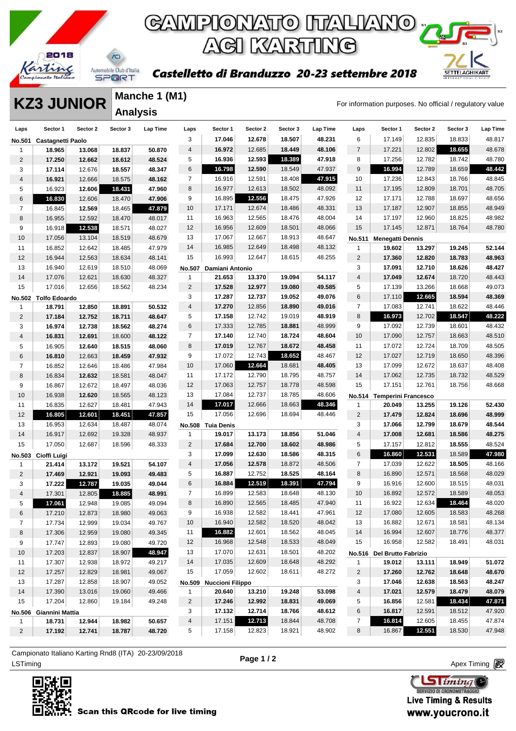# CAMPIONATO ITALIANO ACI KARTING

**Castelletto di Branduzzo 20-23 settembre 2018**

## KZ3 JUNIOR

### Manche 1 (M1) Analysis

For information purposes. No official / regulatory value

| Laps | Sector 1 | Sector 2 | Sector 3 | Lap Time |
|---|---|---|---|---|
| **No.501 Castagnetti Paolo** | | | | |
| 1 | 18.965 | 13.068 | 18.837 | 50.870 |
| 2 | 17.250 | 12.662 | 18.612 | 48.524 |
| 3 | 17.114 | 12.676 | 18.557 | 48.347 |
| 4 | 16.921 | 12.666 | 18.575 | 48.162 |
| 5 | 16.923 | 12.606 | 18.431 | 47.960 |
| 6 | 16.830 | 12.606 | 18.470 | 47.906 |
| 7 | 16.845 | 12.569 | 18.465 | 47.879 |
| 8 | 16.955 | 12.592 | 18.470 | 48.017 |
| 9 | 16.918 | 12.538 | 18.571 | 48.027 |
| 10 | 17.056 | 13.104 | 18.519 | 48.679 |
| 11 | 16.852 | 12.642 | 18.485 | 47.979 |
| 12 | 16.944 | 12.563 | 18.634 | 48.141 |
| 13 | 16.940 | 12.619 | 18.510 | 48.069 |
| 14 | 17.076 | 12.621 | 18.630 | 48.327 |
| 15 | 17.016 | 12.656 | 18.562 | 48.234 |
| **No.502 Tolfo Edoardo** | | | | |
| 1 | 18.791 | 12.850 | 18.891 | 50.532 |
| 2 | 17.184 | 12.752 | 18.711 | 48.647 |
| 3 | 16.974 | 12.738 | 18.562 | 48.274 |
| 4 | 16.831 | 12.691 | 18.600 | 48.122 |
| 5 | 16.905 | 12.640 | 18.515 | 48.060 |
| 6 | 16.810 | 12.663 | 18.459 | 47.932 |
| 7 | 16.852 | 12.646 | 18.486 | 47.984 |
| 8 | 16.834 | 12.632 | 18.581 | 48.047 |
| 9 | 16.867 | 12.672 | 18.497 | 48.036 |
| 10 | 16.938 | 12.620 | 18.565 | 48.123 |
| 11 | 16.835 | 12.627 | 18.481 | 47.943 |
| 12 | 16.805 | 12.601 | 18.451 | 47.857 |
| 13 | 16.953 | 12.634 | 18.487 | 48.074 |
| 14 | 16.917 | 12.692 | 19.328 | 48.937 |
| 15 | 17.050 | 12.687 | 18.596 | 48.333 |
| **No.503 Cioffi Luigi** | | | | |
| 1 | 21.414 | 13.172 | 19.521 | 54.107 |
| 2 | 17.469 | 12.921 | 19.093 | 49.483 |
| 3 | 17.222 | 12.787 | 19.035 | 49.044 |
| 4 | 17.301 | 12.805 | 18.885 | 48.991 |
| 5 | 17.061 | 12.948 | 19.085 | 49.094 |
| 6 | 17.210 | 12.873 | 18.980 | 49.063 |
| 7 | 17.734 | 12.999 | 19.034 | 49.767 |
| 8 | 17.306 | 12.959 | 19.080 | 49.345 |
| 9 | 17.747 | 12.893 | 19.080 | 49.720 |
| 10 | 17.203 | 12.837 | 18.907 | 48.947 |
| 11 | 17.307 | 12.938 | 18.972 | 49.217 |
| 12 | 17.257 | 12.829 | 18.981 | 49.067 |
| 13 | 17.287 | 12.858 | 18.907 | 49.052 |
| 14 | 17.390 | 13.016 | 19.060 | 49.466 |
| 15 | 17.204 | 12.860 | 19.184 | 49.248 |
| **No.506 Giannini Mattia** | | | | |
| 1 | 18.731 | 12.944 | 18.982 | 50.657 |
| 2 | 17.192 | 12.741 | 18.787 | 48.720 |
| 3 | 17.046 | 12.678 | 18.507 | 48.231 |
| 4 | 16.972 | 12.685 | 18.449 | 48.106 |
| 5 | 16.936 | 12.593 | 18.389 | 47.918 |
| 6 | 16.798 | 12.590 | 18.549 | 47.937 |
| 7 | 16.916 | 12.591 | 18.408 | 47.915 |
| 8 | 16.977 | 12.613 | 18.502 | 48.092 |
| 9 | 16.895 | 12.556 | 18.475 | 47.926 |
| 10 | 17.171 | 12.674 | 18.486 | 48.331 |
| 11 | 16.963 | 12.565 | 18.476 | 48.004 |
| 12 | 16.956 | 12.609 | 18.501 | 48.066 |
| 13 | 17.067 | 12.667 | 18.913 | 48.647 |
| 14 | 16.985 | 12.649 | 18.498 | 48.132 |
| 15 | 16.993 | 12.647 | 18.615 | 48.255 |
| **No.507 Damiani Antonio** | | | | |
| 1 | 21.653 | 13.370 | 19.094 | 54.117 |
| 2 | 17.528 | 12.977 | 19.080 | 49.585 |
| 3 | 17.287 | 12.737 | 19.052 | 49.076 |
| 4 | 17.270 | 12.856 | 18.890 | 49.016 |
| 5 | 17.158 | 12.742 | 19.019 | 48.919 |
| 6 | 17.333 | 12.785 | 18.881 | 48.999 |
| 7 | 17.140 | 12.740 | 18.724 | 48.604 |
| 8 | 17.019 | 12.767 | 18.672 | 48.458 |
| 9 | 17.072 | 12.743 | 18.652 | 48.467 |
| 10 | 17.060 | 12.664 | 18.681 | 48.405 |
| 11 | 17.172 | 12.790 | 18.795 | 48.757 |
| 12 | 17.063 | 12.757 | 18.778 | 48.598 |
| 13 | 17.084 | 12.737 | 18.785 | 48.606 |
| 14 | 17.017 | 12.666 | 18.663 | 48.346 |
| 15 | 17.056 | 12.696 | 18.694 | 48.446 |
| **No.508 Tuia Denis** | | | | |
| 1 | 19.017 | 13.173 | 18.856 | 51.046 |
| 2 | 17.684 | 12.700 | 18.602 | 48.986 |
| 3 | 17.099 | 12.630 | 18.586 | 48.315 |
| 4 | 17.056 | 12.578 | 18.872 | 48.506 |
| 5 | 16.887 | 12.752 | 18.525 | 48.164 |
| 6 | 16.884 | 12.519 | 18.391 | 47.794 |
| 7 | 16.899 | 12.583 | 18.648 | 48.130 |
| 8 | 16.890 | 12.565 | 18.485 | 47.940 |
| 9 | 16.938 | 12.582 | 18.441 | 47.961 |
| 10 | 16.940 | 12.582 | 18.520 | 48.042 |
| 11 | 16.882 | 12.601 | 18.562 | 48.045 |
| 12 | 16.968 | 12.548 | 18.533 | 48.049 |
| 13 | 17.070 | 12.631 | 18.501 | 48.202 |
| 14 | 17.035 | 12.609 | 18.648 | 48.292 |
| 15 | 17.059 | 12.602 | 18.611 | 48.272 |
| **No.509 Nuccioni Filippo** | | | | |
| 1 | 20.640 | 13.210 | 19.248 | 53.098 |
| 2 | 17.246 | 12.992 | 18.831 | 49.069 |
| 3 | 17.132 | 12.714 | 18.766 | 48.612 |
| 4 | 17.151 | 12.713 | 18.844 | 48.708 |
| 5 | 17.158 | 12.823 | 18.921 | 48.902 |
| 6 | 17.149 | 12.835 | 18.833 | 48.817 |
| 7 | 17.221 | 12.802 | 18.655 | 48.678 |
| 8 | 17.256 | 12.782 | 18.742 | 48.780 |
| 9 | 16.994 | 12.789 | 18.659 | 48.442 |
| 10 | 17.236 | 12.843 | 18.766 | 48.845 |
| 11 | 17.195 | 12.809 | 18.701 | 48.705 |
| 12 | 17.171 | 12.788 | 18.697 | 48.656 |
| 13 | 17.187 | 12.907 | 18.855 | 48.949 |
| 14 | 17.197 | 12.960 | 18.825 | 48.982 |
| 15 | 17.145 | 12.871 | 18.764 | 48.780 |
| **No.511 Menegatti Dennis** | | | | |
| 1 | 19.602 | 13.297 | 19.245 | 52.144 |
| 2 | 17.360 | 12.820 | 18.783 | 48.963 |
| 3 | 17.091 | 12.710 | 18.626 | 48.427 |
| 4 | 17.049 | 12.674 | 18.720 | 48.443 |
| 5 | 17.139 | 13.266 | 18.668 | 49.073 |
| 6 | 17.110 | 12.665 | 18.594 | 48.369 |
| 7 | 17.083 | 12.741 | 18.622 | 48.446 |
| 8 | 16.973 | 12.702 | 18.547 | 48.222 |
| 9 | 17.092 | 12.739 | 18.601 | 48.432 |
| 10 | 17.090 | 12.757 | 18.663 | 48.510 |
| 11 | 17.072 | 12.724 | 18.709 | 48.505 |
| 12 | 17.027 | 12.719 | 18.650 | 48.396 |
| 13 | 17.099 | 12.672 | 18.637 | 48.408 |
| 14 | 17.062 | 12.735 | 18.732 | 48.529 |
| 15 | 17.151 | 12.761 | 18.756 | 48.668 |
| **No.514 Temperini Francesco** | | | | |
| 1 | 20.049 | 13.255 | 19.126 | 52.430 |
| 2 | 17.479 | 12.824 | 18.696 | 48.999 |
| 3 | 17.066 | 12.799 | 18.679 | 48.544 |
| 4 | 17.008 | 12.681 | 18.586 | 48.275 |
| 5 | 17.157 | 12.812 | 18.555 | 48.524 |
| 6 | 16.860 | 12.531 | 18.589 | 47.980 |
| 7 | 17.039 | 12.622 | 18.505 | 48.166 |
| 8 | 16.890 | 12.571 | 18.568 | 48.029 |
| 9 | 16.916 | 12.600 | 18.515 | 48.031 |
| 10 | 16.892 | 12.572 | 18.589 | 48.053 |
| 11 | 16.922 | 12.634 | 18.464 | 48.020 |
| 12 | 17.080 | 12.605 | 18.583 | 48.268 |
| 13 | 16.882 | 12.671 | 18.581 | 48.134 |
| 14 | 16.994 | 12.607 | 18.776 | 48.377 |
| 15 | 16.958 | 12.582 | 18.491 | 48.031 |
| **No.516 Del Brutto Fabrizio** | | | | |
| 1 | 19.012 | 13.111 | 18.949 | 51.072 |
| 2 | 17.260 | 12.762 | 18.648 | 48.670 |
| 3 | 17.046 | 12.638 | 18.563 | 48.247 |
| 4 | 17.021 | 12.579 | 18.479 | 48.079 |
| 5 | 16.856 | 12.581 | 18.434 | 47.871 |
| 6 | 16.817 | 12.591 | 18.512 | 47.920 |
| 7 | 16.814 | 12.605 | 18.455 | 47.874 |
| 8 | 16.867 | 12.551 | 18.530 | 47.948 |

Campionato Italiano Karting Rnd8 (ITA) 20-23/09/2018

LSTiming

Apex Timing

Scan this QRcode for live timing

Live Timing & Results www.youcrono.it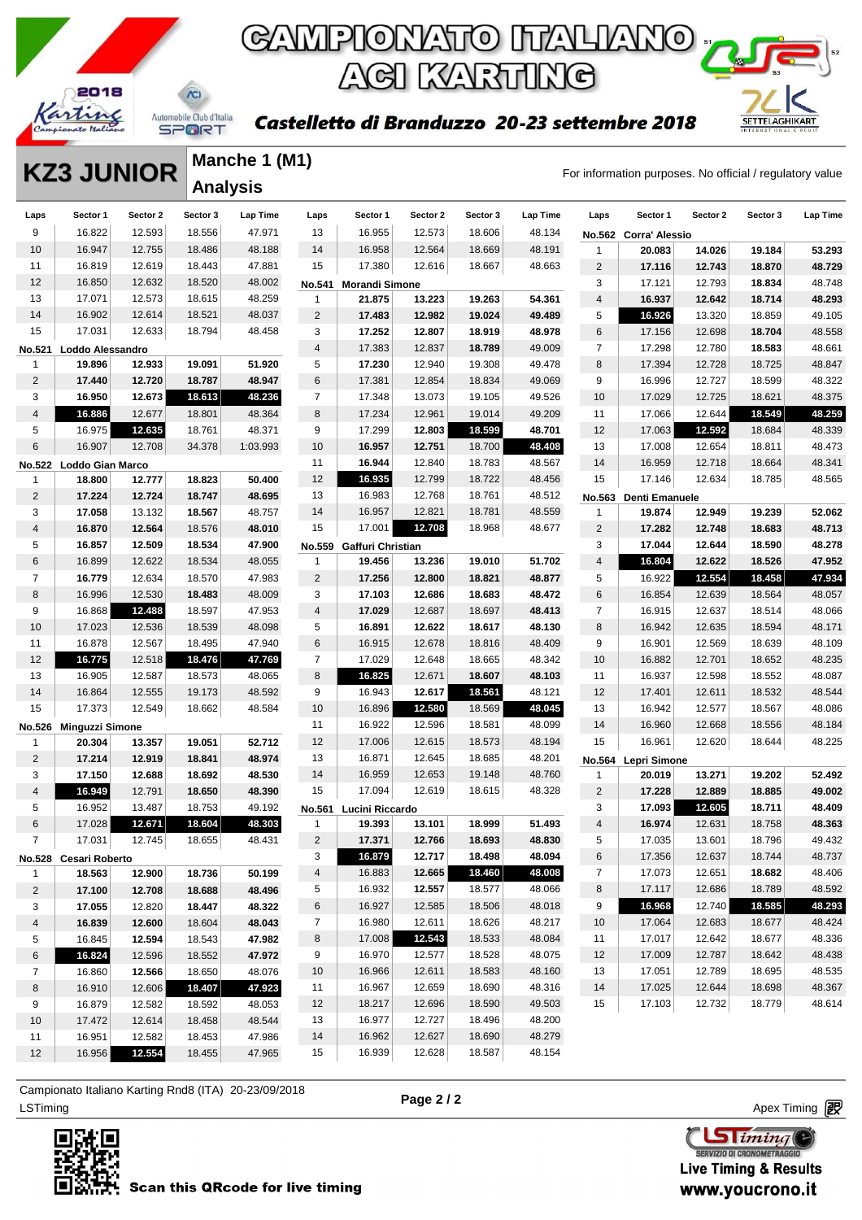# CAMPIONATO ITALIANO ACI KARTING

**Castelletto di Branzuzzo 20-23 settembre 2018**

## KZ3 JUNIOR

### Manche 1 (M1) Analysis

For information purposes. No official / regulatory value

| Laps | Sector 1 | Sector 2 | Sector 3 | Lap Time |
|---|---|---|---|---|
| 9 | 16.822 | 12.593 | 18.556 | 47.971 |
| 10 | 16.947 | 12.755 | 18.486 | 48.188 |
| 11 | 16.819 | 12.619 | 18.443 | 47.881 |
| 12 | 16.850 | 12.632 | 18.520 | 48.002 |
| 13 | 17.071 | 12.573 | 18.615 | 48.259 |
| 14 | 16.902 | 12.614 | 18.521 | 48.037 |
| 15 | 17.031 | 12.633 | 18.794 | 48.458 |
| **No.521 Loddo Alessandro** | | | | |
| 1 | 19.896 | 12.933 | 19.091 | 51.920 |
| 2 | 17.440 | 12.720 | 18.787 | 48.947 |
| 3 | 16.950 | 12.673 | 18.613 | 48.236 |
| 4 | 16.886 | 12.677 | 18.801 | 48.364 |
| 5 | 16.975 | 12.635 | 18.761 | 48.371 |
| 6 | 16.907 | 12.708 | 34.378 | 1:03.993 |
| **No.522 Loddo Gian Marco** | | | | |
| 1 | 18.800 | 12.777 | 18.823 | 50.400 |
| 2 | 17.224 | 12.724 | 18.747 | 48.695 |
| 3 | 17.058 | 13.132 | 18.567 | 48.757 |
| 4 | 16.870 | 12.564 | 18.576 | 48.010 |
| 5 | 16.857 | 12.509 | 18.534 | 47.900 |
| 6 | 16.899 | 12.622 | 18.534 | 48.055 |
| 7 | 16.779 | 12.634 | 18.570 | 47.983 |
| 8 | 16.996 | 12.530 | 18.483 | 48.009 |
| 9 | 16.868 | 12.488 | 18.597 | 47.953 |
| 10 | 17.023 | 12.536 | 18.539 | 48.098 |
| 11 | 16.878 | 12.567 | 18.495 | 47.940 |
| 12 | 16.775 | 12.518 | 18.476 | 47.769 |
| 13 | 16.905 | 12.587 | 18.573 | 48.065 |
| 14 | 16.864 | 12.555 | 19.173 | 48.592 |
| 15 | 17.373 | 12.549 | 18.662 | 48.584 |
| **No.526 Minguzzi Simone** | | | | |
| 1 | 20.304 | 13.357 | 19.051 | 52.712 |
| 2 | 17.214 | 12.919 | 18.841 | 48.974 |
| 3 | 17.150 | 12.688 | 18.692 | 48.530 |
| 4 | 16.949 | 12.791 | 18.650 | 48.390 |
| 5 | 16.952 | 13.487 | 18.753 | 49.192 |
| 6 | 17.028 | 12.671 | 18.604 | 48.303 |
| 7 | 17.031 | 12.745 | 18.655 | 48.431 |
| **No.528 Cesari Roberto** | | | | |
| 1 | 18.563 | 12.900 | 18.736 | 50.199 |
| 2 | 17.100 | 12.708 | 18.688 | 48.496 |
| 3 | 17.055 | 12.820 | 18.447 | 48.322 |
| 4 | 16.839 | 12.600 | 18.604 | 48.043 |
| 5 | 16.845 | 12.594 | 18.543 | 47.982 |
| 6 | 16.824 | 12.596 | 18.552 | 47.972 |
| 7 | 16.860 | 12.566 | 18.650 | 48.076 |
| 8 | 16.910 | 12.606 | 18.407 | 47.923 |
| 9 | 16.879 | 12.582 | 18.592 | 48.053 |
| 10 | 17.472 | 12.614 | 18.458 | 48.544 |
| 11 | 16.951 | 12.582 | 18.453 | 47.986 |
| 12 | 16.956 | 12.554 | 18.455 | 47.965 |
| 13 | 16.955 | 12.573 | 18.606 | 48.134 |
| 14 | 16.958 | 12.564 | 18.669 | 48.191 |
| 15 | 17.380 | 12.616 | 18.667 | 48.663 |
| **No.541 Morandi Simone** | | | | |
| 1 | 21.875 | 13.223 | 19.263 | 54.361 |
| 2 | 17.483 | 12.982 | 19.024 | 49.489 |
| 3 | 17.252 | 12.807 | 18.919 | 48.978 |
| 4 | 17.383 | 12.837 | 18.789 | 49.009 |
| 5 | 17.230 | 12.940 | 19.308 | 49.478 |
| 6 | 17.381 | 12.854 | 18.834 | 49.069 |
| 7 | 17.348 | 13.073 | 19.105 | 49.526 |
| 8 | 17.234 | 12.961 | 19.014 | 49.209 |
| 9 | 17.299 | 12.803 | 18.599 | 48.701 |
| 10 | 16.957 | 12.751 | 18.700 | 48.408 |
| 11 | 16.944 | 12.840 | 18.783 | 48.567 |
| 12 | 16.935 | 12.799 | 18.722 | 48.456 |
| 13 | 16.983 | 12.768 | 18.761 | 48.512 |
| 14 | 16.957 | 12.821 | 18.781 | 48.559 |
| 15 | 17.001 | 12.708 | 18.968 | 48.677 |
| **No.559 Gaffuri Christian** | | | | |
| 1 | 19.456 | 13.236 | 19.010 | 51.702 |
| 2 | 17.256 | 12.800 | 18.821 | 48.877 |
| 3 | 17.103 | 12.686 | 18.683 | 48.472 |
| 4 | 17.029 | 12.687 | 18.697 | 48.413 |
| 5 | 16.891 | 12.622 | 18.617 | 48.130 |
| 6 | 16.915 | 12.678 | 18.816 | 48.409 |
| 7 | 17.029 | 12.648 | 18.665 | 48.342 |
| 8 | 16.825 | 12.671 | 18.607 | 48.103 |
| 9 | 16.943 | 12.617 | 18.561 | 48.121 |
| 10 | 16.896 | 12.580 | 18.569 | 48.045 |
| 11 | 16.922 | 12.596 | 18.581 | 48.099 |
| 12 | 17.006 | 12.615 | 18.573 | 48.194 |
| 13 | 16.871 | 12.645 | 18.685 | 48.201 |
| 14 | 16.959 | 12.653 | 19.148 | 48.760 |
| 15 | 17.094 | 12.619 | 18.615 | 48.328 |
| **No.561 Lucini Riccardo** | | | | |
| 1 | 19.393 | 13.101 | 18.999 | 51.493 |
| 2 | 17.371 | 12.766 | 18.693 | 48.830 |
| 3 | 16.879 | 12.717 | 18.498 | 48.094 |
| 4 | 16.883 | 12.665 | 18.460 | 48.008 |
| 5 | 16.932 | 12.557 | 18.577 | 48.066 |
| 6 | 16.927 | 12.585 | 18.506 | 48.018 |
| 7 | 16.980 | 12.611 | 18.626 | 48.217 |
| 8 | 17.008 | 12.543 | 18.533 | 48.084 |
| 9 | 16.970 | 12.577 | 18.528 | 48.075 |
| 10 | 16.966 | 12.611 | 18.583 | 48.160 |
| 11 | 16.967 | 12.659 | 18.690 | 48.316 |
| 12 | 18.217 | 12.696 | 18.590 | 49.503 |
| 13 | 16.977 | 12.727 | 18.496 | 48.200 |
| 14 | 16.962 | 12.627 | 18.690 | 48.279 |
| 15 | 16.939 | 12.628 | 18.587 | 48.154 |
| **No.562 Corra' Alessio** | | | | |
| 1 | 20.083 | 14.026 | 19.184 | 53.293 |
| 2 | 17.116 | 12.743 | 18.870 | 48.729 |
| 3 | 17.121 | 12.793 | 18.834 | 48.748 |
| 4 | 16.937 | 12.642 | 18.714 | 48.293 |
| 5 | 16.926 | 13.320 | 18.859 | 49.105 |
| 6 | 17.156 | 12.698 | 18.704 | 48.558 |
| 7 | 17.298 | 12.780 | 18.583 | 48.661 |
| 8 | 17.394 | 12.728 | 18.725 | 48.847 |
| 9 | 16.996 | 12.727 | 18.599 | 48.322 |
| 10 | 17.029 | 12.725 | 18.621 | 48.375 |
| 11 | 17.066 | 12.644 | 18.549 | 48.259 |
| 12 | 17.063 | 12.592 | 18.684 | 48.339 |
| 13 | 17.008 | 12.654 | 18.811 | 48.473 |
| 14 | 16.959 | 12.718 | 18.664 | 48.341 |
| 15 | 17.146 | 12.634 | 18.785 | 48.565 |
| **No.563 Denti Emanuele** | | | | |
| 1 | 19.874 | 12.949 | 19.239 | 52.062 |
| 2 | 17.282 | 12.748 | 18.683 | 48.713 |
| 3 | 17.044 | 12.644 | 18.590 | 48.278 |
| 4 | 16.804 | 12.622 | 18.526 | 47.952 |
| 5 | 16.922 | 12.554 | 18.458 | 47.934 |
| 6 | 16.854 | 12.639 | 18.564 | 48.057 |
| 7 | 16.915 | 12.637 | 18.514 | 48.066 |
| 8 | 16.942 | 12.635 | 18.594 | 48.171 |
| 9 | 16.901 | 12.569 | 18.639 | 48.109 |
| 10 | 16.882 | 12.701 | 18.652 | 48.235 |
| 11 | 16.937 | 12.598 | 18.552 | 48.087 |
| 12 | 17.401 | 12.611 | 18.532 | 48.544 |
| 13 | 16.942 | 12.577 | 18.567 | 48.086 |
| 14 | 16.960 | 12.668 | 18.556 | 48.184 |
| 15 | 16.961 | 12.620 | 18.644 | 48.225 |
| **No.564 Lepri Simone** | | | | |
| 1 | 20.019 | 13.271 | 19.202 | 52.492 |
| 2 | 17.228 | 12.889 | 18.885 | 49.002 |
| 3 | 17.093 | 12.605 | 18.711 | 48.409 |
| 4 | 16.974 | 12.631 | 18.758 | 48.363 |
| 5 | 17.035 | 13.601 | 18.796 | 49.432 |
| 6 | 17.356 | 12.637 | 18.744 | 48.737 |
| 7 | 17.073 | 12.651 | 18.682 | 48.406 |
| 8 | 17.117 | 12.686 | 18.789 | 48.592 |
| 9 | 16.968 | 12.740 | 18.585 | 48.293 |
| 10 | 17.064 | 12.683 | 18.677 | 48.424 |
| 11 | 17.017 | 12.642 | 18.677 | 48.336 |
| 12 | 17.009 | 12.787 | 18.642 | 48.438 |
| 13 | 17.051 | 12.789 | 18.695 | 48.535 |
| 14 | 17.025 | 12.644 | 18.698 | 48.367 |
| 15 | 17.103 | 12.732 | 18.779 | 48.614 |

Campionato Italiano Karting Rnd8 (ITA) 20-23/09/2018

LSTiming

Apex Timing

Scan this QRcode for live timing

Live Timing & Results www.youcrono.it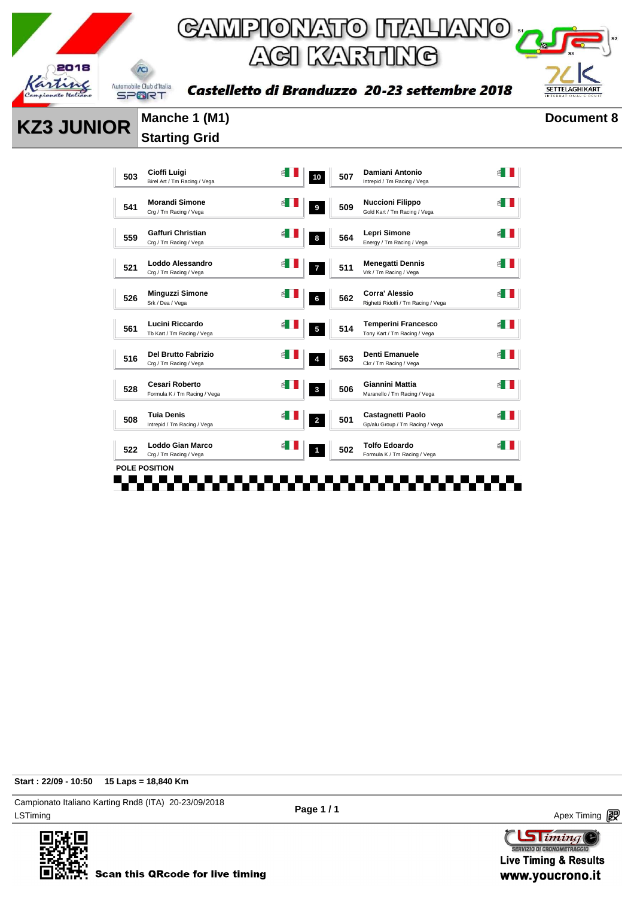# CAMPIONATO ITALIANO ACI KARTING

**Castelletto di Branduzzo 20-23 settembre 2018**

## KZ3 JUNIOR

**Manche 1 (M1)**
**Starting Grid**

**Document 8**

| No. | Driver | Team | Nat | Row | No. | Driver | Team | Nat |
|---|---|---|---|---|---|---|---|---|
| 503 | Cioffi Luigi | Birel Art / Tm Racing / Vega | ITA | 10 | 507 | Damiani Antonio | Intrepid / Tm Racing / Vega | ITA |
| 541 | Morandi Simone | Crg / Tm Racing / Vega | ITA | 9 | 509 | Nuccioni Filippo | Gold Kart / Tm Racing / Vega | ITA |
| 559 | Gaffuri Christian | Crg / Tm Racing / Vega | ITA | 8 | 564 | Lepri Simone | Energy / Tm Racing / Vega | ITA |
| 521 | Loddo Alessandro | Crg / Tm Racing / Vega | ITA | 7 | 511 | Menegatti Dennis | Vrk / Tm Racing / Vega | ITA |
| 526 | Minguzzi Simone | Srk / Dea / Vega | ITA | 6 | 562 | Corra' Alessio | Righetti Ridolfi / Tm Racing / Vega | ITA |
| 561 | Lucini Riccardo | Tb Kart / Tm Racing / Vega | ITA | 5 | 514 | Temperini Francesco | Tony Kart / Tm Racing / Vega | ITA |
| 516 | Del Brutto Fabrizio | Crg / Tm Racing / Vega | ITA | 4 | 563 | Denti Emanuele | Ckr / Tm Racing / Vega | ITA |
| 528 | Cesari Roberto | Formula K / Tm Racing / Vega | ITA | 3 | 506 | Giannini Mattia | Maranello / Tm Racing / Vega | ITA |
| 508 | Tuia Denis | Intrepid / Tm Racing / Vega | ITA | 2 | 501 | Castagnetti Paolo | Gp/alu Group / Tm Racing / Vega | ITA |
| 522 | Loddo Gian Marco | Crg / Tm Racing / Vega | ITA | 1 | 502 | Tolfo Edoardo | Formula K / Tm Racing / Vega | ITA |

POLE POSITION

**Start : 22/09 - 10:50** **15 Laps = 18,840 Km**

Campionato Italiano Karting Rnd8 (ITA) 20-23/09/2018
LSTiming

Apex Timing

Scan this QRcode for live timing

Live Timing & Results
www.youcrono.it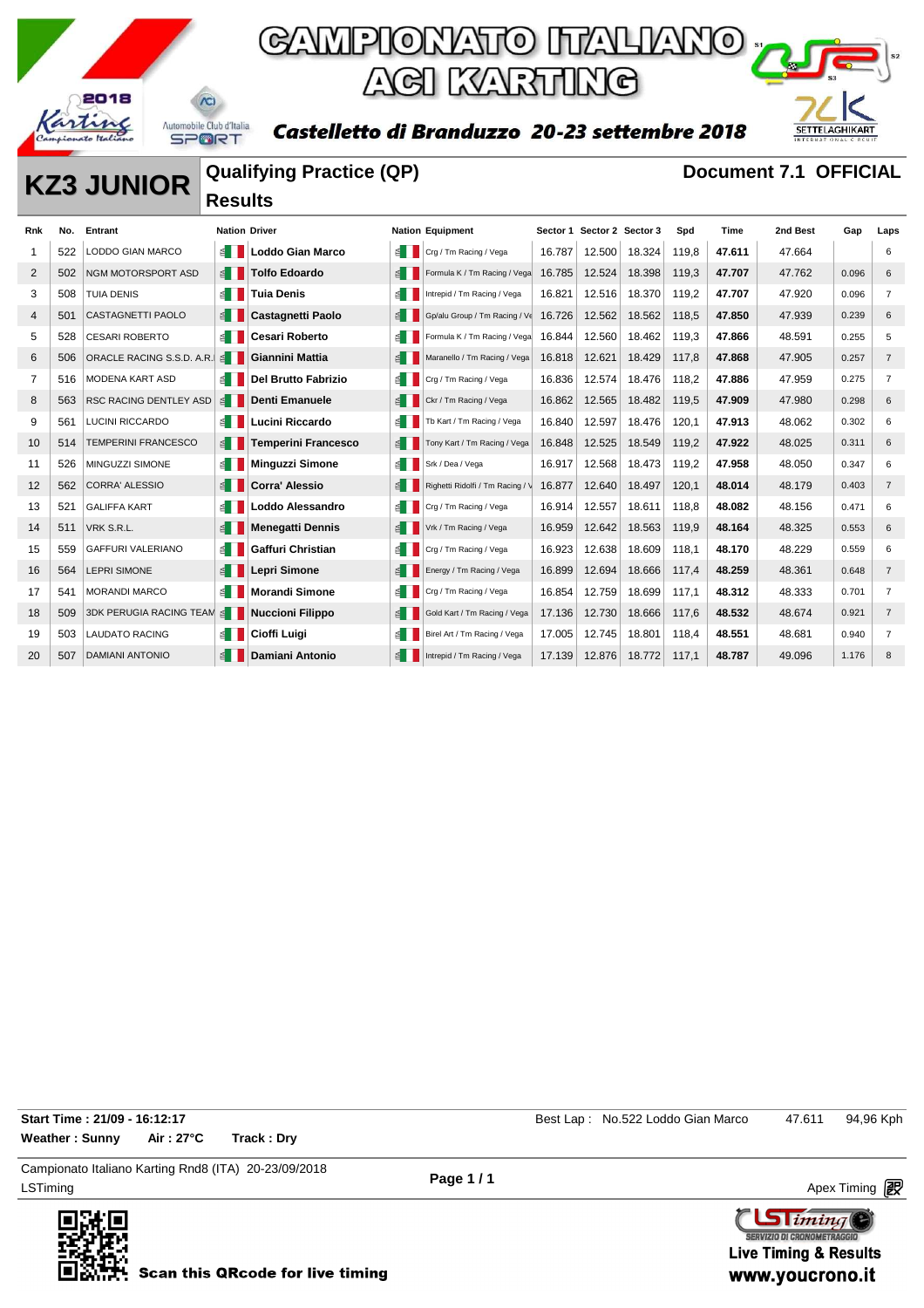# CAMPIONATO ITALIANO ACI KARTING

**Castelletto di Branduzzo 20-23 settembre 2018**

## KZ3 JUNIOR

### Qualifying Practice (QP) Results

**Document 7.1 OFFICIAL**

| Rnk | No. | Entrant | Nation | Driver | Nation | Equipment | Sector 1 | Sector 2 | Sector 3 | Spd | Time | 2nd Best | Gap | Laps |
|---|---|---|---|---|---|---|---|---|---|---|---|---|---|---|
| 1 | 522 | LODDO GIAN MARCO | | **Loddo Gian Marco** | | Crg / Tm Racing / Vega | 16.787 | 12.500 | 18.324 | 119,8 | **47.611** | 47.664 | | 6 |
| 2 | 502 | NGM MOTORSPORT ASD | | **Tolfo Edoardo** | | Formula K / Tm Racing / Vega | 16.785 | 12.524 | 18.398 | 119,3 | **47.707** | 47.762 | 0.096 | 6 |
| 3 | 508 | TUIA DENIS | | **Tuia Denis** | | Intrepid / Tm Racing / Vega | 16.821 | 12.516 | 18.370 | 119,2 | **47.707** | 47.920 | 0.096 | 7 |
| 4 | 501 | CASTAGNETTI PAOLO | | **Castagnetti Paolo** | | Gp/alu Group / Tm Racing / Ve | 16.726 | 12.562 | 18.562 | 118,5 | **47.850** | 47.939 | 0.239 | 6 |
| 5 | 528 | CESARI ROBERTO | | **Cesari Roberto** | | Formula K / Tm Racing / Vega | 16.844 | 12.560 | 18.462 | 119,3 | **47.866** | 48.591 | 0.255 | 5 |
| 6 | 506 | ORACLE RACING S.S.D. A.R. | | **Giannini Mattia** | | Maranello / Tm Racing / Vega | 16.818 | 12.621 | 18.429 | 117,8 | **47.868** | 47.905 | 0.257 | 7 |
| 7 | 516 | MODENA KART ASD | | **Del Brutto Fabrizio** | | Crg / Tm Racing / Vega | 16.836 | 12.574 | 18.476 | 118,2 | **47.886** | 47.959 | 0.275 | 7 |
| 8 | 563 | RSC RACING DENTLEY ASD | | **Denti Emanuele** | | Ckr / Tm Racing / Vega | 16.862 | 12.565 | 18.482 | 119,5 | **47.909** | 47.980 | 0.298 | 6 |
| 9 | 561 | LUCINI RICCARDO | | **Lucini Riccardo** | | Tb Kart / Tm Racing / Vega | 16.840 | 12.597 | 18.476 | 120,1 | **47.913** | 48.062 | 0.302 | 6 |
| 10 | 514 | TEMPERINI FRANCESCO | | **Temperini Francesco** | | Tony Kart / Tm Racing / Vega | 16.848 | 12.525 | 18.549 | 119,2 | **47.922** | 48.025 | 0.311 | 6 |
| 11 | 526 | MINGUZZI SIMONE | | **Minguzzi Simone** | | Srk / Dea / Vega | 16.917 | 12.568 | 18.473 | 119,2 | **47.958** | 48.050 | 0.347 | 6 |
| 12 | 562 | CORRA' ALESSIO | | **Corra' Alessio** | | Righetti Ridolfi / Tm Racing / V | 16.877 | 12.640 | 18.497 | 120,1 | **48.014** | 48.179 | 0.403 | 7 |
| 13 | 521 | GALIFFA KART | | **Loddo Alessandro** | | Crg / Tm Racing / Vega | 16.914 | 12.557 | 18.611 | 118,8 | **48.082** | 48.156 | 0.471 | 6 |
| 14 | 511 | VRK S.R.L. | | **Menegatti Dennis** | | Vrk / Tm Racing / Vega | 16.959 | 12.642 | 18.563 | 119,9 | **48.164** | 48.325 | 0.553 | 6 |
| 15 | 559 | GAFFURI VALERIANO | | **Gaffuri Christian** | | Crg / Tm Racing / Vega | 16.923 | 12.638 | 18.609 | 118,1 | **48.170** | 48.229 | 0.559 | 6 |
| 16 | 564 | LEPRI SIMONE | | **Lepri Simone** | | Energy / Tm Racing / Vega | 16.899 | 12.694 | 18.666 | 117,4 | **48.259** | 48.361 | 0.648 | 7 |
| 17 | 541 | MORANDI MARCO | | **Morandi Simone** | | Crg / Tm Racing / Vega | 16.854 | 12.759 | 18.699 | 117,1 | **48.312** | 48.333 | 0.701 | 7 |
| 18 | 509 | 3DK PERUGIA RACING TEAM | | **Nuccioni Filippo** | | Gold Kart / Tm Racing / Vega | 17.136 | 12.730 | 18.666 | 117,6 | **48.532** | 48.674 | 0.921 | 7 |
| 19 | 503 | LAUDATO RACING | | **Cioffi Luigi** | | Birel Art / Tm Racing / Vega | 17.005 | 12.745 | 18.801 | 118,4 | **48.551** | 48.681 | 0.940 | 7 |
| 20 | 507 | DAMIANI ANTONIO | | **Damiani Antonio** | | Intrepid / Tm Racing / Vega | 17.139 | 12.876 | 18.772 | 117,1 | **48.787** | 49.096 | 1.176 | 8 |

**Start Time : 21/09 - 16:12:17**
**Weather : Sunny** **Air : 27°C** **Track : Dry**

Best Lap : No.522 Loddo Gian Marco 47.611 94,96 Kph

Campionato Italiano Karting Rnd8 (ITA) 20-23/09/2018
LSTiming

Apex Timing

Scan this QRcode for live timing

Live Timing & Results
www.youcrono.it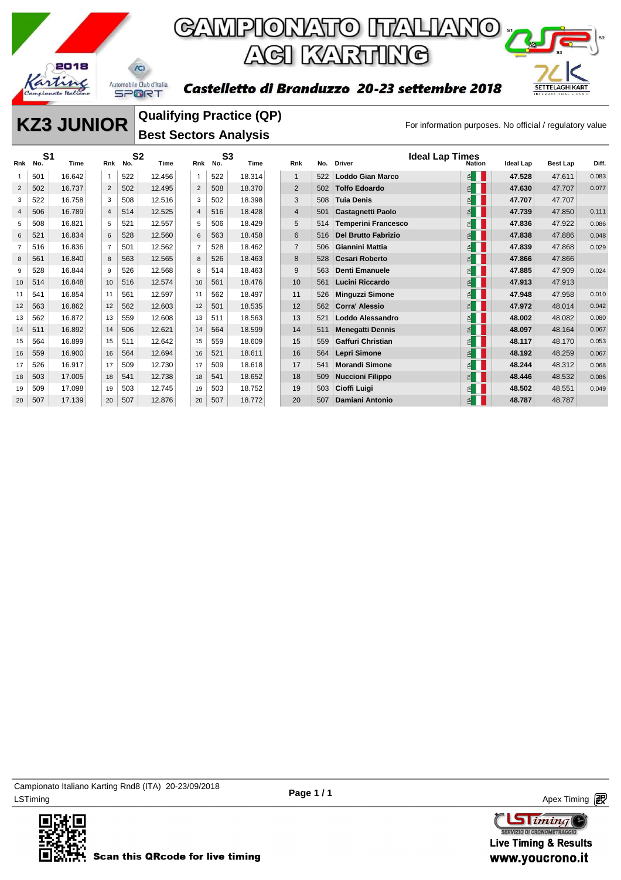# CAMPIONATO ITALIANO ACI KARTING

**Castelletto di Branduzzo 20-23 settembre 2018**

## KZ3 JUNIOR

### Qualifying Practice (QP)
### Best Sectors Analysis

For information purposes. No official / regulatory value

| S1 Rnk | No. | Time | S2 Rnk | No. | Time | S3 Rnk | No. | Time |
|---|---|---|---|---|---|---|---|---|
| 1 | 501 | 16.642 | 1 | 522 | 12.456 | 1 | 522 | 18.314 |
| 2 | 502 | 16.737 | 2 | 502 | 12.495 | 2 | 508 | 18.370 |
| 3 | 522 | 16.758 | 3 | 508 | 12.516 | 3 | 502 | 18.398 |
| 4 | 506 | 16.789 | 4 | 514 | 12.525 | 4 | 516 | 18.428 |
| 5 | 508 | 16.821 | 5 | 521 | 12.557 | 5 | 506 | 18.429 |
| 6 | 521 | 16.834 | 6 | 528 | 12.560 | 6 | 563 | 18.458 |
| 7 | 516 | 16.836 | 7 | 501 | 12.562 | 7 | 528 | 18.462 |
| 8 | 561 | 16.840 | 8 | 563 | 12.565 | 8 | 526 | 18.463 |
| 9 | 528 | 16.844 | 9 | 526 | 12.568 | 8 | 514 | 18.463 |
| 10 | 514 | 16.848 | 10 | 516 | 12.574 | 10 | 561 | 18.476 |
| 11 | 541 | 16.854 | 11 | 561 | 12.597 | 11 | 562 | 18.497 |
| 12 | 563 | 16.862 | 12 | 562 | 12.603 | 12 | 501 | 18.535 |
| 13 | 562 | 16.872 | 13 | 559 | 12.608 | 13 | 511 | 18.563 |
| 14 | 511 | 16.892 | 14 | 506 | 12.621 | 14 | 564 | 18.599 |
| 15 | 564 | 16.899 | 15 | 511 | 12.642 | 15 | 559 | 18.609 |
| 16 | 559 | 16.900 | 16 | 564 | 12.694 | 16 | 521 | 18.611 |
| 17 | 526 | 16.917 | 17 | 509 | 12.730 | 17 | 509 | 18.618 |
| 18 | 503 | 17.005 | 18 | 541 | 12.738 | 18 | 541 | 18.652 |
| 19 | 509 | 17.098 | 19 | 503 | 12.745 | 19 | 503 | 18.752 |
| 20 | 507 | 17.139 | 20 | 507 | 12.876 | 20 | 507 | 18.772 |

**Ideal Lap Times**

| Rnk | No. | Driver | Nation | Ideal Lap | Best Lap | Diff. |
|---|---|---|---|---|---|---|
| 1 | 522 | Loddo Gian Marco | ITA | 47.528 | 47.611 | 0.083 |
| 2 | 502 | Tolfo Edoardo | ITA | 47.630 | 47.707 | 0.077 |
| 3 | 508 | Tuia Denis | ITA | 47.707 | 47.707 | |
| 4 | 501 | Castagnetti Paolo | ITA | 47.739 | 47.850 | 0.111 |
| 5 | 514 | Temperini Francesco | ITA | 47.836 | 47.922 | 0.086 |
| 6 | 516 | Del Brutto Fabrizio | ITA | 47.838 | 47.886 | 0.048 |
| 7 | 506 | Giannini Mattia | ITA | 47.839 | 47.868 | 0.029 |
| 8 | 528 | Cesari Roberto | ITA | 47.866 | 47.866 | |
| 9 | 563 | Denti Emanuele | ITA | 47.885 | 47.909 | 0.024 |
| 10 | 561 | Lucini Riccardo | ITA | 47.913 | 47.913 | |
| 11 | 526 | Minguzzi Simone | ITA | 47.948 | 47.958 | 0.010 |
| 12 | 562 | Corra' Alessio | ITA | 47.972 | 48.014 | 0.042 |
| 13 | 521 | Loddo Alessandro | ITA | 48.002 | 48.082 | 0.080 |
| 14 | 511 | Menegatti Dennis | ITA | 48.097 | 48.164 | 0.067 |
| 15 | 559 | Gaffuri Christian | ITA | 48.117 | 48.170 | 0.053 |
| 16 | 564 | Lepri Simone | ITA | 48.192 | 48.259 | 0.067 |
| 17 | 541 | Morandi Simone | ITA | 48.244 | 48.312 | 0.068 |
| 18 | 509 | Nuccioni Filippo | ITA | 48.446 | 48.532 | 0.086 |
| 19 | 503 | Cioffi Luigi | ITA | 48.502 | 48.551 | 0.049 |
| 20 | 507 | Damiani Antonio | ITA | 48.787 | 48.787 | |

Campionato Italiano Karting Rnd8 (ITA) 20-23/09/2018
LSTiming

Apex Timing

Scan this QRcode for live timing

Live Timing & Results
www.youcrono.it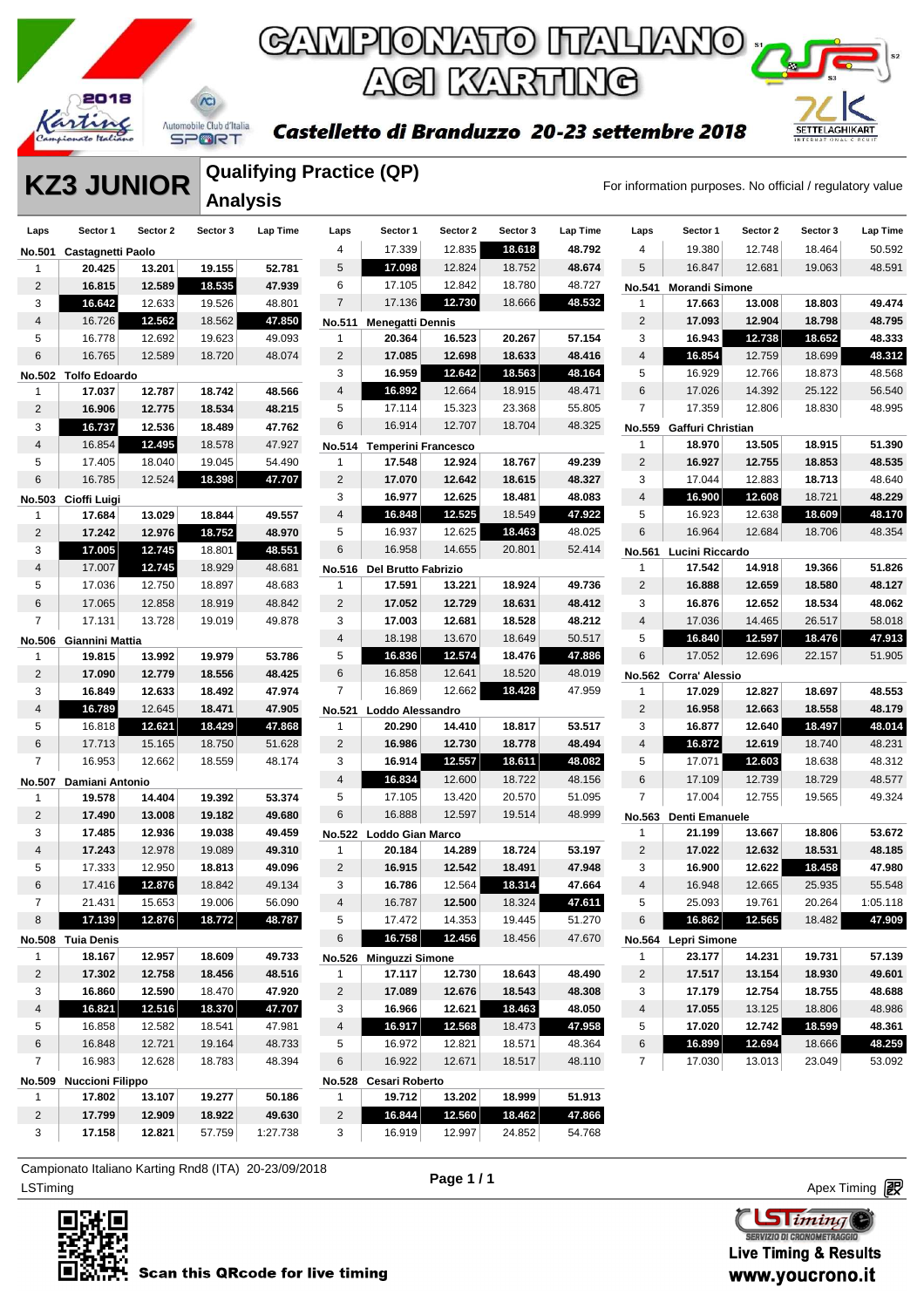# CAMPIONATO ITALIANO ACI KARTING

2018 Karting Campionato Italiano — Automobile Club d'Italia SPORT

**Castelletto di Branduzzo 20-23 settembre 2018**

SETTELAGHIKART

## KZ3 JUNIOR

### Qualifying Practice (QP) Analysis

For information purposes. No official / regulatory value

**No.501 Castagnetti Paolo**

| Laps | Sector 1 | Sector 2 | Sector 3 | Lap Time |
|---|---|---|---|---|
| 1 | 20.425 | 13.201 | 19.155 | 52.781 |
| 2 | 16.815 | 12.589 | 18.535 | 47.939 |
| 3 | 16.642 | 12.633 | 19.526 | 48.801 |
| 4 | 16.726 | 12.562 | 18.562 | 47.850 |
| 5 | 16.778 | 12.692 | 19.623 | 49.093 |
| 6 | 16.765 | 12.589 | 18.720 | 48.074 |

**No.502 Tolfo Edoardo**

| Laps | Sector 1 | Sector 2 | Sector 3 | Lap Time |
|---|---|---|---|---|
| 1 | 17.037 | 12.787 | 18.742 | 48.566 |
| 2 | 16.906 | 12.775 | 18.534 | 48.215 |
| 3 | 16.737 | 12.536 | 18.489 | 47.762 |
| 4 | 16.854 | 12.495 | 18.578 | 47.927 |
| 5 | 17.405 | 18.040 | 19.045 | 54.490 |
| 6 | 16.785 | 12.524 | 18.398 | 47.707 |

**No.503 Cioffi Luigi**

| Laps | Sector 1 | Sector 2 | Sector 3 | Lap Time |
|---|---|---|---|---|
| 1 | 17.684 | 13.029 | 18.844 | 49.557 |
| 2 | 17.242 | 12.976 | 18.752 | 48.970 |
| 3 | 17.005 | 12.745 | 18.801 | 48.551 |
| 4 | 17.007 | 12.745 | 18.929 | 48.681 |
| 5 | 17.036 | 12.750 | 18.897 | 48.683 |
| 6 | 17.065 | 12.858 | 18.919 | 48.842 |
| 7 | 17.131 | 13.728 | 19.019 | 49.878 |

**No.506 Giannini Mattia**

| Laps | Sector 1 | Sector 2 | Sector 3 | Lap Time |
|---|---|---|---|---|
| 1 | 19.815 | 13.992 | 19.979 | 53.786 |
| 2 | 17.090 | 12.779 | 18.556 | 48.425 |
| 3 | 16.849 | 12.633 | 18.492 | 47.974 |
| 4 | 16.789 | 12.645 | 18.471 | 47.905 |
| 5 | 16.818 | 12.621 | 18.429 | 47.868 |
| 6 | 17.713 | 15.165 | 18.750 | 51.628 |
| 7 | 16.953 | 12.662 | 18.559 | 48.174 |

**No.507 Damiani Antonio**

| Laps | Sector 1 | Sector 2 | Sector 3 | Lap Time |
|---|---|---|---|---|
| 1 | 19.578 | 14.404 | 19.392 | 53.374 |
| 2 | 17.490 | 13.008 | 19.182 | 49.680 |
| 3 | 17.485 | 12.936 | 19.038 | 49.459 |
| 4 | 17.243 | 12.978 | 19.089 | 49.310 |
| 5 | 17.333 | 12.950 | 18.813 | 49.096 |
| 6 | 17.416 | 12.876 | 18.842 | 49.134 |
| 7 | 21.431 | 15.653 | 19.006 | 56.090 |
| 8 | 17.139 | 12.876 | 18.772 | 48.787 |

**No.508 Tuia Denis**

| Laps | Sector 1 | Sector 2 | Sector 3 | Lap Time |
|---|---|---|---|---|
| 1 | 18.167 | 12.957 | 18.609 | 49.733 |
| 2 | 17.302 | 12.758 | 18.456 | 48.516 |
| 3 | 16.860 | 12.590 | 18.470 | 47.920 |
| 4 | 16.821 | 12.516 | 18.370 | 47.707 |
| 5 | 16.858 | 12.582 | 18.541 | 47.981 |
| 6 | 16.848 | 12.721 | 19.164 | 48.733 |
| 7 | 16.983 | 12.628 | 18.783 | 48.394 |

**No.509 Nuccioni Filippo**

| Laps | Sector 1 | Sector 2 | Sector 3 | Lap Time |
|---|---|---|---|---|
| 1 | 17.802 | 13.107 | 19.277 | 50.186 |
| 2 | 17.799 | 12.909 | 18.922 | 49.630 |
| 3 | 17.158 | 12.821 | 57.759 | 1:27.738 |
| 4 | 17.339 | 12.835 | 18.618 | 48.792 |
| 5 | 17.098 | 12.824 | 18.752 | 48.674 |
| 6 | 17.105 | 12.842 | 18.780 | 48.727 |
| 7 | 17.136 | 12.730 | 18.666 | 48.532 |

**No.511 Menegatti Dennis**

| Laps | Sector 1 | Sector 2 | Sector 3 | Lap Time |
|---|---|---|---|---|
| 1 | 20.364 | 16.523 | 20.267 | 57.154 |
| 2 | 17.085 | 12.698 | 18.633 | 48.416 |
| 3 | 16.959 | 12.642 | 18.563 | 48.164 |
| 4 | 16.892 | 12.664 | 18.915 | 48.471 |
| 5 | 17.114 | 15.323 | 23.368 | 55.805 |
| 6 | 16.914 | 12.707 | 18.704 | 48.325 |

**No.514 Temperini Francesco**

| Laps | Sector 1 | Sector 2 | Sector 3 | Lap Time |
|---|---|---|---|---|
| 1 | 17.548 | 12.924 | 18.767 | 49.239 |
| 2 | 17.070 | 12.642 | 18.615 | 48.327 |
| 3 | 16.977 | 12.625 | 18.481 | 48.083 |
| 4 | 16.848 | 12.525 | 18.549 | 47.922 |
| 5 | 16.937 | 12.625 | 18.463 | 48.025 |
| 6 | 16.958 | 14.655 | 20.801 | 52.414 |

**No.516 Del Brutto Fabrizio**

| Laps | Sector 1 | Sector 2 | Sector 3 | Lap Time |
|---|---|---|---|---|
| 1 | 17.591 | 13.221 | 18.924 | 49.736 |
| 2 | 17.052 | 12.729 | 18.631 | 48.412 |
| 3 | 17.003 | 12.681 | 18.528 | 48.212 |
| 4 | 18.198 | 13.670 | 18.649 | 50.517 |
| 5 | 16.836 | 12.574 | 18.476 | 47.886 |
| 6 | 16.858 | 12.641 | 18.520 | 48.019 |
| 7 | 16.869 | 12.662 | 18.428 | 47.959 |

**No.521 Loddo Alessandro**

| Laps | Sector 1 | Sector 2 | Sector 3 | Lap Time |
|---|---|---|---|---|
| 1 | 20.290 | 14.410 | 18.817 | 53.517 |
| 2 | 16.986 | 12.730 | 18.778 | 48.494 |
| 3 | 16.914 | 12.557 | 18.611 | 48.082 |
| 4 | 16.834 | 12.600 | 18.722 | 48.156 |
| 5 | 17.105 | 13.420 | 20.570 | 51.095 |
| 6 | 16.888 | 12.597 | 19.514 | 48.999 |

**No.522 Loddo Gian Marco**

| Laps | Sector 1 | Sector 2 | Sector 3 | Lap Time |
|---|---|---|---|---|
| 1 | 20.184 | 14.289 | 18.724 | 53.197 |
| 2 | 16.915 | 12.542 | 18.491 | 47.948 |
| 3 | 16.786 | 12.564 | 18.314 | 47.664 |
| 4 | 16.787 | 12.500 | 18.324 | 47.611 |
| 5 | 17.472 | 14.353 | 19.445 | 51.270 |
| 6 | 16.758 | 12.456 | 18.456 | 47.670 |

**No.526 Minguzzi Simone**

| Laps | Sector 1 | Sector 2 | Sector 3 | Lap Time |
|---|---|---|---|---|
| 1 | 17.117 | 12.730 | 18.643 | 48.490 |
| 2 | 17.089 | 12.676 | 18.543 | 48.308 |
| 3 | 16.966 | 12.621 | 18.463 | 48.050 |
| 4 | 16.917 | 12.568 | 18.473 | 47.958 |
| 5 | 16.972 | 12.821 | 18.571 | 48.364 |
| 6 | 16.922 | 12.671 | 18.517 | 48.110 |

**No.528 Cesari Roberto**

| Laps | Sector 1 | Sector 2 | Sector 3 | Lap Time |
|---|---|---|---|---|
| 1 | 19.712 | 13.202 | 18.999 | 51.913 |
| 2 | 16.844 | 12.560 | 18.462 | 47.866 |
| 3 | 16.919 | 12.997 | 24.852 | 54.768 |
| 4 | 19.380 | 12.748 | 18.464 | 50.592 |
| 5 | 16.847 | 12.681 | 19.063 | 48.591 |

**No.541 Morandi Simone**

| Laps | Sector 1 | Sector 2 | Sector 3 | Lap Time |
|---|---|---|---|---|
| 1 | 17.663 | 13.008 | 18.803 | 49.474 |
| 2 | 17.093 | 12.904 | 18.798 | 48.795 |
| 3 | 16.943 | 12.738 | 18.652 | 48.333 |
| 4 | 16.854 | 12.759 | 18.699 | 48.312 |
| 5 | 16.929 | 12.766 | 18.873 | 48.568 |
| 6 | 17.026 | 14.392 | 25.122 | 56.540 |
| 7 | 17.359 | 12.806 | 18.830 | 48.995 |

**No.559 Gaffuri Christian**

| Laps | Sector 1 | Sector 2 | Sector 3 | Lap Time |
|---|---|---|---|---|
| 1 | 18.970 | 13.505 | 18.915 | 51.390 |
| 2 | 16.927 | 12.755 | 18.853 | 48.535 |
| 3 | 17.044 | 12.883 | 18.713 | 48.640 |
| 4 | 16.900 | 12.608 | 18.721 | 48.229 |
| 5 | 16.923 | 12.638 | 18.609 | 48.170 |
| 6 | 16.964 | 12.684 | 18.706 | 48.354 |

**No.561 Lucini Riccardo**

| Laps | Sector 1 | Sector 2 | Sector 3 | Lap Time |
|---|---|---|---|---|
| 1 | 17.542 | 14.918 | 19.366 | 51.826 |
| 2 | 16.888 | 12.659 | 18.580 | 48.127 |
| 3 | 16.876 | 12.652 | 18.534 | 48.062 |
| 4 | 17.036 | 14.465 | 26.517 | 58.018 |
| 5 | 16.840 | 12.597 | 18.476 | 47.913 |
| 6 | 17.052 | 12.696 | 22.157 | 51.905 |

**No.562 Corra' Alessio**

| Laps | Sector 1 | Sector 2 | Sector 3 | Lap Time |
|---|---|---|---|---|
| 1 | 17.029 | 12.827 | 18.697 | 48.553 |
| 2 | 16.958 | 12.663 | 18.558 | 48.179 |
| 3 | 16.877 | 12.640 | 18.497 | 48.014 |
| 4 | 16.872 | 12.619 | 18.740 | 48.231 |
| 5 | 17.071 | 12.603 | 18.638 | 48.312 |
| 6 | 17.109 | 12.739 | 18.729 | 48.577 |
| 7 | 17.004 | 12.755 | 19.565 | 49.324 |

**No.563 Denti Emanuele**

| Laps | Sector 1 | Sector 2 | Sector 3 | Lap Time |
|---|---|---|---|---|
| 1 | 21.199 | 13.667 | 18.806 | 53.672 |
| 2 | 17.022 | 12.632 | 18.531 | 48.185 |
| 3 | 16.900 | 12.622 | 18.458 | 47.980 |
| 4 | 16.948 | 12.665 | 25.935 | 55.548 |
| 5 | 25.093 | 19.761 | 20.264 | 1:05.118 |
| 6 | 16.862 | 12.565 | 18.482 | 47.909 |

**No.564 Lepri Simone**

| Laps | Sector 1 | Sector 2 | Sector 3 | Lap Time |
|---|---|---|---|---|
| 1 | 23.177 | 14.231 | 19.731 | 57.139 |
| 2 | 17.517 | 13.154 | 18.930 | 49.601 |
| 3 | 17.179 | 12.754 | 18.755 | 48.688 |
| 4 | 17.055 | 13.125 | 18.806 | 48.986 |
| 5 | 17.020 | 12.742 | 18.599 | 48.361 |
| 6 | 16.899 | 12.694 | 18.666 | 48.259 |
| 7 | 17.030 | 13.013 | 23.049 | 53.092 |

Campionato Italiano Karting Rnd8 (ITA) 20-23/09/2018
LSTiming

Page 1 / 1

Apex Timing

Scan this QRcode for live timing

LSTiming — Servizio di cronometraggio — Live Timing & Results — www.youcrono.it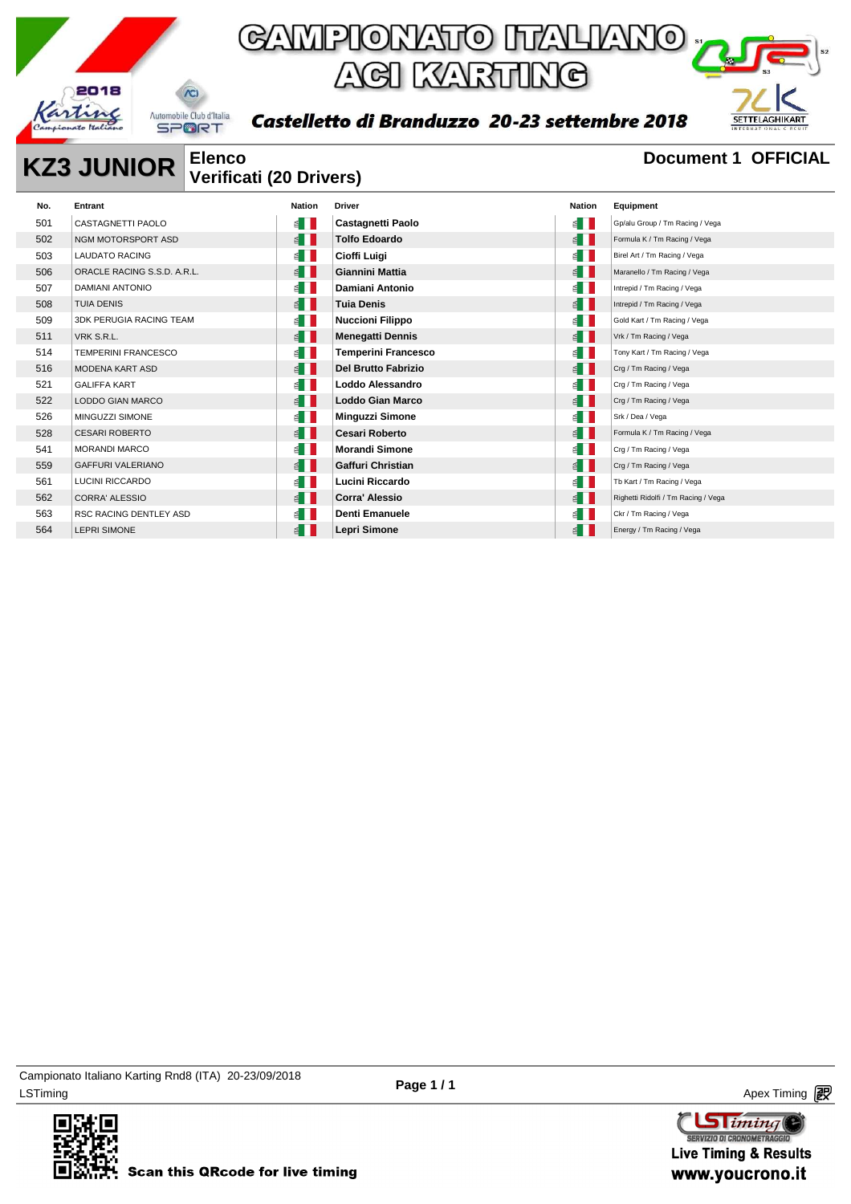# CAMPIONATO ITALIANO ACI KARTING

*Castelletto di Branduzzo 20-23 settembre 2018*

## KZ3 JUNIOR

**Elenco Verificati (20 Drivers)**

**Document 1 OFFICIAL**

| No. | Entrant | Nation | Driver | Nation | Equipment |
|---|---|---|---|---|---|
| 501 | CASTAGNETTI PAOLO | ITA | Castagnetti Paolo | ITA | Gp/alu Group / Tm Racing / Vega |
| 502 | NGM MOTORSPORT ASD | ITA | Tolfo Edoardo | ITA | Formula K / Tm Racing / Vega |
| 503 | LAUDATO RACING | ITA | Cioffi Luigi | ITA | Birel Art / Tm Racing / Vega |
| 506 | ORACLE RACING S.S.D. A.R.L. | ITA | Giannini Mattia | ITA | Maranello / Tm Racing / Vega |
| 507 | DAMIANI ANTONIO | ITA | Damiani Antonio | ITA | Intrepid / Tm Racing / Vega |
| 508 | TUIA DENIS | ITA | Tuia Denis | ITA | Intrepid / Tm Racing / Vega |
| 509 | 3DK PERUGIA RACING TEAM | ITA | Nuccioni Filippo | ITA | Gold Kart / Tm Racing / Vega |
| 511 | VRK S.R.L. | ITA | Menegatti Dennis | ITA | Vrk / Tm Racing / Vega |
| 514 | TEMPERINI FRANCESCO | ITA | Temperini Francesco | ITA | Tony Kart / Tm Racing / Vega |
| 516 | MODENA KART ASD | ITA | Del Brutto Fabrizio | ITA | Crg / Tm Racing / Vega |
| 521 | GALIFFA KART | ITA | Loddo Alessandro | ITA | Crg / Tm Racing / Vega |
| 522 | LODDO GIAN MARCO | ITA | Loddo Gian Marco | ITA | Crg / Tm Racing / Vega |
| 526 | MINGUZZI SIMONE | ITA | Minguzzi Simone | ITA | Srk / Dea / Vega |
| 528 | CESARI ROBERTO | ITA | Cesari Roberto | ITA | Formula K / Tm Racing / Vega |
| 541 | MORANDI MARCO | ITA | Morandi Simone | ITA | Crg / Tm Racing / Vega |
| 559 | GAFFURI VALERIANO | ITA | Gaffuri Christian | ITA | Crg / Tm Racing / Vega |
| 561 | LUCINI RICCARDO | ITA | Lucini Riccardo | ITA | Tb Kart / Tm Racing / Vega |
| 562 | CORRA' ALESSIO | ITA | Corra' Alessio | ITA | Righetti Ridolfi / Tm Racing / Vega |
| 563 | RSC RACING DENTLEY ASD | ITA | Denti Emanuele | ITA | Ckr / Tm Racing / Vega |
| 564 | LEPRI SIMONE | ITA | Lepri Simone | ITA | Energy / Tm Racing / Vega |

Campionato Italiano Karting Rnd8 (ITA) 20-23/09/2018
LSTiming

Apex Timing

Scan this QRcode for live timing

Live Timing & Results
www.youcrono.it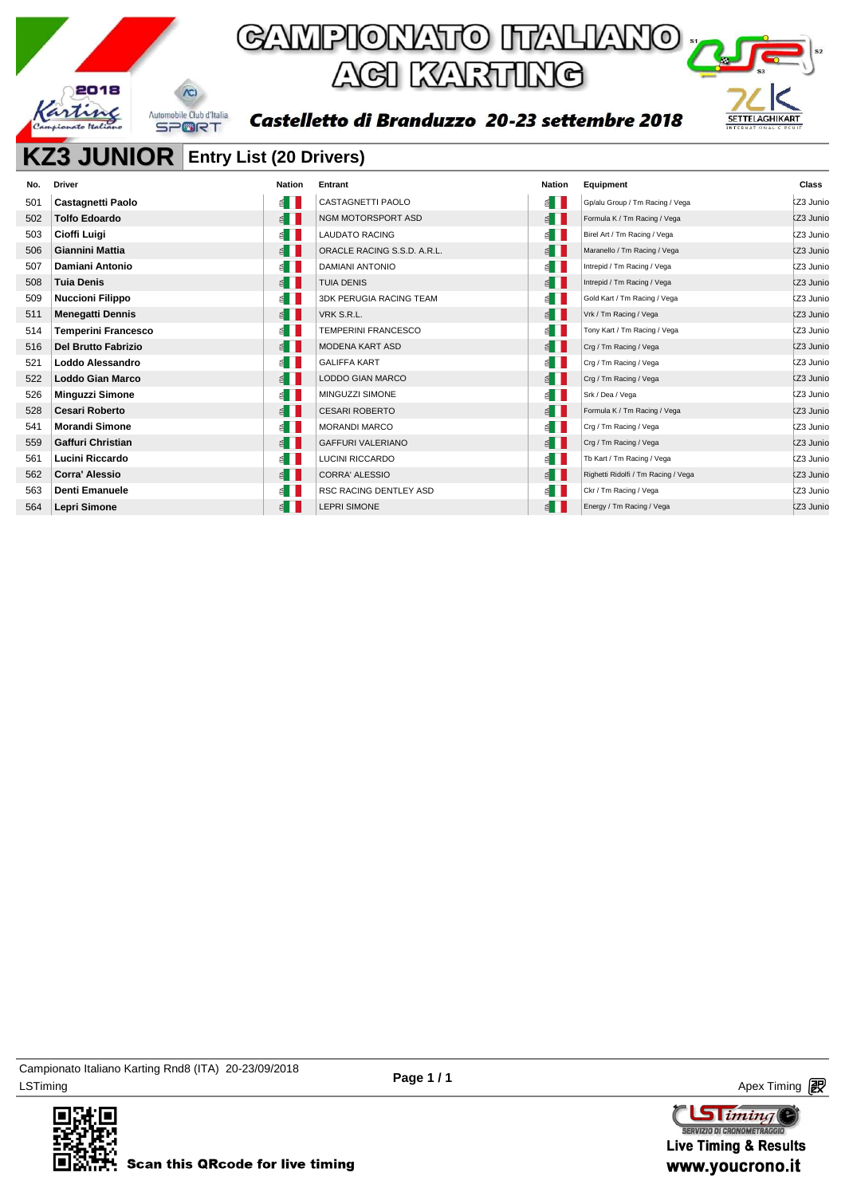# CAMPIONATO ITALIANO ACI KARTING

**Castelletto di Branduzzo 20-23 settembre 2018**

## KZ3 JUNIOR Entry List (20 Drivers)

| No. | Driver | Nation | Entrant | Nation | Equipment | Class |
|---|---|---|---|---|---|---|
| 501 | **Castagnetti Paolo** | | CASTAGNETTI PAOLO | | Gp/alu Group / Tm Racing / Vega | KZ3 Junio |
| 502 | **Tolfo Edoardo** | | NGM MOTORSPORT ASD | | Formula K / Tm Racing / Vega | KZ3 Junio |
| 503 | **Cioffi Luigi** | | LAUDATO RACING | | Birel Art / Tm Racing / Vega | KZ3 Junio |
| 506 | **Giannini Mattia** | | ORACLE RACING S.S.D. A.R.L. | | Maranello / Tm Racing / Vega | KZ3 Junio |
| 507 | **Damiani Antonio** | | DAMIANI ANTONIO | | Intrepid / Tm Racing / Vega | KZ3 Junio |
| 508 | **Tuia Denis** | | TUIA DENIS | | Intrepid / Tm Racing / Vega | KZ3 Junio |
| 509 | **Nuccioni Filippo** | | 3DK PERUGIA RACING TEAM | | Gold Kart / Tm Racing / Vega | KZ3 Junio |
| 511 | **Menegatti Dennis** | | VRK S.R.L. | | Vrk / Tm Racing / Vega | KZ3 Junio |
| 514 | **Temperini Francesco** | | TEMPERINI FRANCESCO | | Tony Kart / Tm Racing / Vega | KZ3 Junio |
| 516 | **Del Brutto Fabrizio** | | MODENA KART ASD | | Crg / Tm Racing / Vega | KZ3 Junio |
| 521 | **Loddo Alessandro** | | GALIFFA KART | | Crg / Tm Racing / Vega | KZ3 Junio |
| 522 | **Loddo Gian Marco** | | LODDO GIAN MARCO | | Crg / Tm Racing / Vega | KZ3 Junio |
| 526 | **Minguzzi Simone** | | MINGUZZI SIMONE | | Srk / Dea / Vega | KZ3 Junio |
| 528 | **Cesari Roberto** | | CESARI ROBERTO | | Formula K / Tm Racing / Vega | KZ3 Junio |
| 541 | **Morandi Simone** | | MORANDI MARCO | | Crg / Tm Racing / Vega | KZ3 Junio |
| 559 | **Gaffuri Christian** | | GAFFURI VALERIANO | | Crg / Tm Racing / Vega | KZ3 Junio |
| 561 | **Lucini Riccardo** | | LUCINI RICCARDO | | Tb Kart / Tm Racing / Vega | KZ3 Junio |
| 562 | **Corra' Alessio** | | CORRA' ALESSIO | | Righetti Ridolfi / Tm Racing / Vega | KZ3 Junio |
| 563 | **Denti Emanuele** | | RSC RACING DENTLEY ASD | | Ckr / Tm Racing / Vega | KZ3 Junio |
| 564 | **Lepri Simone** | | LEPRI SIMONE | | Energy / Tm Racing / Vega | KZ3 Junio |

Campionato Italiano Karting Rnd8 (ITA) 20-23/09/2018

LSTiming

Apex Timing

Scan this QRcode for live timing

Live Timing & Results
www.youcrono.it